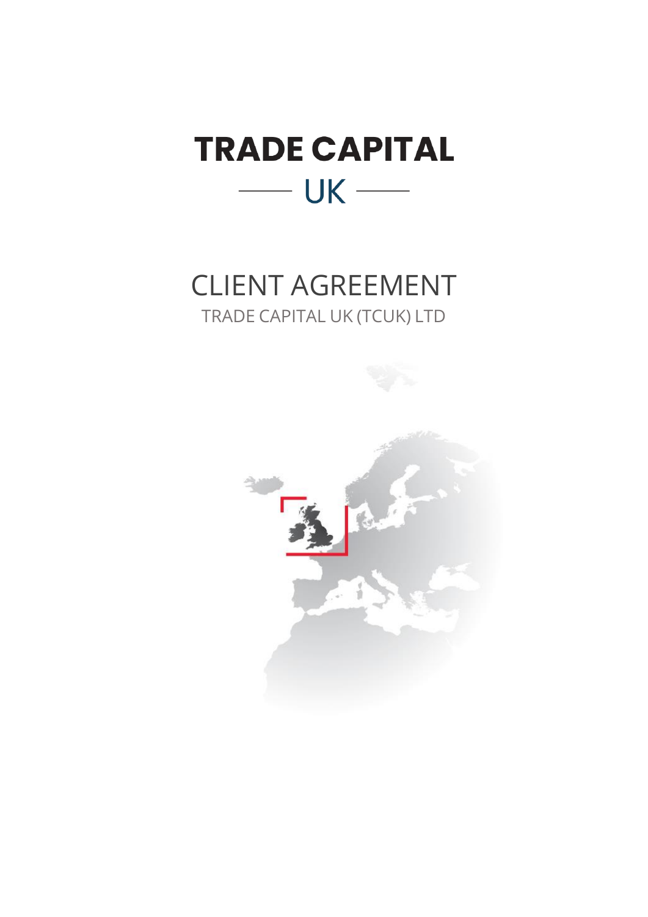# TRADE CAPITAL

UK

## CLIENT AGREEMENT

TRADE CAPITAL UK (TCUK) LTD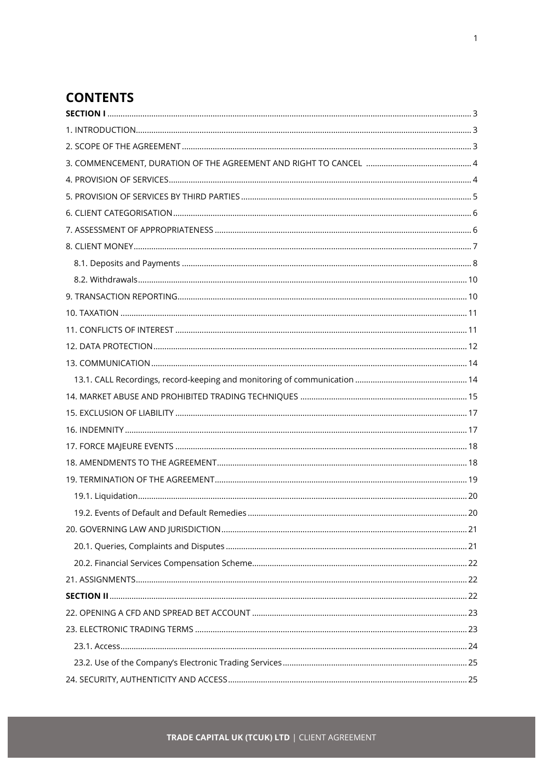# CONTENTS

**SECTION I** ..... 3

1. INTRODUCTION ..... 3

2. SCOPE OF THE AGREEMENT ..... 3

3. COMMENCEMENT, DURATION OF THE AGREEMENT AND RIGHT TO CANCEL ..... 4

4. PROVISION OF SERVICES ..... 4

5. PROVISION OF SERVICES BY THIRD PARTIES ..... 5

6. CLIENT CATEGORISATION ..... 6

7. ASSESSMENT OF APPROPRIATENESS ..... 6

8. CLIENT MONEY ..... 7

 8.1. Deposits and Payments ..... 8

 8.2. Withdrawals ..... 10

9. TRANSACTION REPORTING ..... 10

10. TAXATION ..... 11

11. CONFLICTS OF INTEREST ..... 11

12. DATA PROTECTION ..... 12

13. COMMUNICATION ..... 14

 13.1. CALL Recordings, record-keeping and monitoring of communication ..... 14

14. MARKET ABUSE AND PROHIBITED TRADING TECHNIQUES ..... 15

15. EXCLUSION OF LIABILITY ..... 17

16. INDEMNITY ..... 17

17. FORCE MAJEURE EVENTS ..... 18

18. AMENDMENTS TO THE AGREEMENT ..... 18

19. TERMINATION OF THE AGREEMENT ..... 19

 19.1. Liquidation ..... 20

 19.2. Events of Default and Default Remedies ..... 20

20. GOVERNING LAW AND JURISDICTION ..... 21

 20.1. Queries, Complaints and Disputes ..... 21

 20.2. Financial Services Compensation Scheme ..... 22

21. ASSIGNMENTS ..... 22

**SECTION II** ..... 22

22. OPENING A CFD AND SPREAD BET ACCOUNT ..... 23

23. ELECTRONIC TRADING TERMS ..... 23

 23.1. Access ..... 24

 23.2. Use of the Company's Electronic Trading Services ..... 25

24. SECURITY, AUTHENTICITY AND ACCESS ..... 25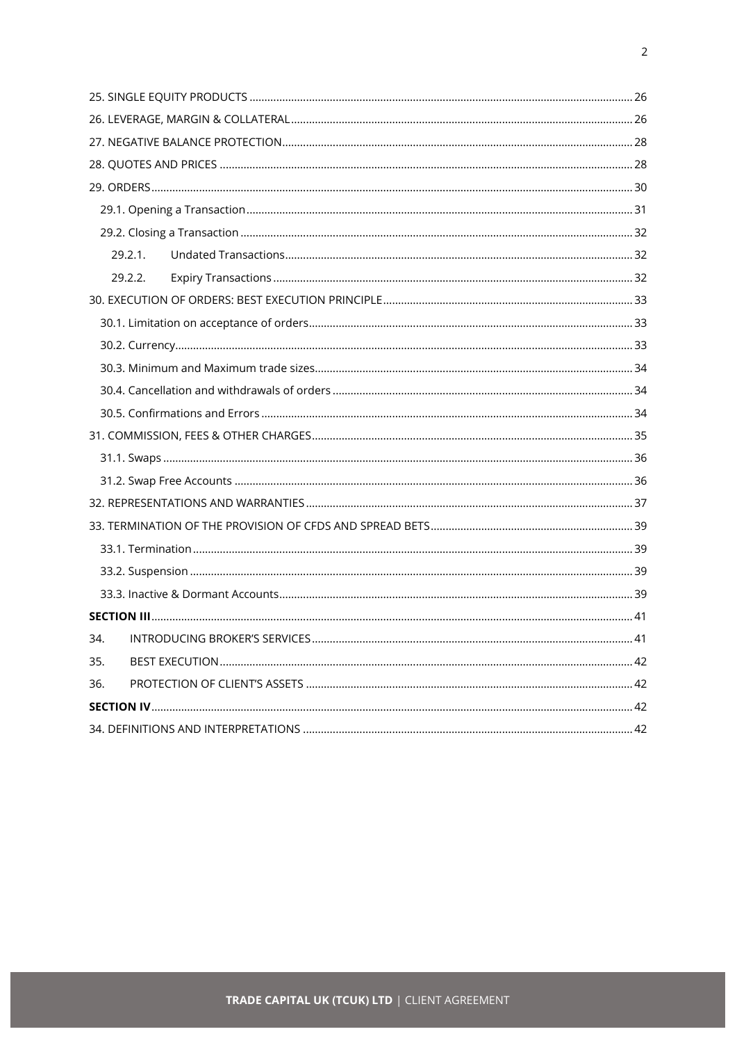25. SINGLE EQUITY PRODUCTS ........................................................................................................................ 26
26. LEVERAGE, MARGIN & COLLATERAL.......................................................................................................... 26
27. NEGATIVE BALANCE PROTECTION............................................................................................................ 28
28. QUOTES AND PRICES .................................................................................................................................. 28
29. ORDERS........................................................................................................................................................ 30
  29.1. Opening a Transaction ........................................................................................................................ 31
  29.2. Closing a Transaction .......................................................................................................................... 32
    29.2.1. Undated Transactions............................................................................................................ 32
    29.2.2. Expiry Transactions ................................................................................................................ 32
30. EXECUTION OF ORDERS: BEST EXECUTION PRINCIPLE.......................................................................... 33
  30.1. Limitation on acceptance of orders.................................................................................................... 33
  30.2. Currency................................................................................................................................................ 33
  30.3. Minimum and Maximum trade sizes.................................................................................................. 34
  30.4. Cancellation and withdrawals of orders ............................................................................................ 34
  30.5. Confirmations and Errors .................................................................................................................... 34
31. COMMISSION, FEES & OTHER CHARGES.................................................................................................. 35
  31.1. Swaps .................................................................................................................................................... 36
  31.2. Swap Free Accounts ............................................................................................................................. 36
32. REPRESENTATIONS AND WARRANTIES.................................................................................................... 37
33. TERMINATION OF THE PROVISION OF CFDS AND SPREAD BETS........................................................... 39
  33.1. Termination .......................................................................................................................................... 39
  33.2. Suspension ........................................................................................................................................... 39
  33.3. Inactive & Dormant Accounts.............................................................................................................. 39
**SECTION III**........................................................................................................................................................ 41
34. INTRODUCING BROKER'S SERVICES.......................................................................................................... 41
35. BEST EXECUTION.......................................................................................................................................... 42
36. PROTECTION OF CLIENT'S ASSETS ............................................................................................................ 42
**SECTION IV**........................................................................................................................................................ 42
34. DEFINITIONS AND INTERPRETATIONS ...................................................................................................... 42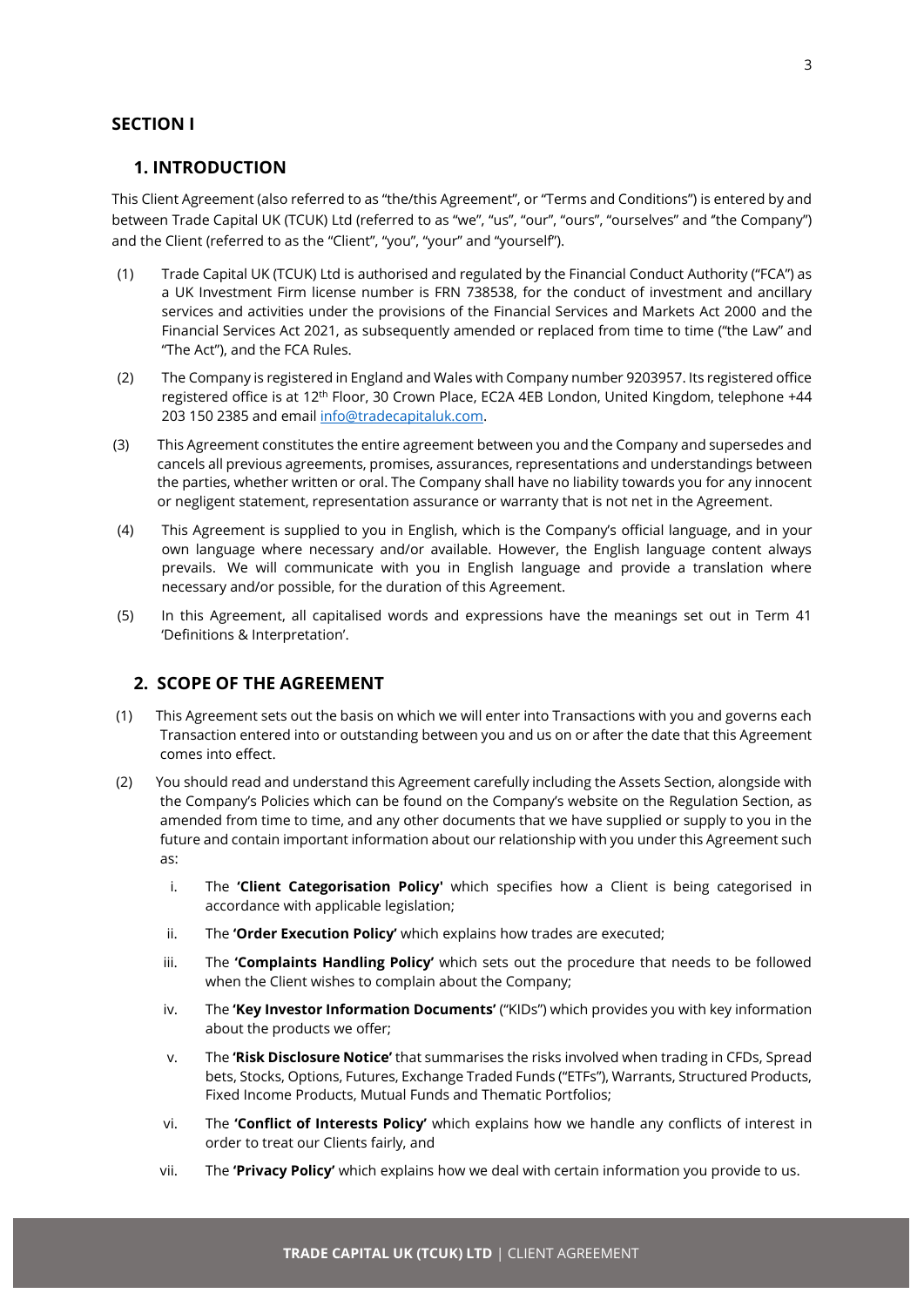## SECTION I

## 1. INTRODUCTION

This Client Agreement (also referred to as "the/this Agreement", or "Terms and Conditions") is entered by and between Trade Capital UK (TCUK) Ltd (referred to as "we", "us", "our", "ours", "ourselves" and "the Company") and the Client (referred to as the "Client", "you", "your" and "yourself").

(1) Trade Capital UK (TCUK) Ltd is authorised and regulated by the Financial Conduct Authority ("FCA") as a UK Investment Firm license number is FRN 738538, for the conduct of investment and ancillary services and activities under the provisions of the Financial Services and Markets Act 2000 and the Financial Services Act 2021, as subsequently amended or replaced from time to time ("the Law" and "The Act"), and the FCA Rules.

(2) The Company is registered in England and Wales with Company number 9203957. Its registered office registered office is at 12th Floor, 30 Crown Place, EC2A 4EB London, United Kingdom, telephone +44 203 150 2385 and email info@tradecapitaluk.com.

(3) This Agreement constitutes the entire agreement between you and the Company and supersedes and cancels all previous agreements, promises, assurances, representations and understandings between the parties, whether written or oral. The Company shall have no liability towards you for any innocent or negligent statement, representation assurance or warranty that is not net in the Agreement.

(4) This Agreement is supplied to you in English, which is the Company's official language, and in your own language where necessary and/or available. However, the English language content always prevails. We will communicate with you in English language and provide a translation where necessary and/or possible, for the duration of this Agreement.

(5) In this Agreement, all capitalised words and expressions have the meanings set out in Term 41 'Definitions & Interpretation'.

## 2. SCOPE OF THE AGREEMENT

(1) This Agreement sets out the basis on which we will enter into Transactions with you and governs each Transaction entered into or outstanding between you and us on or after the date that this Agreement comes into effect.

(2) You should read and understand this Agreement carefully including the Assets Section, alongside with the Company's Policies which can be found on the Company's website on the Regulation Section, as amended from time to time, and any other documents that we have supplied or supply to you in the future and contain important information about our relationship with you under this Agreement such as:

i. The **'Client Categorisation Policy'** which specifies how a Client is being categorised in accordance with applicable legislation;

ii. The **'Order Execution Policy'** which explains how trades are executed;

iii. The **'Complaints Handling Policy'** which sets out the procedure that needs to be followed when the Client wishes to complain about the Company;

iv. The **'Key Investor Information Documents'** ("KIDs") which provides you with key information about the products we offer;

v. The **'Risk Disclosure Notice'** that summarises the risks involved when trading in CFDs, Spread bets, Stocks, Options, Futures, Exchange Traded Funds ("ETFs"), Warrants, Structured Products, Fixed Income Products, Mutual Funds and Thematic Portfolios;

vi. The **'Conflict of Interests Policy'** which explains how we handle any conflicts of interest in order to treat our Clients fairly, and

vii. The **'Privacy Policy'** which explains how we deal with certain information you provide to us.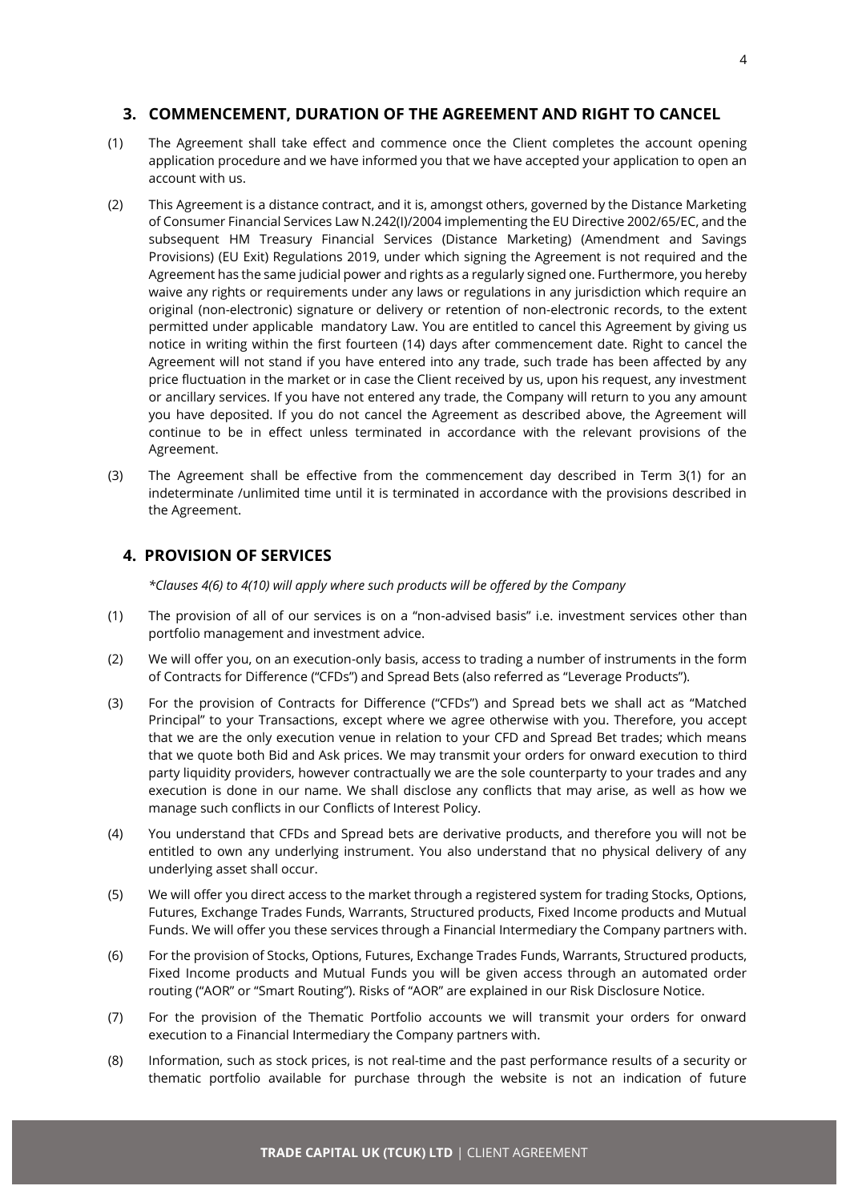## 3. COMMENCEMENT, DURATION OF THE AGREEMENT AND RIGHT TO CANCEL

(1) The Agreement shall take effect and commence once the Client completes the account opening application procedure and we have informed you that we have accepted your application to open an account with us.

(2) This Agreement is a distance contract, and it is, amongst others, governed by the Distance Marketing of Consumer Financial Services Law N.242(I)/2004 implementing the EU Directive 2002/65/EC, and the subsequent HM Treasury Financial Services (Distance Marketing) (Amendment and Savings Provisions) (EU Exit) Regulations 2019, under which signing the Agreement is not required and the Agreement has the same judicial power and rights as a regularly signed one. Furthermore, you hereby waive any rights or requirements under any laws or regulations in any jurisdiction which require an original (non-electronic) signature or delivery or retention of non-electronic records, to the extent permitted under applicable mandatory Law. You are entitled to cancel this Agreement by giving us notice in writing within the first fourteen (14) days after commencement date. Right to cancel the Agreement will not stand if you have entered into any trade, such trade has been affected by any price fluctuation in the market or in case the Client received by us, upon his request, any investment or ancillary services. If you have not entered any trade, the Company will return to you any amount you have deposited. If you do not cancel the Agreement as described above, the Agreement will continue to be in effect unless terminated in accordance with the relevant provisions of the Agreement.

(3) The Agreement shall be effective from the commencement day described in Term 3(1) for an indeterminate /unlimited time until it is terminated in accordance with the provisions described in the Agreement.

## 4. PROVISION OF SERVICES

*\*Clauses 4(6) to 4(10) will apply where such products will be offered by the Company*

(1) The provision of all of our services is on a "non-advised basis" i.e. investment services other than portfolio management and investment advice.

(2) We will offer you, on an execution-only basis, access to trading a number of instruments in the form of Contracts for Difference ("CFDs") and Spread Bets (also referred as "Leverage Products").

(3) For the provision of Contracts for Difference ("CFDs") and Spread bets we shall act as "Matched Principal" to your Transactions, except where we agree otherwise with you. Therefore, you accept that we are the only execution venue in relation to your CFD and Spread Bet trades; which means that we quote both Bid and Ask prices. We may transmit your orders for onward execution to third party liquidity providers, however contractually we are the sole counterparty to your trades and any execution is done in our name. We shall disclose any conflicts that may arise, as well as how we manage such conflicts in our Conflicts of Interest Policy.

(4) You understand that CFDs and Spread bets are derivative products, and therefore you will not be entitled to own any underlying instrument. You also understand that no physical delivery of any underlying asset shall occur.

(5) We will offer you direct access to the market through a registered system for trading Stocks, Options, Futures, Exchange Trades Funds, Warrants, Structured products, Fixed Income products and Mutual Funds. We will offer you these services through a Financial Intermediary the Company partners with.

(6) For the provision of Stocks, Options, Futures, Exchange Trades Funds, Warrants, Structured products, Fixed Income products and Mutual Funds you will be given access through an automated order routing ("AOR" or "Smart Routing"). Risks of "AOR" are explained in our Risk Disclosure Notice.

(7) For the provision of the Thematic Portfolio accounts we will transmit your orders for onward execution to a Financial Intermediary the Company partners with.

(8) Information, such as stock prices, is not real-time and the past performance results of a security or thematic portfolio available for purchase through the website is not an indication of future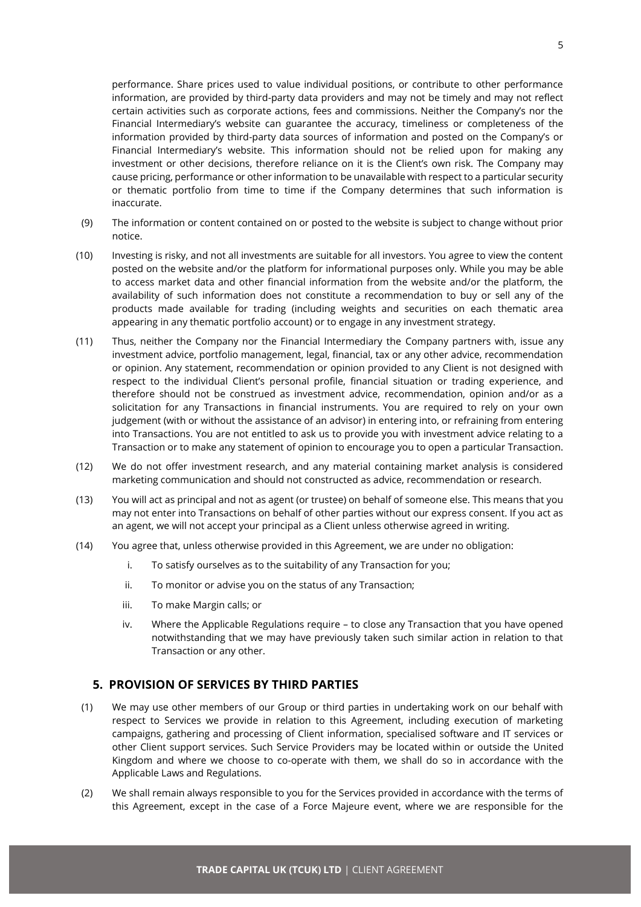performance. Share prices used to value individual positions, or contribute to other performance information, are provided by third-party data providers and may not be timely and may not reflect certain activities such as corporate actions, fees and commissions. Neither the Company's nor the Financial Intermediary's website can guarantee the accuracy, timeliness or completeness of the information provided by third-party data sources of information and posted on the Company's or Financial Intermediary's website. This information should not be relied upon for making any investment or other decisions, therefore reliance on it is the Client's own risk. The Company may cause pricing, performance or other information to be unavailable with respect to a particular security or thematic portfolio from time to time if the Company determines that such information is inaccurate.

(9) The information or content contained on or posted to the website is subject to change without prior notice.

(10) Investing is risky, and not all investments are suitable for all investors. You agree to view the content posted on the website and/or the platform for informational purposes only. While you may be able to access market data and other financial information from the website and/or the platform, the availability of such information does not constitute a recommendation to buy or sell any of the products made available for trading (including weights and securities on each thematic area appearing in any thematic portfolio account) or to engage in any investment strategy.

(11) Thus, neither the Company nor the Financial Intermediary the Company partners with, issue any investment advice, portfolio management, legal, financial, tax or any other advice, recommendation or opinion. Any statement, recommendation or opinion provided to any Client is not designed with respect to the individual Client's personal profile, financial situation or trading experience, and therefore should not be construed as investment advice, recommendation, opinion and/or as a solicitation for any Transactions in financial instruments. You are required to rely on your own judgement (with or without the assistance of an advisor) in entering into, or refraining from entering into Transactions. You are not entitled to ask us to provide you with investment advice relating to a Transaction or to make any statement of opinion to encourage you to open a particular Transaction.

(12) We do not offer investment research, and any material containing market analysis is considered marketing communication and should not constructed as advice, recommendation or research.

(13) You will act as principal and not as agent (or trustee) on behalf of someone else. This means that you may not enter into Transactions on behalf of other parties without our express consent. If you act as an agent, we will not accept your principal as a Client unless otherwise agreed in writing.

(14) You agree that, unless otherwise provided in this Agreement, we are under no obligation:

i. To satisfy ourselves as to the suitability of any Transaction for you;

ii. To monitor or advise you on the status of any Transaction;

iii. To make Margin calls; or

iv. Where the Applicable Regulations require – to close any Transaction that you have opened notwithstanding that we may have previously taken such similar action in relation to that Transaction or any other.

## 5. PROVISION OF SERVICES BY THIRD PARTIES

(1) We may use other members of our Group or third parties in undertaking work on our behalf with respect to Services we provide in relation to this Agreement, including execution of marketing campaigns, gathering and processing of Client information, specialised software and IT services or other Client support services. Such Service Providers may be located within or outside the United Kingdom and where we choose to co-operate with them, we shall do so in accordance with the Applicable Laws and Regulations.

(2) We shall remain always responsible to you for the Services provided in accordance with the terms of this Agreement, except in the case of a Force Majeure event, where we are responsible for the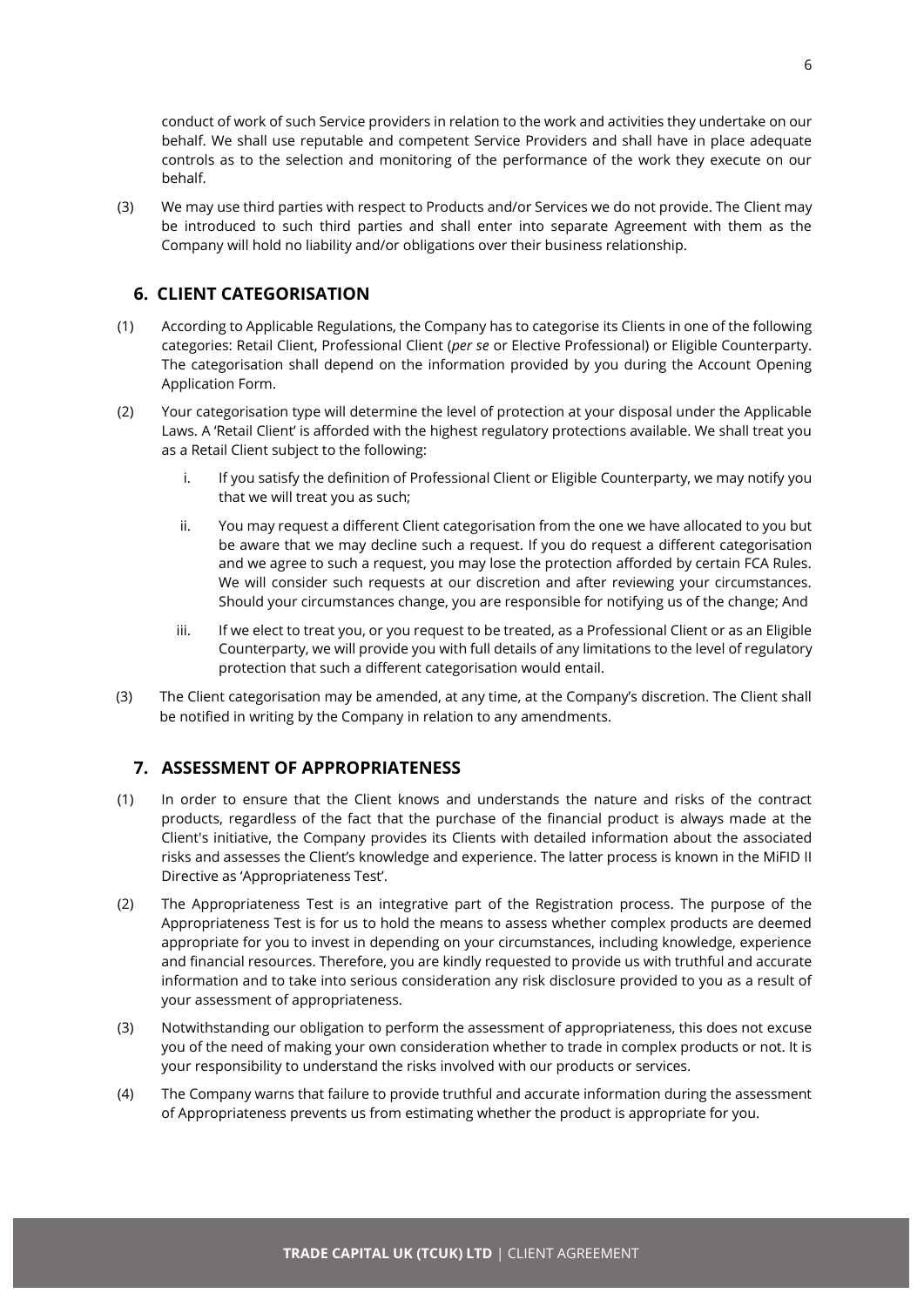conduct of work of such Service providers in relation to the work and activities they undertake on our behalf. We shall use reputable and competent Service Providers and shall have in place adequate controls as to the selection and monitoring of the performance of the work they execute on our behalf.

(3) We may use third parties with respect to Products and/or Services we do not provide. The Client may be introduced to such third parties and shall enter into separate Agreement with them as the Company will hold no liability and/or obligations over their business relationship.

## 6. CLIENT CATEGORISATION

(1) According to Applicable Regulations, the Company has to categorise its Clients in one of the following categories: Retail Client, Professional Client (*per se* or Elective Professional) or Eligible Counterparty. The categorisation shall depend on the information provided by you during the Account Opening Application Form.

(2) Your categorisation type will determine the level of protection at your disposal under the Applicable Laws. A 'Retail Client' is afforded with the highest regulatory protections available. We shall treat you as a Retail Client subject to the following:

i. If you satisfy the definition of Professional Client or Eligible Counterparty, we may notify you that we will treat you as such;

ii. You may request a different Client categorisation from the one we have allocated to you but be aware that we may decline such a request. If you do request a different categorisation and we agree to such a request, you may lose the protection afforded by certain FCA Rules. We will consider such requests at our discretion and after reviewing your circumstances. Should your circumstances change, you are responsible for notifying us of the change; And

iii. If we elect to treat you, or you request to be treated, as a Professional Client or as an Eligible Counterparty, we will provide you with full details of any limitations to the level of regulatory protection that such a different categorisation would entail.

(3) The Client categorisation may be amended, at any time, at the Company's discretion. The Client shall be notified in writing by the Company in relation to any amendments.

## 7. ASSESSMENT OF APPROPRIATENESS

(1) In order to ensure that the Client knows and understands the nature and risks of the contract products, regardless of the fact that the purchase of the financial product is always made at the Client's initiative, the Company provides its Clients with detailed information about the associated risks and assesses the Client's knowledge and experience. The latter process is known in the MiFID II Directive as 'Appropriateness Test'.

(2) The Appropriateness Test is an integrative part of the Registration process. The purpose of the Appropriateness Test is for us to hold the means to assess whether complex products are deemed appropriate for you to invest in depending on your circumstances, including knowledge, experience and financial resources. Therefore, you are kindly requested to provide us with truthful and accurate information and to take into serious consideration any risk disclosure provided to you as a result of your assessment of appropriateness.

(3) Notwithstanding our obligation to perform the assessment of appropriateness, this does not excuse you of the need of making your own consideration whether to trade in complex products or not. It is your responsibility to understand the risks involved with our products or services.

(4) The Company warns that failure to provide truthful and accurate information during the assessment of Appropriateness prevents us from estimating whether the product is appropriate for you.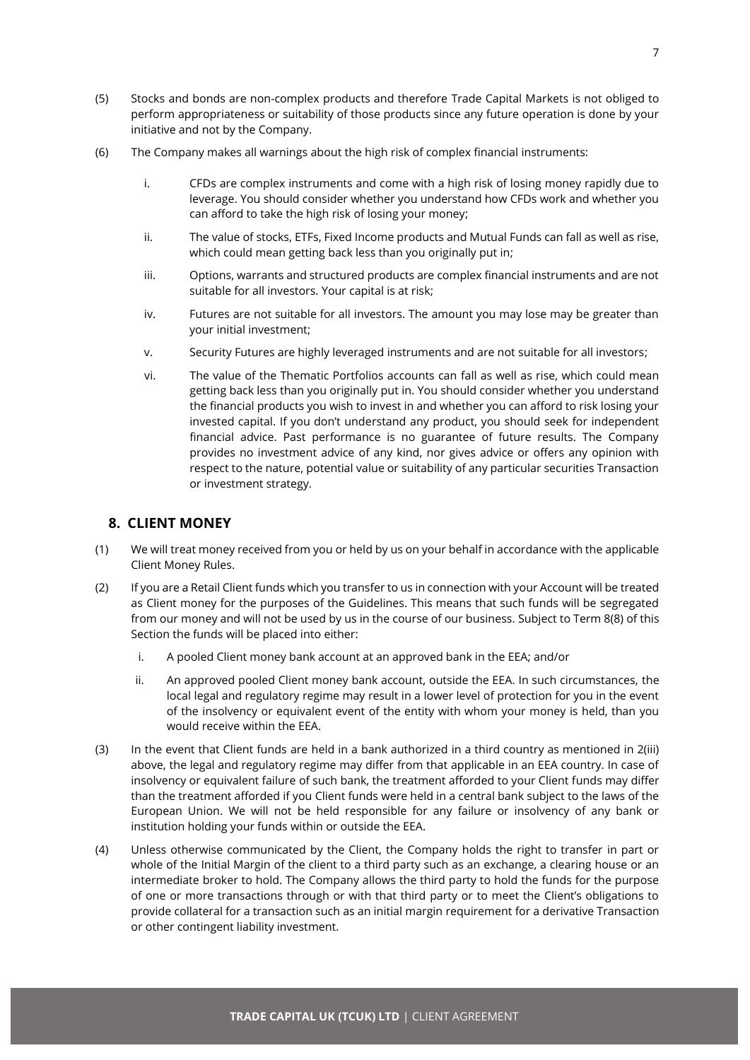(5) Stocks and bonds are non-complex products and therefore Trade Capital Markets is not obliged to perform appropriateness or suitability of those products since any future operation is done by your initiative and not by the Company.

(6) The Company makes all warnings about the high risk of complex financial instruments:

i. CFDs are complex instruments and come with a high risk of losing money rapidly due to leverage. You should consider whether you understand how CFDs work and whether you can afford to take the high risk of losing your money;

ii. The value of stocks, ETFs, Fixed Income products and Mutual Funds can fall as well as rise, which could mean getting back less than you originally put in;

iii. Options, warrants and structured products are complex financial instruments and are not suitable for all investors. Your capital is at risk;

iv. Futures are not suitable for all investors. The amount you may lose may be greater than your initial investment;

v. Security Futures are highly leveraged instruments and are not suitable for all investors;

vi. The value of the Thematic Portfolios accounts can fall as well as rise, which could mean getting back less than you originally put in. You should consider whether you understand the financial products you wish to invest in and whether you can afford to risk losing your invested capital. If you don't understand any product, you should seek for independent financial advice. Past performance is no guarantee of future results. The Company provides no investment advice of any kind, nor gives advice or offers any opinion with respect to the nature, potential value or suitability of any particular securities Transaction or investment strategy.

## 8. CLIENT MONEY

(1) We will treat money received from you or held by us on your behalf in accordance with the applicable Client Money Rules.

(2) If you are a Retail Client funds which you transfer to us in connection with your Account will be treated as Client money for the purposes of the Guidelines. This means that such funds will be segregated from our money and will not be used by us in the course of our business. Subject to Term 8(8) of this Section the funds will be placed into either:

i. A pooled Client money bank account at an approved bank in the EEA; and/or

ii. An approved pooled Client money bank account, outside the EEA. In such circumstances, the local legal and regulatory regime may result in a lower level of protection for you in the event of the insolvency or equivalent event of the entity with whom your money is held, than you would receive within the EEA.

(3) In the event that Client funds are held in a bank authorized in a third country as mentioned in 2(iii) above, the legal and regulatory regime may differ from that applicable in an EEA country. In case of insolvency or equivalent failure of such bank, the treatment afforded to your Client funds may differ than the treatment afforded if you Client funds were held in a central bank subject to the laws of the European Union. We will not be held responsible for any failure or insolvency of any bank or institution holding your funds within or outside the EEA.

(4) Unless otherwise communicated by the Client, the Company holds the right to transfer in part or whole of the Initial Margin of the client to a third party such as an exchange, a clearing house or an intermediate broker to hold. The Company allows the third party to hold the funds for the purpose of one or more transactions through or with that third party or to meet the Client's obligations to provide collateral for a transaction such as an initial margin requirement for a derivative Transaction or other contingent liability investment.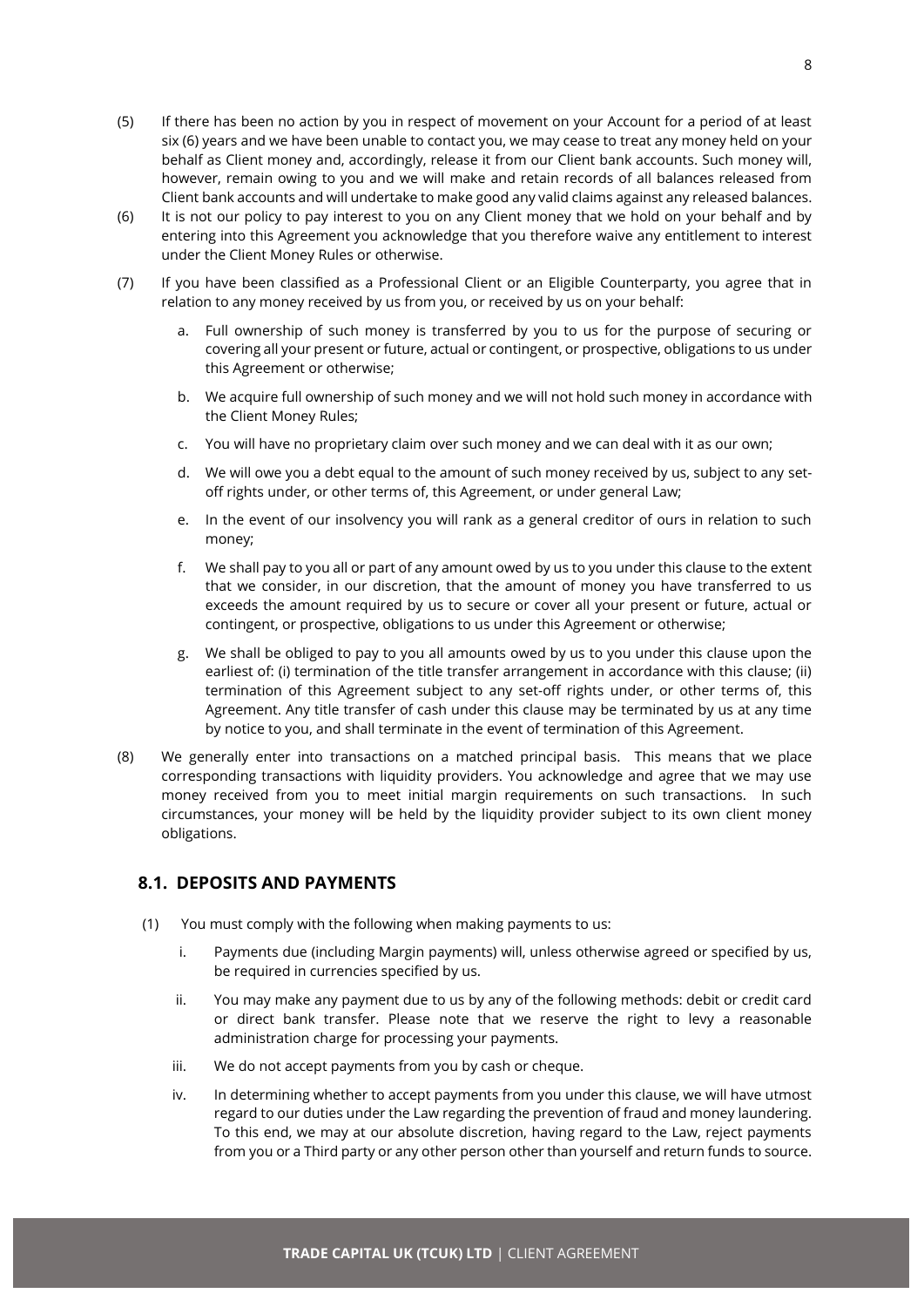(5) If there has been no action by you in respect of movement on your Account for a period of at least six (6) years and we have been unable to contact you, we may cease to treat any money held on your behalf as Client money and, accordingly, release it from our Client bank accounts. Such money will, however, remain owing to you and we will make and retain records of all balances released from Client bank accounts and will undertake to make good any valid claims against any released balances.

(6) It is not our policy to pay interest to you on any Client money that we hold on your behalf and by entering into this Agreement you acknowledge that you therefore waive any entitlement to interest under the Client Money Rules or otherwise.

(7) If you have been classified as a Professional Client or an Eligible Counterparty, you agree that in relation to any money received by us from you, or received by us on your behalf:

a. Full ownership of such money is transferred by you to us for the purpose of securing or covering all your present or future, actual or contingent, or prospective, obligations to us under this Agreement or otherwise;

b. We acquire full ownership of such money and we will not hold such money in accordance with the Client Money Rules;

c. You will have no proprietary claim over such money and we can deal with it as our own;

d. We will owe you a debt equal to the amount of such money received by us, subject to any set-off rights under, or other terms of, this Agreement, or under general Law;

e. In the event of our insolvency you will rank as a general creditor of ours in relation to such money;

f. We shall pay to you all or part of any amount owed by us to you under this clause to the extent that we consider, in our discretion, that the amount of money you have transferred to us exceeds the amount required by us to secure or cover all your present or future, actual or contingent, or prospective, obligations to us under this Agreement or otherwise;

g. We shall be obliged to pay to you all amounts owed by us to you under this clause upon the earliest of: (i) termination of the title transfer arrangement in accordance with this clause; (ii) termination of this Agreement subject to any set-off rights under, or other terms of, this Agreement. Any title transfer of cash under this clause may be terminated by us at any time by notice to you, and shall terminate in the event of termination of this Agreement.

(8) We generally enter into transactions on a matched principal basis. This means that we place corresponding transactions with liquidity providers. You acknowledge and agree that we may use money received from you to meet initial margin requirements on such transactions. In such circumstances, your money will be held by the liquidity provider subject to its own client money obligations.

## 8.1. DEPOSITS AND PAYMENTS

(1) You must comply with the following when making payments to us:

i. Payments due (including Margin payments) will, unless otherwise agreed or specified by us, be required in currencies specified by us.

ii. You may make any payment due to us by any of the following methods: debit or credit card or direct bank transfer. Please note that we reserve the right to levy a reasonable administration charge for processing your payments.

iii. We do not accept payments from you by cash or cheque.

iv. In determining whether to accept payments from you under this clause, we will have utmost regard to our duties under the Law regarding the prevention of fraud and money laundering. To this end, we may at our absolute discretion, having regard to the Law, reject payments from you or a Third party or any other person other than yourself and return funds to source.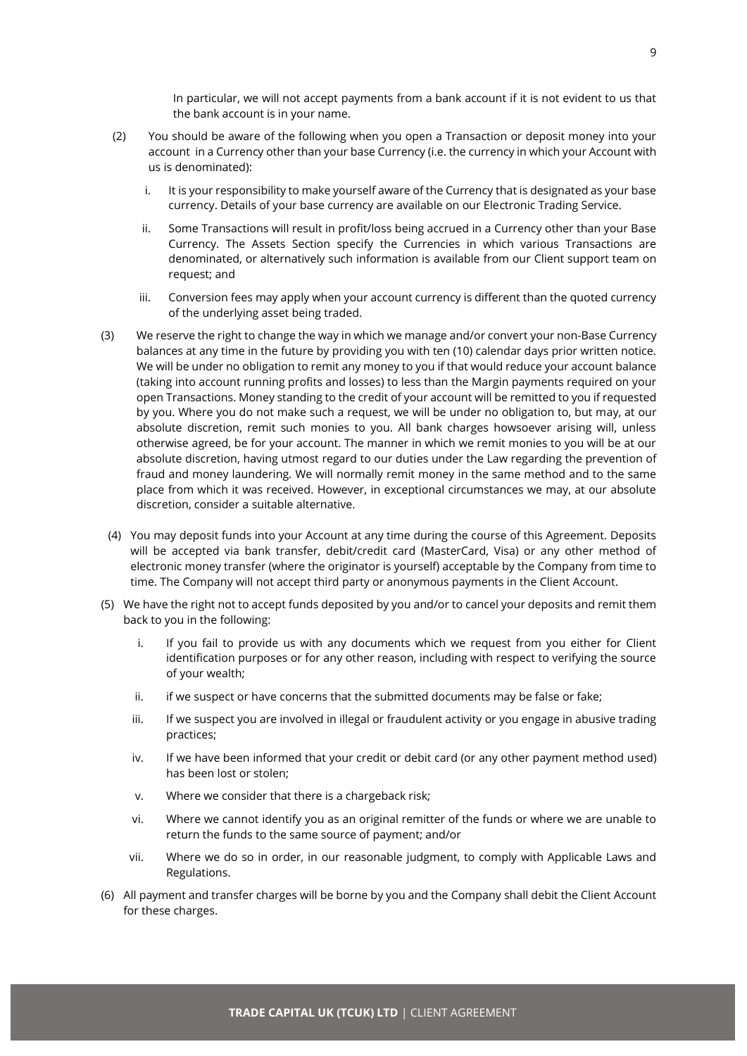In particular, we will not accept payments from a bank account if it is not evident to us that the bank account is in your name.

(2) You should be aware of the following when you open a Transaction or deposit money into your account in a Currency other than your base Currency (i.e. the currency in which your Account with us is denominated):

   i. It is your responsibility to make yourself aware of the Currency that is designated as your base currency. Details of your base currency are available on our Electronic Trading Service.

   ii. Some Transactions will result in profit/loss being accrued in a Currency other than your Base Currency. The Assets Section specify the Currencies in which various Transactions are denominated, or alternatively such information is available from our Client support team on request; and

   iii. Conversion fees may apply when your account currency is different than the quoted currency of the underlying asset being traded.

(3) We reserve the right to change the way in which we manage and/or convert your non-Base Currency balances at any time in the future by providing you with ten (10) calendar days prior written notice. We will be under no obligation to remit any money to you if that would reduce your account balance (taking into account running profits and losses) to less than the Margin payments required on your open Transactions. Money standing to the credit of your account will be remitted to you if requested by you. Where you do not make such a request, we will be under no obligation to, but may, at our absolute discretion, remit such monies to you. All bank charges howsoever arising will, unless otherwise agreed, be for your account. The manner in which we remit monies to you will be at our absolute discretion, having utmost regard to our duties under the Law regarding the prevention of fraud and money laundering. We will normally remit money in the same method and to the same place from which it was received. However, in exceptional circumstances we may, at our absolute discretion, consider a suitable alternative.

(4) You may deposit funds into your Account at any time during the course of this Agreement. Deposits will be accepted via bank transfer, debit/credit card (MasterCard, Visa) or any other method of electronic money transfer (where the originator is yourself) acceptable by the Company from time to time. The Company will not accept third party or anonymous payments in the Client Account.

(5) We have the right not to accept funds deposited by you and/or to cancel your deposits and remit them back to you in the following:

   i. If you fail to provide us with any documents which we request from you either for Client identification purposes or for any other reason, including with respect to verifying the source of your wealth;

   ii. if we suspect or have concerns that the submitted documents may be false or fake;

   iii. If we suspect you are involved in illegal or fraudulent activity or you engage in abusive trading practices;

   iv. If we have been informed that your credit or debit card (or any other payment method used) has been lost or stolen;

   v. Where we consider that there is a chargeback risk;

   vi. Where we cannot identify you as an original remitter of the funds or where we are unable to return the funds to the same source of payment; and/or

   vii. Where we do so in order, in our reasonable judgment, to comply with Applicable Laws and Regulations.

(6) All payment and transfer charges will be borne by you and the Company shall debit the Client Account for these charges.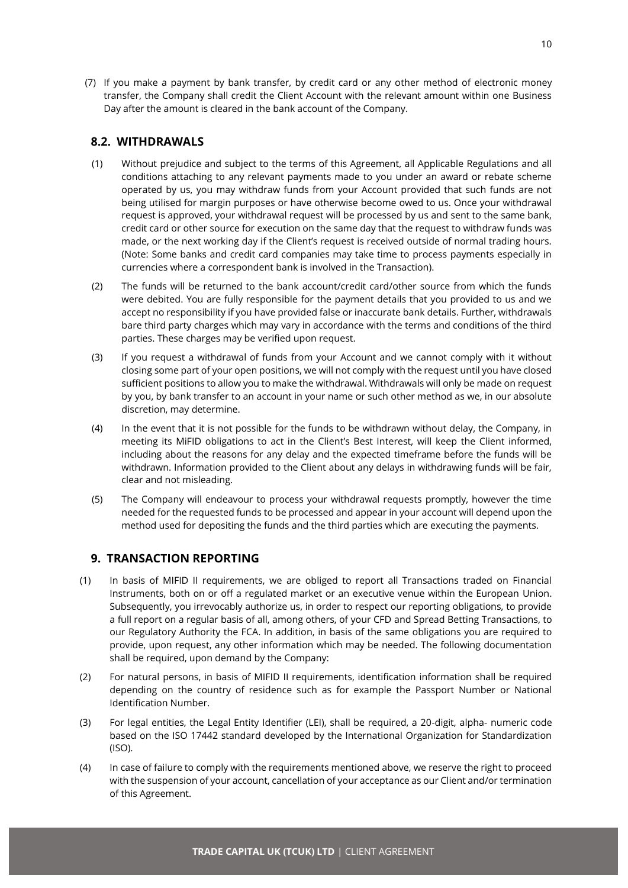(7) If you make a payment by bank transfer, by credit card or any other method of electronic money transfer, the Company shall credit the Client Account with the relevant amount within one Business Day after the amount is cleared in the bank account of the Company.

## 8.2. WITHDRAWALS

(1) Without prejudice and subject to the terms of this Agreement, all Applicable Regulations and all conditions attaching to any relevant payments made to you under an award or rebate scheme operated by us, you may withdraw funds from your Account provided that such funds are not being utilised for margin purposes or have otherwise become owed to us. Once your withdrawal request is approved, your withdrawal request will be processed by us and sent to the same bank, credit card or other source for execution on the same day that the request to withdraw funds was made, or the next working day if the Client's request is received outside of normal trading hours. (Note: Some banks and credit card companies may take time to process payments especially in currencies where a correspondent bank is involved in the Transaction).

(2) The funds will be returned to the bank account/credit card/other source from which the funds were debited. You are fully responsible for the payment details that you provided to us and we accept no responsibility if you have provided false or inaccurate bank details. Further, withdrawals bare third party charges which may vary in accordance with the terms and conditions of the third parties. These charges may be verified upon request.

(3) If you request a withdrawal of funds from your Account and we cannot comply with it without closing some part of your open positions, we will not comply with the request until you have closed sufficient positions to allow you to make the withdrawal. Withdrawals will only be made on request by you, by bank transfer to an account in your name or such other method as we, in our absolute discretion, may determine.

(4) In the event that it is not possible for the funds to be withdrawn without delay, the Company, in meeting its MiFID obligations to act in the Client's Best Interest, will keep the Client informed, including about the reasons for any delay and the expected timeframe before the funds will be withdrawn. Information provided to the Client about any delays in withdrawing funds will be fair, clear and not misleading.

(5) The Company will endeavour to process your withdrawal requests promptly, however the time needed for the requested funds to be processed and appear in your account will depend upon the method used for depositing the funds and the third parties which are executing the payments.

## 9. TRANSACTION REPORTING

(1) In basis of MIFID II requirements, we are obliged to report all Transactions traded on Financial Instruments, both on or off a regulated market or an executive venue within the European Union. Subsequently, you irrevocably authorize us, in order to respect our reporting obligations, to provide a full report on a regular basis of all, among others, of your CFD and Spread Betting Transactions, to our Regulatory Authority the FCA. In addition, in basis of the same obligations you are required to provide, upon request, any other information which may be needed. The following documentation shall be required, upon demand by the Company:

(2) For natural persons, in basis of MIFID II requirements, identification information shall be required depending on the country of residence such as for example the Passport Number or National Identification Number.

(3) For legal entities, the Legal Entity Identifier (LEI), shall be required, a 20-digit, alpha- numeric code based on the ISO 17442 standard developed by the International Organization for Standardization (ISO).

(4) In case of failure to comply with the requirements mentioned above, we reserve the right to proceed with the suspension of your account, cancellation of your acceptance as our Client and/or termination of this Agreement.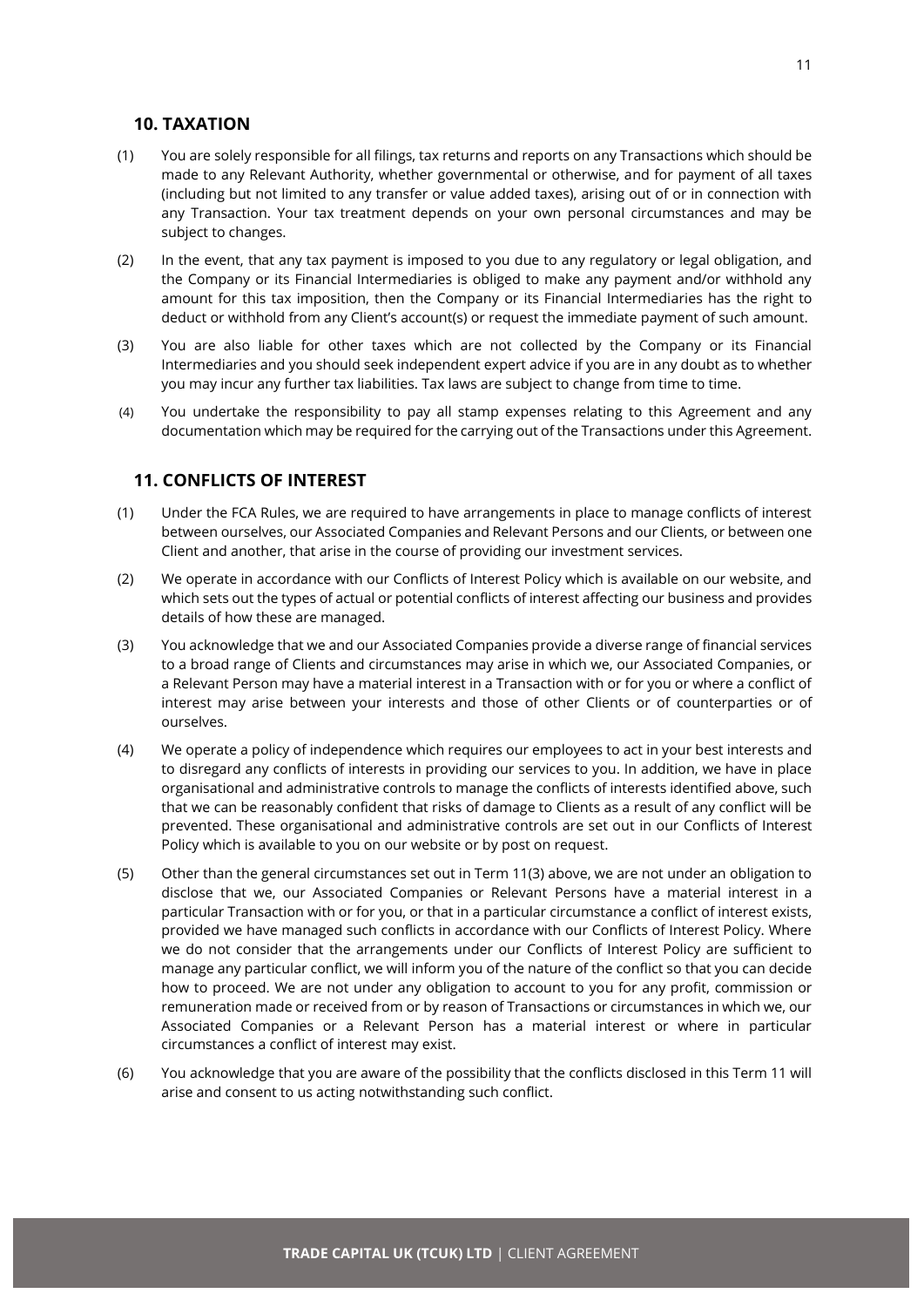## 10. TAXATION

(1) You are solely responsible for all filings, tax returns and reports on any Transactions which should be made to any Relevant Authority, whether governmental or otherwise, and for payment of all taxes (including but not limited to any transfer or value added taxes), arising out of or in connection with any Transaction. Your tax treatment depends on your own personal circumstances and may be subject to changes.

(2) In the event, that any tax payment is imposed to you due to any regulatory or legal obligation, and the Company or its Financial Intermediaries is obliged to make any payment and/or withhold any amount for this tax imposition, then the Company or its Financial Intermediaries has the right to deduct or withhold from any Client's account(s) or request the immediate payment of such amount.

(3) You are also liable for other taxes which are not collected by the Company or its Financial Intermediaries and you should seek independent expert advice if you are in any doubt as to whether you may incur any further tax liabilities. Tax laws are subject to change from time to time.

(4) You undertake the responsibility to pay all stamp expenses relating to this Agreement and any documentation which may be required for the carrying out of the Transactions under this Agreement.

## 11. CONFLICTS OF INTEREST

(1) Under the FCA Rules, we are required to have arrangements in place to manage conflicts of interest between ourselves, our Associated Companies and Relevant Persons and our Clients, or between one Client and another, that arise in the course of providing our investment services.

(2) We operate in accordance with our Conflicts of Interest Policy which is available on our website, and which sets out the types of actual or potential conflicts of interest affecting our business and provides details of how these are managed.

(3) You acknowledge that we and our Associated Companies provide a diverse range of financial services to a broad range of Clients and circumstances may arise in which we, our Associated Companies, or a Relevant Person may have a material interest in a Transaction with or for you or where a conflict of interest may arise between your interests and those of other Clients or of counterparties or of ourselves.

(4) We operate a policy of independence which requires our employees to act in your best interests and to disregard any conflicts of interests in providing our services to you. In addition, we have in place organisational and administrative controls to manage the conflicts of interests identified above, such that we can be reasonably confident that risks of damage to Clients as a result of any conflict will be prevented. These organisational and administrative controls are set out in our Conflicts of Interest Policy which is available to you on our website or by post on request.

(5) Other than the general circumstances set out in Term 11(3) above, we are not under an obligation to disclose that we, our Associated Companies or Relevant Persons have a material interest in a particular Transaction with or for you, or that in a particular circumstance a conflict of interest exists, provided we have managed such conflicts in accordance with our Conflicts of Interest Policy. Where we do not consider that the arrangements under our Conflicts of Interest Policy are sufficient to manage any particular conflict, we will inform you of the nature of the conflict so that you can decide how to proceed. We are not under any obligation to account to you for any profit, commission or remuneration made or received from or by reason of Transactions or circumstances in which we, our Associated Companies or a Relevant Person has a material interest or where in particular circumstances a conflict of interest may exist.

(6) You acknowledge that you are aware of the possibility that the conflicts disclosed in this Term 11 will arise and consent to us acting notwithstanding such conflict.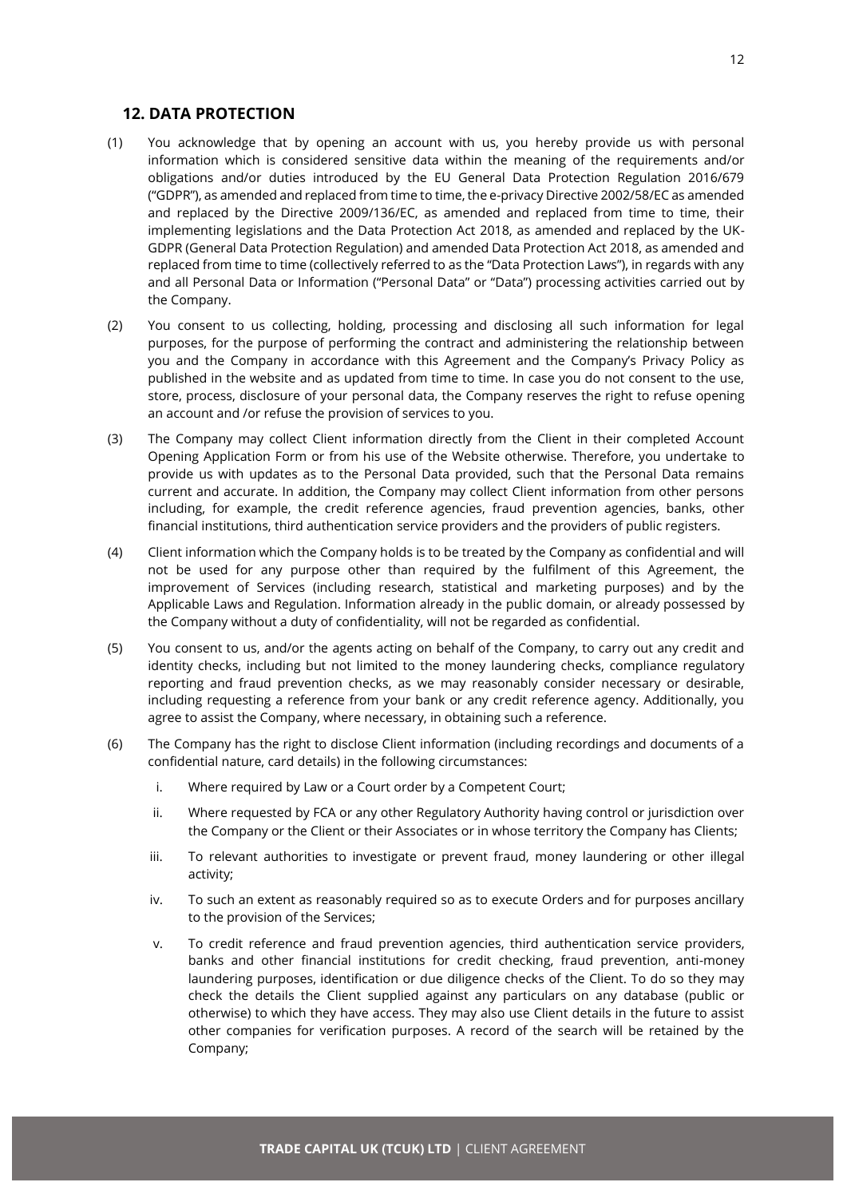## 12. DATA PROTECTION

(1) You acknowledge that by opening an account with us, you hereby provide us with personal information which is considered sensitive data within the meaning of the requirements and/or obligations and/or duties introduced by the EU General Data Protection Regulation 2016/679 ("GDPR"), as amended and replaced from time to time, the e-privacy Directive 2002/58/EC as amended and replaced by the Directive 2009/136/EC, as amended and replaced from time to time, their implementing legislations and the Data Protection Act 2018, as amended and replaced by the UK-GDPR (General Data Protection Regulation) and amended Data Protection Act 2018, as amended and replaced from time to time (collectively referred to as the "Data Protection Laws"), in regards with any and all Personal Data or Information ("Personal Data" or "Data") processing activities carried out by the Company.

(2) You consent to us collecting, holding, processing and disclosing all such information for legal purposes, for the purpose of performing the contract and administering the relationship between you and the Company in accordance with this Agreement and the Company's Privacy Policy as published in the website and as updated from time to time. In case you do not consent to the use, store, process, disclosure of your personal data, the Company reserves the right to refuse opening an account and /or refuse the provision of services to you.

(3) The Company may collect Client information directly from the Client in their completed Account Opening Application Form or from his use of the Website otherwise. Therefore, you undertake to provide us with updates as to the Personal Data provided, such that the Personal Data remains current and accurate. In addition, the Company may collect Client information from other persons including, for example, the credit reference agencies, fraud prevention agencies, banks, other financial institutions, third authentication service providers and the providers of public registers.

(4) Client information which the Company holds is to be treated by the Company as confidential and will not be used for any purpose other than required by the fulfilment of this Agreement, the improvement of Services (including research, statistical and marketing purposes) and by the Applicable Laws and Regulation. Information already in the public domain, or already possessed by the Company without a duty of confidentiality, will not be regarded as confidential.

(5) You consent to us, and/or the agents acting on behalf of the Company, to carry out any credit and identity checks, including but not limited to the money laundering checks, compliance regulatory reporting and fraud prevention checks, as we may reasonably consider necessary or desirable, including requesting a reference from your bank or any credit reference agency. Additionally, you agree to assist the Company, where necessary, in obtaining such a reference.

(6) The Company has the right to disclose Client information (including recordings and documents of a confidential nature, card details) in the following circumstances:

   i. Where required by Law or a Court order by a Competent Court;

   ii. Where requested by FCA or any other Regulatory Authority having control or jurisdiction over the Company or the Client or their Associates or in whose territory the Company has Clients;

   iii. To relevant authorities to investigate or prevent fraud, money laundering or other illegal activity;

   iv. To such an extent as reasonably required so as to execute Orders and for purposes ancillary to the provision of the Services;

   v. To credit reference and fraud prevention agencies, third authentication service providers, banks and other financial institutions for credit checking, fraud prevention, anti-money laundering purposes, identification or due diligence checks of the Client. To do so they may check the details the Client supplied against any particulars on any database (public or otherwise) to which they have access. They may also use Client details in the future to assist other companies for verification purposes. A record of the search will be retained by the Company;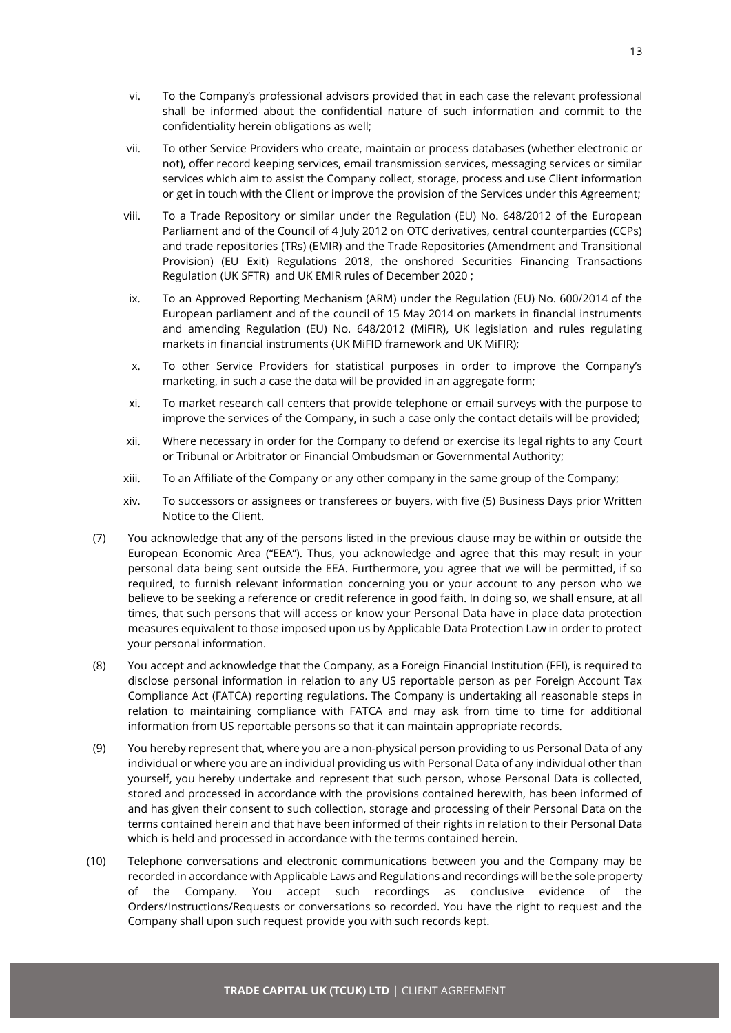vi. To the Company's professional advisors provided that in each case the relevant professional shall be informed about the confidential nature of such information and commit to the confidentiality herein obligations as well;

vii. To other Service Providers who create, maintain or process databases (whether electronic or not), offer record keeping services, email transmission services, messaging services or similar services which aim to assist the Company collect, storage, process and use Client information or get in touch with the Client or improve the provision of the Services under this Agreement;

viii. To a Trade Repository or similar under the Regulation (EU) No. 648/2012 of the European Parliament and of the Council of 4 July 2012 on OTC derivatives, central counterparties (CCPs) and trade repositories (TRs) (EMIR) and the Trade Repositories (Amendment and Transitional Provision) (EU Exit) Regulations 2018, the onshored Securities Financing Transactions Regulation (UK SFTR) and UK EMIR rules of December 2020 ;

ix. To an Approved Reporting Mechanism (ARM) under the Regulation (EU) No. 600/2014 of the European parliament and of the council of 15 May 2014 on markets in financial instruments and amending Regulation (EU) No. 648/2012 (MiFIR), UK legislation and rules regulating markets in financial instruments (UK MiFID framework and UK MiFIR);

x. To other Service Providers for statistical purposes in order to improve the Company's marketing, in such a case the data will be provided in an aggregate form;

xi. To market research call centers that provide telephone or email surveys with the purpose to improve the services of the Company, in such a case only the contact details will be provided;

xii. Where necessary in order for the Company to defend or exercise its legal rights to any Court or Tribunal or Arbitrator or Financial Ombudsman or Governmental Authority;

xiii. To an Affiliate of the Company or any other company in the same group of the Company;

xiv. To successors or assignees or transferees or buyers, with five (5) Business Days prior Written Notice to the Client.

(7) You acknowledge that any of the persons listed in the previous clause may be within or outside the European Economic Area ("EEA"). Thus, you acknowledge and agree that this may result in your personal data being sent outside the EEA. Furthermore, you agree that we will be permitted, if so required, to furnish relevant information concerning you or your account to any person who we believe to be seeking a reference or credit reference in good faith. In doing so, we shall ensure, at all times, that such persons that will access or know your Personal Data have in place data protection measures equivalent to those imposed upon us by Applicable Data Protection Law in order to protect your personal information.

(8) You accept and acknowledge that the Company, as a Foreign Financial Institution (FFI), is required to disclose personal information in relation to any US reportable person as per Foreign Account Tax Compliance Act (FATCA) reporting regulations. The Company is undertaking all reasonable steps in relation to maintaining compliance with FATCA and may ask from time to time for additional information from US reportable persons so that it can maintain appropriate records.

(9) You hereby represent that, where you are a non-physical person providing to us Personal Data of any individual or where you are an individual providing us with Personal Data of any individual other than yourself, you hereby undertake and represent that such person, whose Personal Data is collected, stored and processed in accordance with the provisions contained herewith, has been informed of and has given their consent to such collection, storage and processing of their Personal Data on the terms contained herein and that have been informed of their rights in relation to their Personal Data which is held and processed in accordance with the terms contained herein.

(10) Telephone conversations and electronic communications between you and the Company may be recorded in accordance with Applicable Laws and Regulations and recordings will be the sole property of the Company. You accept such recordings as conclusive evidence of the Orders/Instructions/Requests or conversations so recorded. You have the right to request and the Company shall upon such request provide you with such records kept.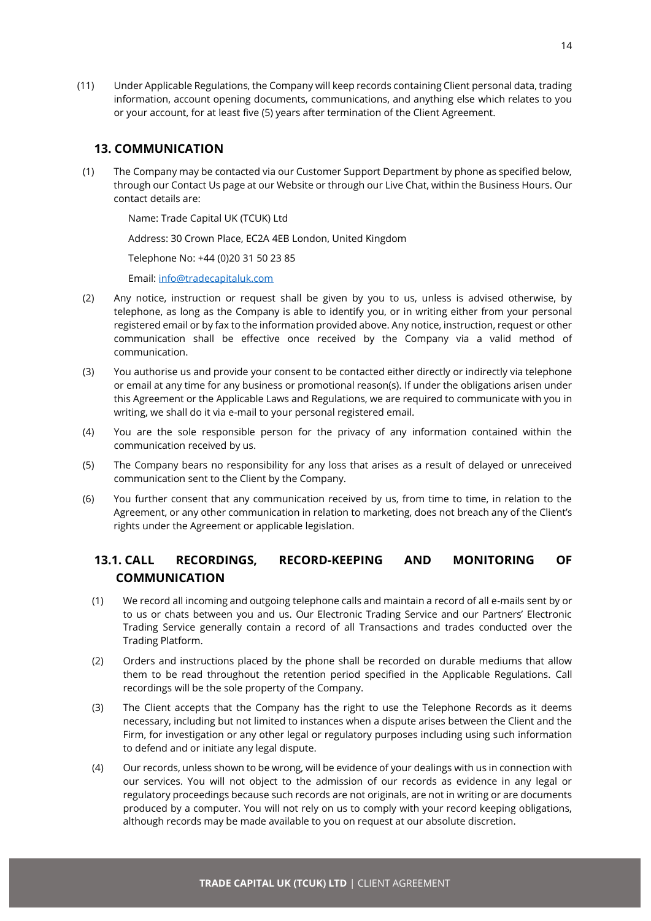(11) Under Applicable Regulations, the Company will keep records containing Client personal data, trading information, account opening documents, communications, and anything else which relates to you or your account, for at least five (5) years after termination of the Client Agreement.

## 13. COMMUNICATION

(1) The Company may be contacted via our Customer Support Department by phone as specified below, through our Contact Us page at our Website or through our Live Chat, within the Business Hours. Our contact details are:

Name: Trade Capital UK (TCUK) Ltd

Address: 30 Crown Place, EC2A 4EB London, United Kingdom

Telephone No: +44 (0)20 31 50 23 85

Email: info@tradecapitaluk.com

(2) Any notice, instruction or request shall be given by you to us, unless is advised otherwise, by telephone, as long as the Company is able to identify you, or in writing either from your personal registered email or by fax to the information provided above. Any notice, instruction, request or other communication shall be effective once received by the Company via a valid method of communication.

(3) You authorise us and provide your consent to be contacted either directly or indirectly via telephone or email at any time for any business or promotional reason(s). If under the obligations arisen under this Agreement or the Applicable Laws and Regulations, we are required to communicate with you in writing, we shall do it via e-mail to your personal registered email.

(4) You are the sole responsible person for the privacy of any information contained within the communication received by us.

(5) The Company bears no responsibility for any loss that arises as a result of delayed or unreceived communication sent to the Client by the Company.

(6) You further consent that any communication received by us, from time to time, in relation to the Agreement, or any other communication in relation to marketing, does not breach any of the Client's rights under the Agreement or applicable legislation.

### 13.1. CALL RECORDINGS, RECORD-KEEPING AND MONITORING OF COMMUNICATION

(1) We record all incoming and outgoing telephone calls and maintain a record of all e-mails sent by or to us or chats between you and us. Our Electronic Trading Service and our Partners' Electronic Trading Service generally contain a record of all Transactions and trades conducted over the Trading Platform.

(2) Orders and instructions placed by the phone shall be recorded on durable mediums that allow them to be read throughout the retention period specified in the Applicable Regulations. Call recordings will be the sole property of the Company.

(3) The Client accepts that the Company has the right to use the Telephone Records as it deems necessary, including but not limited to instances when a dispute arises between the Client and the Firm, for investigation or any other legal or regulatory purposes including using such information to defend and or initiate any legal dispute.

(4) Our records, unless shown to be wrong, will be evidence of your dealings with us in connection with our services. You will not object to the admission of our records as evidence in any legal or regulatory proceedings because such records are not originals, are not in writing or are documents produced by a computer. You will not rely on us to comply with your record keeping obligations, although records may be made available to you on request at our absolute discretion.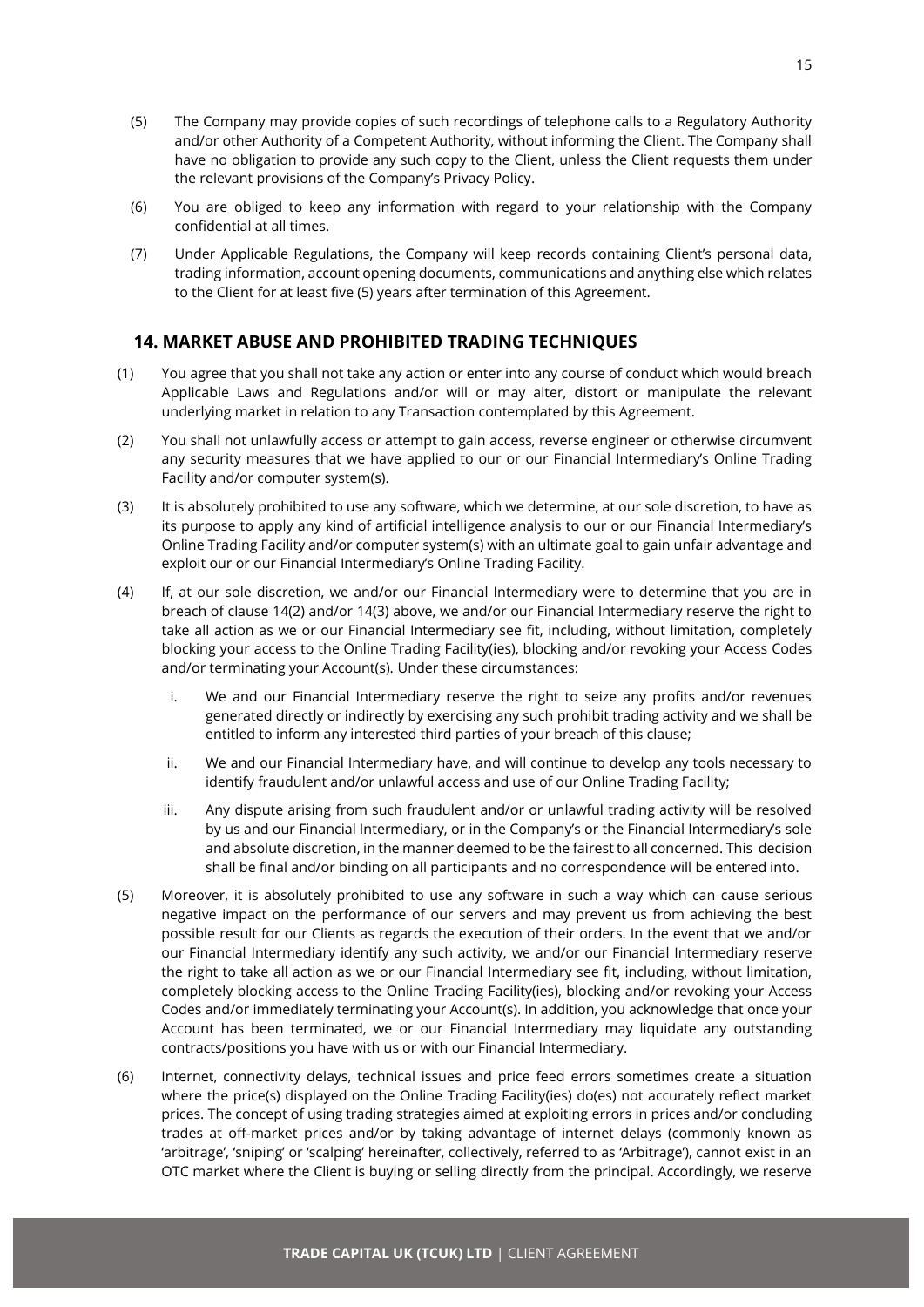(5) The Company may provide copies of such recordings of telephone calls to a Regulatory Authority and/or other Authority of a Competent Authority, without informing the Client. The Company shall have no obligation to provide any such copy to the Client, unless the Client requests them under the relevant provisions of the Company's Privacy Policy.

(6) You are obliged to keep any information with regard to your relationship with the Company confidential at all times.

(7) Under Applicable Regulations, the Company will keep records containing Client's personal data, trading information, account opening documents, communications and anything else which relates to the Client for at least five (5) years after termination of this Agreement.

## 14. MARKET ABUSE AND PROHIBITED TRADING TECHNIQUES

(1) You agree that you shall not take any action or enter into any course of conduct which would breach Applicable Laws and Regulations and/or will or may alter, distort or manipulate the relevant underlying market in relation to any Transaction contemplated by this Agreement.

(2) You shall not unlawfully access or attempt to gain access, reverse engineer or otherwise circumvent any security measures that we have applied to our or our Financial Intermediary's Online Trading Facility and/or computer system(s).

(3) It is absolutely prohibited to use any software, which we determine, at our sole discretion, to have as its purpose to apply any kind of artificial intelligence analysis to our or our Financial Intermediary's Online Trading Facility and/or computer system(s) with an ultimate goal to gain unfair advantage and exploit our or our Financial Intermediary's Online Trading Facility.

(4) If, at our sole discretion, we and/or our Financial Intermediary were to determine that you are in breach of clause 14(2) and/or 14(3) above, we and/or our Financial Intermediary reserve the right to take all action as we or our Financial Intermediary see fit, including, without limitation, completely blocking your access to the Online Trading Facility(ies), blocking and/or revoking your Access Codes and/or terminating your Account(s). Under these circumstances:

   i. We and our Financial Intermediary reserve the right to seize any profits and/or revenues generated directly or indirectly by exercising any such prohibit trading activity and we shall be entitled to inform any interested third parties of your breach of this clause;

   ii. We and our Financial Intermediary have, and will continue to develop any tools necessary to identify fraudulent and/or unlawful access and use of our Online Trading Facility;

   iii. Any dispute arising from such fraudulent and/or or unlawful trading activity will be resolved by us and our Financial Intermediary, or in the Company's or the Financial Intermediary's sole and absolute discretion, in the manner deemed to be the fairest to all concerned. This decision shall be final and/or binding on all participants and no correspondence will be entered into.

(5) Moreover, it is absolutely prohibited to use any software in such a way which can cause serious negative impact on the performance of our servers and may prevent us from achieving the best possible result for our Clients as regards the execution of their orders. In the event that we and/or our Financial Intermediary identify any such activity, we and/or our Financial Intermediary reserve the right to take all action as we or our Financial Intermediary see fit, including, without limitation, completely blocking access to the Online Trading Facility(ies), blocking and/or revoking your Access Codes and/or immediately terminating your Account(s). In addition, you acknowledge that once your Account has been terminated, we or our Financial Intermediary may liquidate any outstanding contracts/positions you have with us or with our Financial Intermediary.

(6) Internet, connectivity delays, technical issues and price feed errors sometimes create a situation where the price(s) displayed on the Online Trading Facility(ies) do(es) not accurately reflect market prices. The concept of using trading strategies aimed at exploiting errors in prices and/or concluding trades at off-market prices and/or by taking advantage of internet delays (commonly known as 'arbitrage', 'sniping' or 'scalping' hereinafter, collectively, referred to as 'Arbitrage'), cannot exist in an OTC market where the Client is buying or selling directly from the principal. Accordingly, we reserve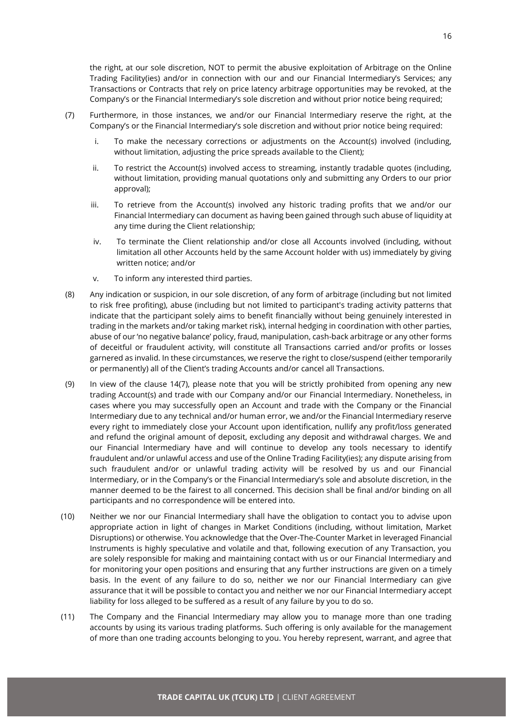the right, at our sole discretion, NOT to permit the abusive exploitation of Arbitrage on the Online Trading Facility(ies) and/or in connection with our and our Financial Intermediary's Services; any Transactions or Contracts that rely on price latency arbitrage opportunities may be revoked, at the Company's or the Financial Intermediary's sole discretion and without prior notice being required;

(7) Furthermore, in those instances, we and/or our Financial Intermediary reserve the right, at the Company's or the Financial Intermediary's sole discretion and without prior notice being required:

i. To make the necessary corrections or adjustments on the Account(s) involved (including, without limitation, adjusting the price spreads available to the Client);

ii. To restrict the Account(s) involved access to streaming, instantly tradable quotes (including, without limitation, providing manual quotations only and submitting any Orders to our prior approval);

iii. To retrieve from the Account(s) involved any historic trading profits that we and/or our Financial Intermediary can document as having been gained through such abuse of liquidity at any time during the Client relationship;

iv. To terminate the Client relationship and/or close all Accounts involved (including, without limitation all other Accounts held by the same Account holder with us) immediately by giving written notice; and/or

v. To inform any interested third parties.

(8) Any indication or suspicion, in our sole discretion, of any form of arbitrage (including but not limited to risk free profiting), abuse (including but not limited to participant's trading activity patterns that indicate that the participant solely aims to benefit financially without being genuinely interested in trading in the markets and/or taking market risk), internal hedging in coordination with other parties, abuse of our 'no negative balance' policy, fraud, manipulation, cash-back arbitrage or any other forms of deceitful or fraudulent activity, will constitute all Transactions carried and/or profits or losses garnered as invalid. In these circumstances, we reserve the right to close/suspend (either temporarily or permanently) all of the Client's trading Accounts and/or cancel all Transactions.

(9) In view of the clause 14(7), please note that you will be strictly prohibited from opening any new trading Account(s) and trade with our Company and/or our Financial Intermediary. Nonetheless, in cases where you may successfully open an Account and trade with the Company or the Financial Intermediary due to any technical and/or human error, we and/or the Financial Intermediary reserve every right to immediately close your Account upon identification, nullify any profit/loss generated and refund the original amount of deposit, excluding any deposit and withdrawal charges. We and our Financial Intermediary have and will continue to develop any tools necessary to identify fraudulent and/or unlawful access and use of the Online Trading Facility(ies); any dispute arising from such fraudulent and/or or unlawful trading activity will be resolved by us and our Financial Intermediary, or in the Company's or the Financial Intermediary's sole and absolute discretion, in the manner deemed to be the fairest to all concerned. This decision shall be final and/or binding on all participants and no correspondence will be entered into.

(10) Neither we nor our Financial Intermediary shall have the obligation to contact you to advise upon appropriate action in light of changes in Market Conditions (including, without limitation, Market Disruptions) or otherwise. You acknowledge that the Over-The-Counter Market in leveraged Financial Instruments is highly speculative and volatile and that, following execution of any Transaction, you are solely responsible for making and maintaining contact with us or our Financial Intermediary and for monitoring your open positions and ensuring that any further instructions are given on a timely basis. In the event of any failure to do so, neither we nor our Financial Intermediary can give assurance that it will be possible to contact you and neither we nor our Financial Intermediary accept liability for loss alleged to be suffered as a result of any failure by you to do so.

(11) The Company and the Financial Intermediary may allow you to manage more than one trading accounts by using its various trading platforms. Such offering is only available for the management of more than one trading accounts belonging to you. You hereby represent, warrant, and agree that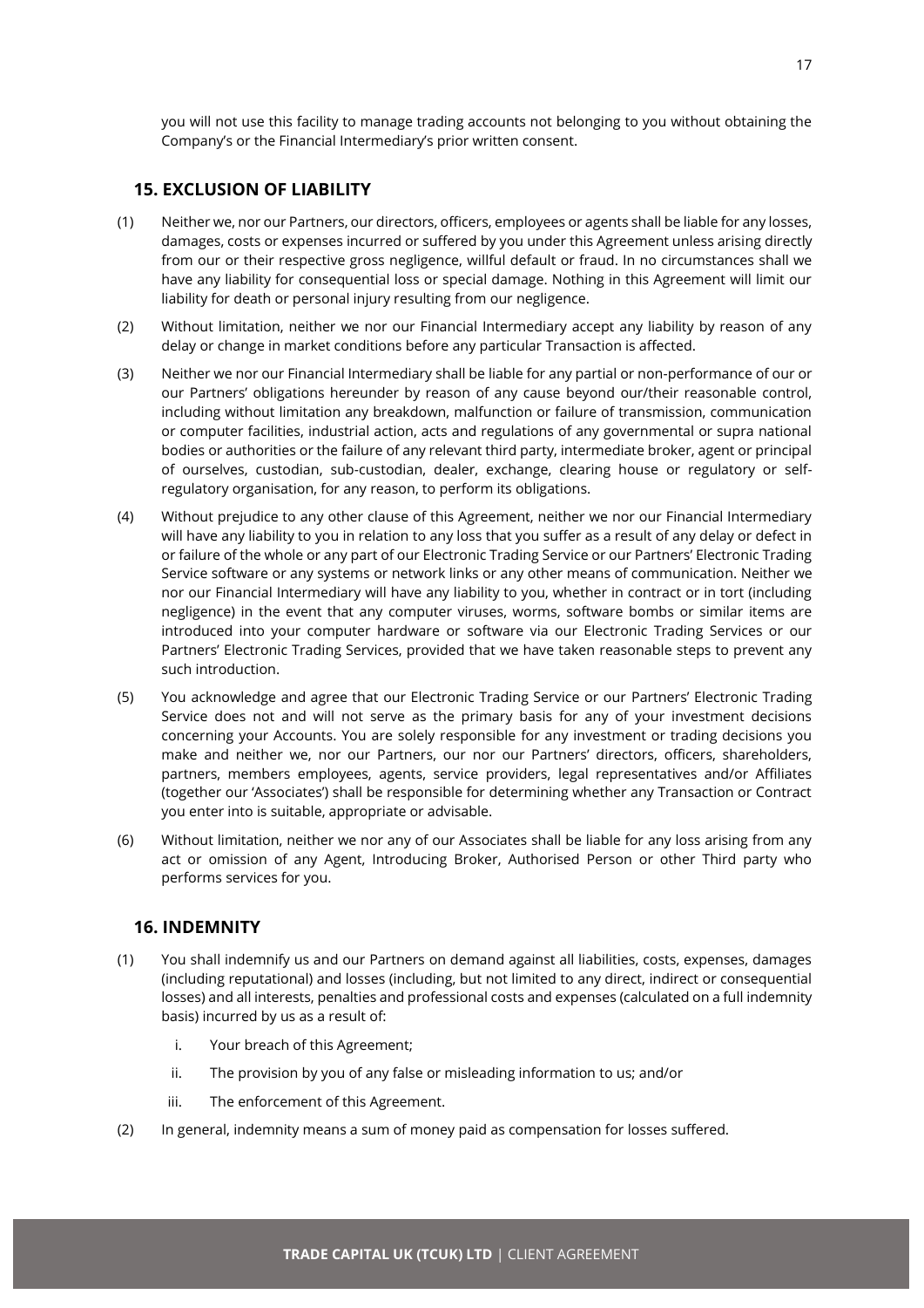you will not use this facility to manage trading accounts not belonging to you without obtaining the Company's or the Financial Intermediary's prior written consent.

## 15. EXCLUSION OF LIABILITY

(1) Neither we, nor our Partners, our directors, officers, employees or agents shall be liable for any losses, damages, costs or expenses incurred or suffered by you under this Agreement unless arising directly from our or their respective gross negligence, willful default or fraud. In no circumstances shall we have any liability for consequential loss or special damage. Nothing in this Agreement will limit our liability for death or personal injury resulting from our negligence.

(2) Without limitation, neither we nor our Financial Intermediary accept any liability by reason of any delay or change in market conditions before any particular Transaction is affected.

(3) Neither we nor our Financial Intermediary shall be liable for any partial or non-performance of our or our Partners' obligations hereunder by reason of any cause beyond our/their reasonable control, including without limitation any breakdown, malfunction or failure of transmission, communication or computer facilities, industrial action, acts and regulations of any governmental or supra national bodies or authorities or the failure of any relevant third party, intermediate broker, agent or principal of ourselves, custodian, sub-custodian, dealer, exchange, clearing house or regulatory or self-regulatory organisation, for any reason, to perform its obligations.

(4) Without prejudice to any other clause of this Agreement, neither we nor our Financial Intermediary will have any liability to you in relation to any loss that you suffer as a result of any delay or defect in or failure of the whole or any part of our Electronic Trading Service or our Partners' Electronic Trading Service software or any systems or network links or any other means of communication. Neither we nor our Financial Intermediary will have any liability to you, whether in contract or in tort (including negligence) in the event that any computer viruses, worms, software bombs or similar items are introduced into your computer hardware or software via our Electronic Trading Services or our Partners' Electronic Trading Services, provided that we have taken reasonable steps to prevent any such introduction.

(5) You acknowledge and agree that our Electronic Trading Service or our Partners' Electronic Trading Service does not and will not serve as the primary basis for any of your investment decisions concerning your Accounts. You are solely responsible for any investment or trading decisions you make and neither we, nor our Partners, our nor our Partners' directors, officers, shareholders, partners, members employees, agents, service providers, legal representatives and/or Affiliates (together our 'Associates') shall be responsible for determining whether any Transaction or Contract you enter into is suitable, appropriate or advisable.

(6) Without limitation, neither we nor any of our Associates shall be liable for any loss arising from any act or omission of any Agent, Introducing Broker, Authorised Person or other Third party who performs services for you.

## 16. INDEMNITY

(1) You shall indemnify us and our Partners on demand against all liabilities, costs, expenses, damages (including reputational) and losses (including, but not limited to any direct, indirect or consequential losses) and all interests, penalties and professional costs and expenses (calculated on a full indemnity basis) incurred by us as a result of:

   i. Your breach of this Agreement;

   ii. The provision by you of any false or misleading information to us; and/or

   iii. The enforcement of this Agreement.

(2) In general, indemnity means a sum of money paid as compensation for losses suffered.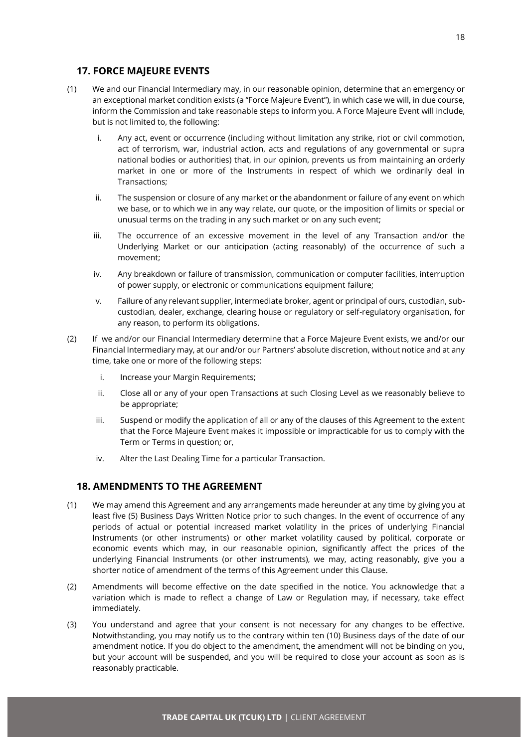## 17. FORCE MAJEURE EVENTS

(1) We and our Financial Intermediary may, in our reasonable opinion, determine that an emergency or an exceptional market condition exists (a "Force Majeure Event"), in which case we will, in due course, inform the Commission and take reasonable steps to inform you. A Force Majeure Event will include, but is not limited to, the following:

i. Any act, event or occurrence (including without limitation any strike, riot or civil commotion, act of terrorism, war, industrial action, acts and regulations of any governmental or supra national bodies or authorities) that, in our opinion, prevents us from maintaining an orderly market in one or more of the Instruments in respect of which we ordinarily deal in Transactions;

ii. The suspension or closure of any market or the abandonment or failure of any event on which we base, or to which we in any way relate, our quote, or the imposition of limits or special or unusual terms on the trading in any such market or on any such event;

iii. The occurrence of an excessive movement in the level of any Transaction and/or the Underlying Market or our anticipation (acting reasonably) of the occurrence of such a movement;

iv. Any breakdown or failure of transmission, communication or computer facilities, interruption of power supply, or electronic or communications equipment failure;

v. Failure of any relevant supplier, intermediate broker, agent or principal of ours, custodian, sub-custodian, dealer, exchange, clearing house or regulatory or self-regulatory organisation, for any reason, to perform its obligations.

(2) If we and/or our Financial Intermediary determine that a Force Majeure Event exists, we and/or our Financial Intermediary may, at our and/or our Partners' absolute discretion, without notice and at any time, take one or more of the following steps:

i. Increase your Margin Requirements;

ii. Close all or any of your open Transactions at such Closing Level as we reasonably believe to be appropriate;

iii. Suspend or modify the application of all or any of the clauses of this Agreement to the extent that the Force Majeure Event makes it impossible or impracticable for us to comply with the Term or Terms in question; or,

iv. Alter the Last Dealing Time for a particular Transaction.

## 18. AMENDMENTS TO THE AGREEMENT

(1) We may amend this Agreement and any arrangements made hereunder at any time by giving you at least five (5) Business Days Written Notice prior to such changes. In the event of occurrence of any periods of actual or potential increased market volatility in the prices of underlying Financial Instruments (or other instruments) or other market volatility caused by political, corporate or economic events which may, in our reasonable opinion, significantly affect the prices of the underlying Financial Instruments (or other instruments), we may, acting reasonably, give you a shorter notice of amendment of the terms of this Agreement under this Clause.

(2) Amendments will become effective on the date specified in the notice. You acknowledge that a variation which is made to reflect a change of Law or Regulation may, if necessary, take effect immediately.

(3) You understand and agree that your consent is not necessary for any changes to be effective. Notwithstanding, you may notify us to the contrary within ten (10) Business days of the date of our amendment notice. If you do object to the amendment, the amendment will not be binding on you, but your account will be suspended, and you will be required to close your account as soon as is reasonably practicable.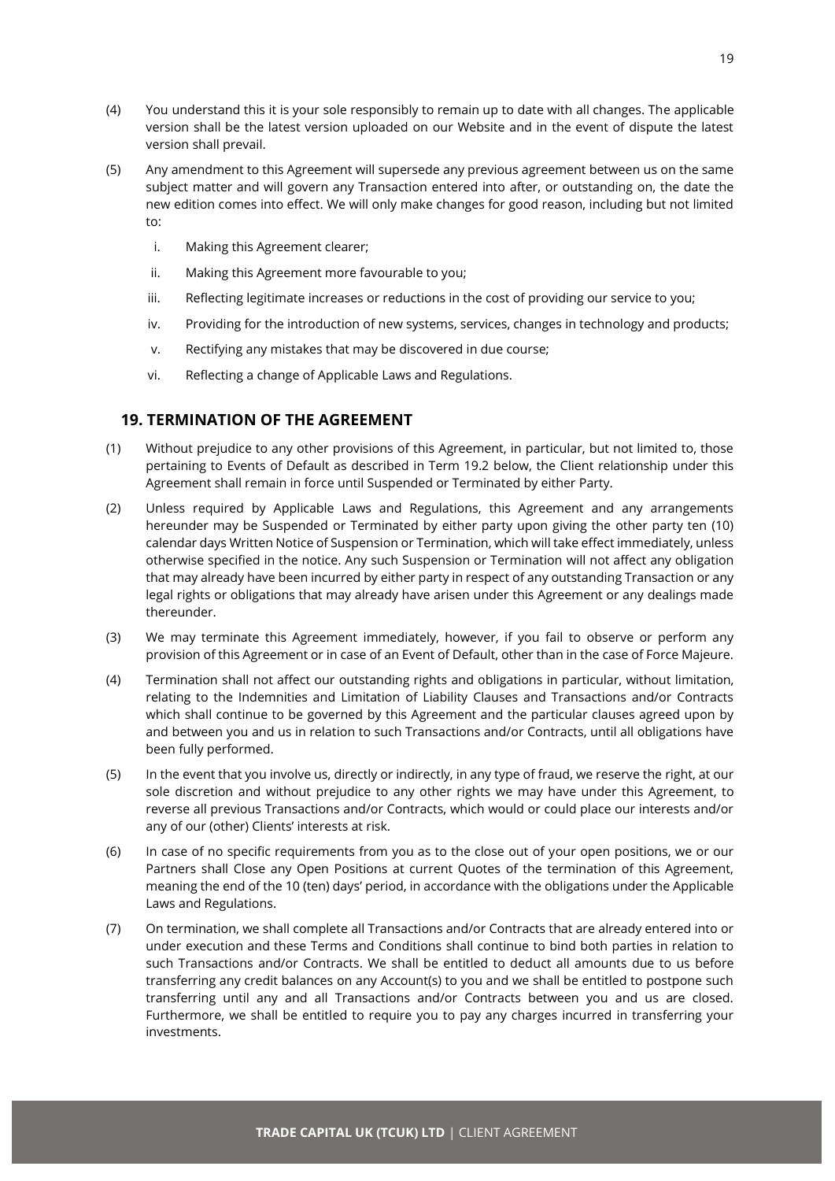(4) You understand this it is your sole responsibly to remain up to date with all changes. The applicable version shall be the latest version uploaded on our Website and in the event of dispute the latest version shall prevail.

(5) Any amendment to this Agreement will supersede any previous agreement between us on the same subject matter and will govern any Transaction entered into after, or outstanding on, the date the new edition comes into effect. We will only make changes for good reason, including but not limited to:

i. Making this Agreement clearer;

ii. Making this Agreement more favourable to you;

iii. Reflecting legitimate increases or reductions in the cost of providing our service to you;

iv. Providing for the introduction of new systems, services, changes in technology and products;

v. Rectifying any mistakes that may be discovered in due course;

vi. Reflecting a change of Applicable Laws and Regulations.

## 19. TERMINATION OF THE AGREEMENT

(1) Without prejudice to any other provisions of this Agreement, in particular, but not limited to, those pertaining to Events of Default as described in Term 19.2 below, the Client relationship under this Agreement shall remain in force until Suspended or Terminated by either Party.

(2) Unless required by Applicable Laws and Regulations, this Agreement and any arrangements hereunder may be Suspended or Terminated by either party upon giving the other party ten (10) calendar days Written Notice of Suspension or Termination, which will take effect immediately, unless otherwise specified in the notice. Any such Suspension or Termination will not affect any obligation that may already have been incurred by either party in respect of any outstanding Transaction or any legal rights or obligations that may already have arisen under this Agreement or any dealings made thereunder.

(3) We may terminate this Agreement immediately, however, if you fail to observe or perform any provision of this Agreement or in case of an Event of Default, other than in the case of Force Majeure.

(4) Termination shall not affect our outstanding rights and obligations in particular, without limitation, relating to the Indemnities and Limitation of Liability Clauses and Transactions and/or Contracts which shall continue to be governed by this Agreement and the particular clauses agreed upon by and between you and us in relation to such Transactions and/or Contracts, until all obligations have been fully performed.

(5) In the event that you involve us, directly or indirectly, in any type of fraud, we reserve the right, at our sole discretion and without prejudice to any other rights we may have under this Agreement, to reverse all previous Transactions and/or Contracts, which would or could place our interests and/or any of our (other) Clients' interests at risk.

(6) In case of no specific requirements from you as to the close out of your open positions, we or our Partners shall Close any Open Positions at current Quotes of the termination of this Agreement, meaning the end of the 10 (ten) days' period, in accordance with the obligations under the Applicable Laws and Regulations.

(7) On termination, we shall complete all Transactions and/or Contracts that are already entered into or under execution and these Terms and Conditions shall continue to bind both parties in relation to such Transactions and/or Contracts. We shall be entitled to deduct all amounts due to us before transferring any credit balances on any Account(s) to you and we shall be entitled to postpone such transferring until any and all Transactions and/or Contracts between you and us are closed. Furthermore, we shall be entitled to require you to pay any charges incurred in transferring your investments.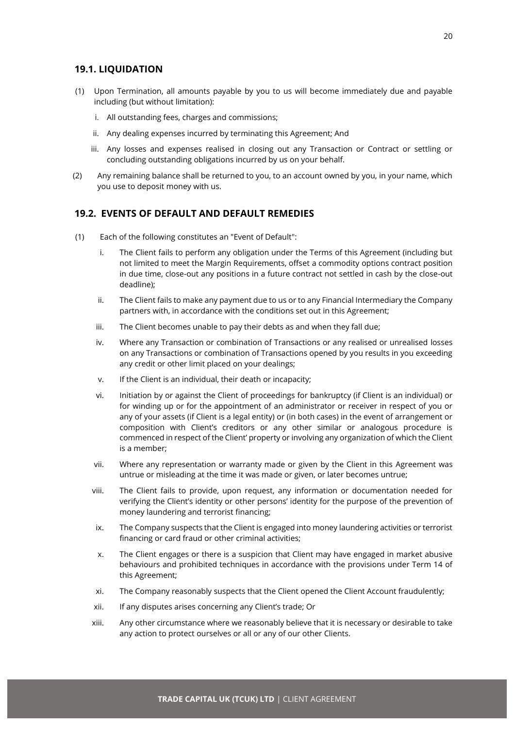## 19.1. LIQUIDATION

(1) Upon Termination, all amounts payable by you to us will become immediately due and payable including (but without limitation):

i. All outstanding fees, charges and commissions;

ii. Any dealing expenses incurred by terminating this Agreement; And

iii. Any losses and expenses realised in closing out any Transaction or Contract or settling or concluding outstanding obligations incurred by us on your behalf.

(2) Any remaining balance shall be returned to you, to an account owned by you, in your name, which you use to deposit money with us.

## 19.2. EVENTS OF DEFAULT AND DEFAULT REMEDIES

(1) Each of the following constitutes an "Event of Default":

i. The Client fails to perform any obligation under the Terms of this Agreement (including but not limited to meet the Margin Requirements, offset a commodity options contract position in due time, close-out any positions in a future contract not settled in cash by the close-out deadline);

ii. The Client fails to make any payment due to us or to any Financial Intermediary the Company partners with, in accordance with the conditions set out in this Agreement;

iii. The Client becomes unable to pay their debts as and when they fall due;

iv. Where any Transaction or combination of Transactions or any realised or unrealised losses on any Transactions or combination of Transactions opened by you results in you exceeding any credit or other limit placed on your dealings;

v. If the Client is an individual, their death or incapacity;

vi. Initiation by or against the Client of proceedings for bankruptcy (if Client is an individual) or for winding up or for the appointment of an administrator or receiver in respect of you or any of your assets (if Client is a legal entity) or (in both cases) in the event of arrangement or composition with Client's creditors or any other similar or analogous procedure is commenced in respect of the Client' property or involving any organization of which the Client is a member;

vii. Where any representation or warranty made or given by the Client in this Agreement was untrue or misleading at the time it was made or given, or later becomes untrue;

viii. The Client fails to provide, upon request, any information or documentation needed for verifying the Client's identity or other persons' identity for the purpose of the prevention of money laundering and terrorist financing;

ix. The Company suspects that the Client is engaged into money laundering activities or terrorist financing or card fraud or other criminal activities;

x. The Client engages or there is a suspicion that Client may have engaged in market abusive behaviours and prohibited techniques in accordance with the provisions under Term 14 of this Agreement;

xi. The Company reasonably suspects that the Client opened the Client Account fraudulently;

xii. If any disputes arises concerning any Client's trade; Or

xiii. Any other circumstance where we reasonably believe that it is necessary or desirable to take any action to protect ourselves or all or any of our other Clients.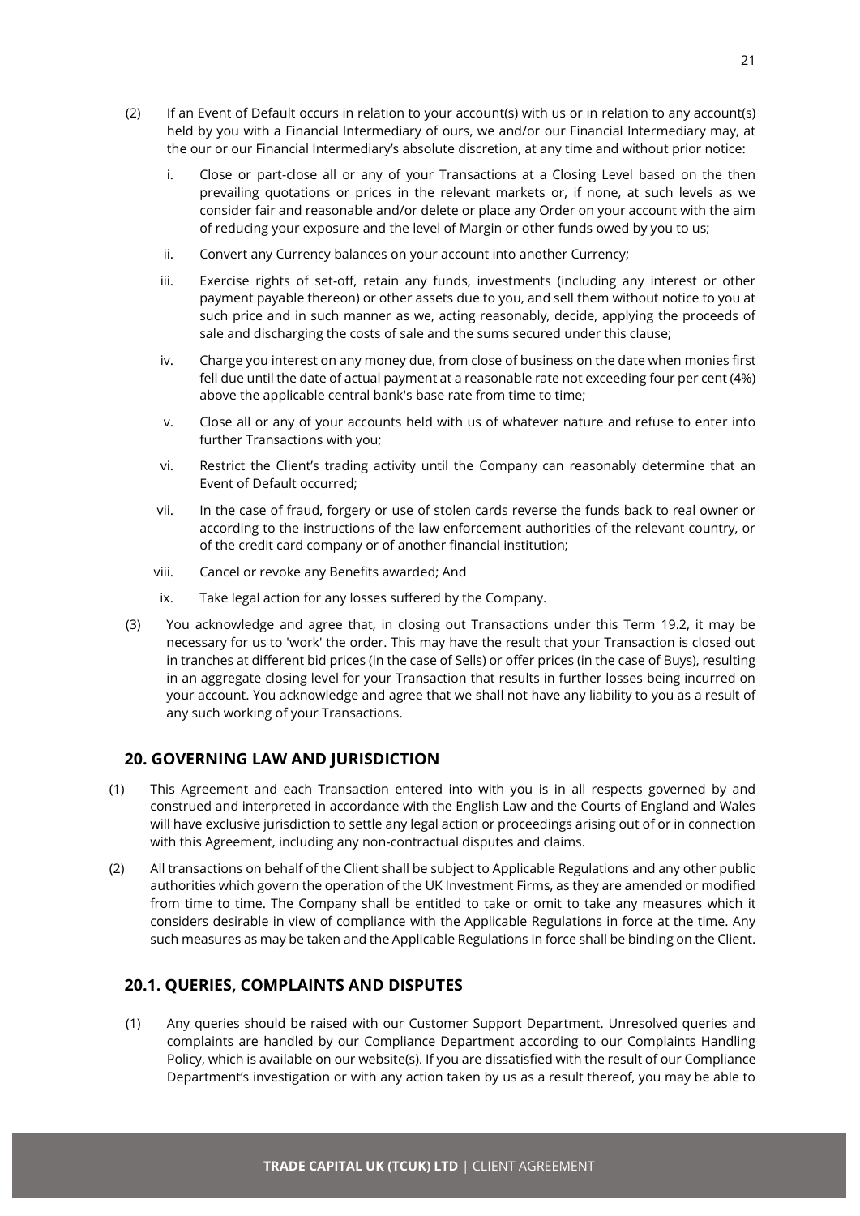(2) If an Event of Default occurs in relation to your account(s) with us or in relation to any account(s) held by you with a Financial Intermediary of ours, we and/or our Financial Intermediary may, at the our or our Financial Intermediary's absolute discretion, at any time and without prior notice:

i. Close or part-close all or any of your Transactions at a Closing Level based on the then prevailing quotations or prices in the relevant markets or, if none, at such levels as we consider fair and reasonable and/or delete or place any Order on your account with the aim of reducing your exposure and the level of Margin or other funds owed by you to us;

ii. Convert any Currency balances on your account into another Currency;

iii. Exercise rights of set-off, retain any funds, investments (including any interest or other payment payable thereon) or other assets due to you, and sell them without notice to you at such price and in such manner as we, acting reasonably, decide, applying the proceeds of sale and discharging the costs of sale and the sums secured under this clause;

iv. Charge you interest on any money due, from close of business on the date when monies first fell due until the date of actual payment at a reasonable rate not exceeding four per cent (4%) above the applicable central bank's base rate from time to time;

v. Close all or any of your accounts held with us of whatever nature and refuse to enter into further Transactions with you;

vi. Restrict the Client's trading activity until the Company can reasonably determine that an Event of Default occurred;

vii. In the case of fraud, forgery or use of stolen cards reverse the funds back to real owner or according to the instructions of the law enforcement authorities of the relevant country, or of the credit card company or of another financial institution;

viii. Cancel or revoke any Benefits awarded; And

ix. Take legal action for any losses suffered by the Company.

(3) You acknowledge and agree that, in closing out Transactions under this Term 19.2, it may be necessary for us to 'work' the order. This may have the result that your Transaction is closed out in tranches at different bid prices (in the case of Sells) or offer prices (in the case of Buys), resulting in an aggregate closing level for your Transaction that results in further losses being incurred on your account. You acknowledge and agree that we shall not have any liability to you as a result of any such working of your Transactions.

## 20. GOVERNING LAW AND JURISDICTION

(1) This Agreement and each Transaction entered into with you is in all respects governed by and construed and interpreted in accordance with the English Law and the Courts of England and Wales will have exclusive jurisdiction to settle any legal action or proceedings arising out of or in connection with this Agreement, including any non-contractual disputes and claims.

(2) All transactions on behalf of the Client shall be subject to Applicable Regulations and any other public authorities which govern the operation of the UK Investment Firms, as they are amended or modified from time to time. The Company shall be entitled to take or omit to take any measures which it considers desirable in view of compliance with the Applicable Regulations in force at the time. Any such measures as may be taken and the Applicable Regulations in force shall be binding on the Client.

## 20.1. QUERIES, COMPLAINTS AND DISPUTES

(1) Any queries should be raised with our Customer Support Department. Unresolved queries and complaints are handled by our Compliance Department according to our Complaints Handling Policy, which is available on our website(s). If you are dissatisfied with the result of our Compliance Department's investigation or with any action taken by us as a result thereof, you may be able to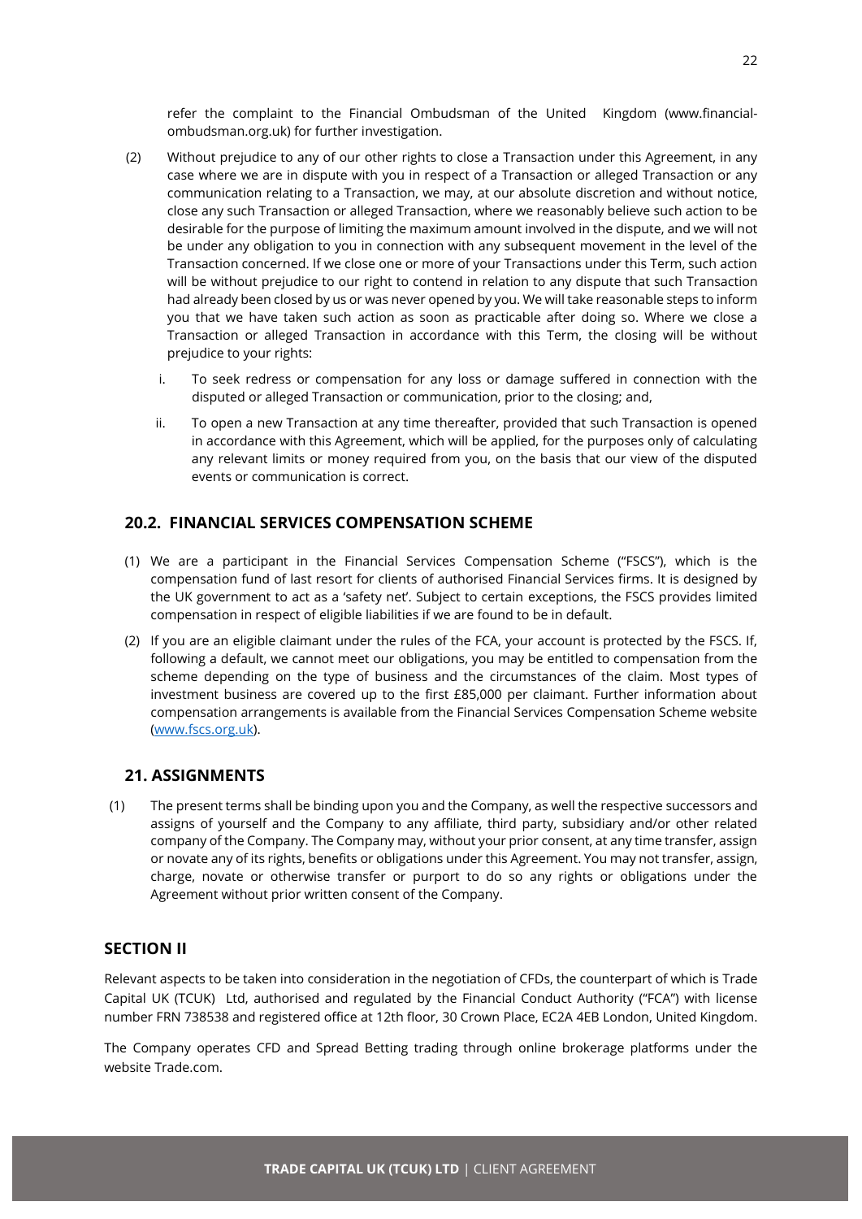refer the complaint to the Financial Ombudsman of the United Kingdom (www.financial-ombudsman.org.uk) for further investigation.

(2) Without prejudice to any of our other rights to close a Transaction under this Agreement, in any case where we are in dispute with you in respect of a Transaction or alleged Transaction or any communication relating to a Transaction, we may, at our absolute discretion and without notice, close any such Transaction or alleged Transaction, where we reasonably believe such action to be desirable for the purpose of limiting the maximum amount involved in the dispute, and we will not be under any obligation to you in connection with any subsequent movement in the level of the Transaction concerned. If we close one or more of your Transactions under this Term, such action will be without prejudice to our right to contend in relation to any dispute that such Transaction had already been closed by us or was never opened by you. We will take reasonable steps to inform you that we have taken such action as soon as practicable after doing so. Where we close a Transaction or alleged Transaction in accordance with this Term, the closing will be without prejudice to your rights:

i. To seek redress or compensation for any loss or damage suffered in connection with the disputed or alleged Transaction or communication, prior to the closing; and,

ii. To open a new Transaction at any time thereafter, provided that such Transaction is opened in accordance with this Agreement, which will be applied, for the purposes only of calculating any relevant limits or money required from you, on the basis that our view of the disputed events or communication is correct.

## 20.2. FINANCIAL SERVICES COMPENSATION SCHEME

(1) We are a participant in the Financial Services Compensation Scheme ("FSCS"), which is the compensation fund of last resort for clients of authorised Financial Services firms. It is designed by the UK government to act as a 'safety net'. Subject to certain exceptions, the FSCS provides limited compensation in respect of eligible liabilities if we are found to be in default.

(2) If you are an eligible claimant under the rules of the FCA, your account is protected by the FSCS. If, following a default, we cannot meet our obligations, you may be entitled to compensation from the scheme depending on the type of business and the circumstances of the claim. Most types of investment business are covered up to the first £85,000 per claimant. Further information about compensation arrangements is available from the Financial Services Compensation Scheme website (www.fscs.org.uk).

## 21. ASSIGNMENTS

(1) The present terms shall be binding upon you and the Company, as well the respective successors and assigns of yourself and the Company to any affiliate, third party, subsidiary and/or other related company of the Company. The Company may, without your prior consent, at any time transfer, assign or novate any of its rights, benefits or obligations under this Agreement. You may not transfer, assign, charge, novate or otherwise transfer or purport to do so any rights or obligations under the Agreement without prior written consent of the Company.

## SECTION II

Relevant aspects to be taken into consideration in the negotiation of CFDs, the counterpart of which is Trade Capital UK (TCUK) Ltd, authorised and regulated by the Financial Conduct Authority ("FCA") with license number FRN 738538 and registered office at 12th floor, 30 Crown Place, EC2A 4EB London, United Kingdom.

The Company operates CFD and Spread Betting trading through online brokerage platforms under the website Trade.com.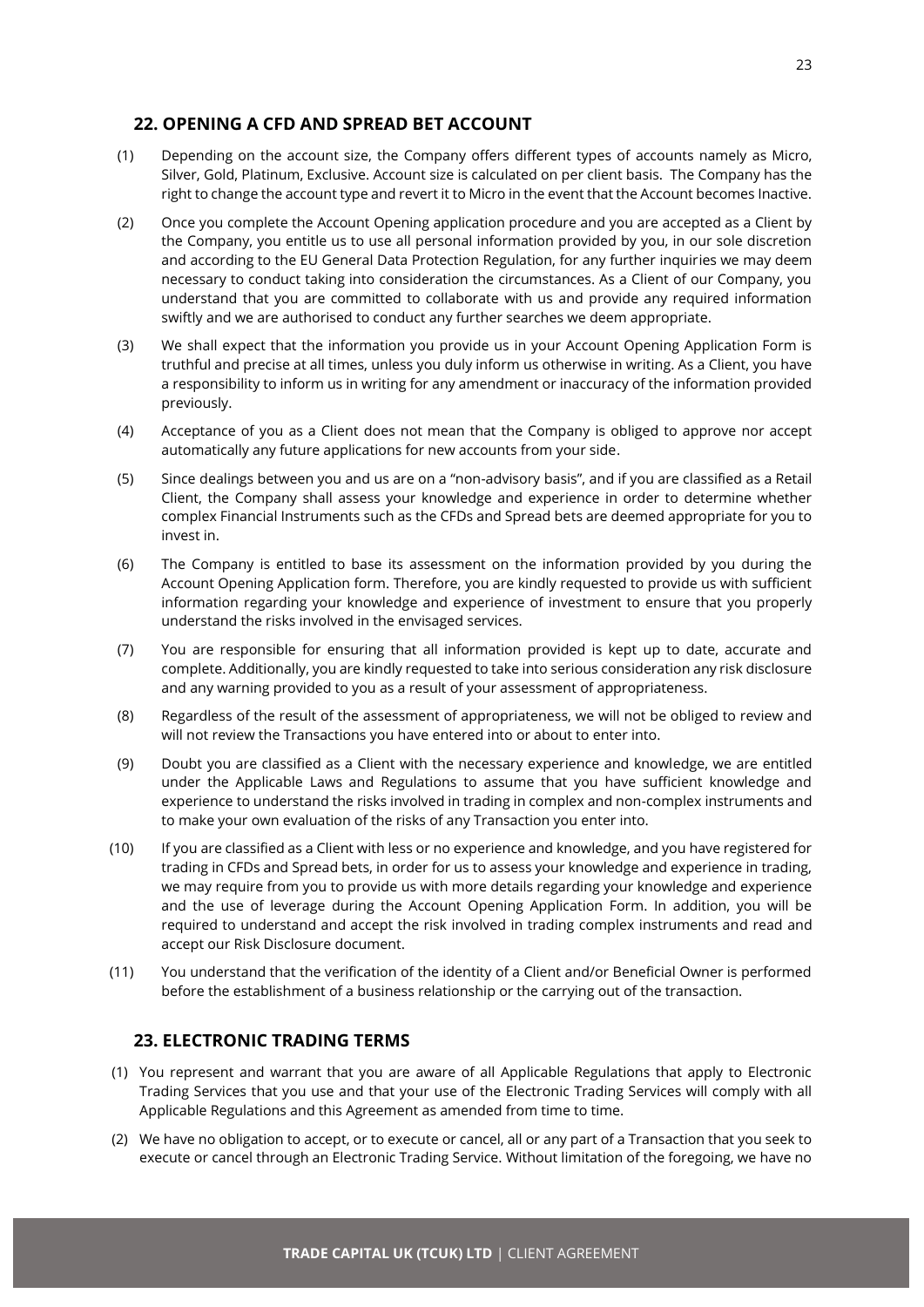## 22. OPENING A CFD AND SPREAD BET ACCOUNT

(1) Depending on the account size, the Company offers different types of accounts namely as Micro, Silver, Gold, Platinum, Exclusive. Account size is calculated on per client basis. The Company has the right to change the account type and revert it to Micro in the event that the Account becomes Inactive.

(2) Once you complete the Account Opening application procedure and you are accepted as a Client by the Company, you entitle us to use all personal information provided by you, in our sole discretion and according to the EU General Data Protection Regulation, for any further inquiries we may deem necessary to conduct taking into consideration the circumstances. As a Client of our Company, you understand that you are committed to collaborate with us and provide any required information swiftly and we are authorised to conduct any further searches we deem appropriate.

(3) We shall expect that the information you provide us in your Account Opening Application Form is truthful and precise at all times, unless you duly inform us otherwise in writing. As a Client, you have a responsibility to inform us in writing for any amendment or inaccuracy of the information provided previously.

(4) Acceptance of you as a Client does not mean that the Company is obliged to approve nor accept automatically any future applications for new accounts from your side.

(5) Since dealings between you and us are on a "non-advisory basis", and if you are classified as a Retail Client, the Company shall assess your knowledge and experience in order to determine whether complex Financial Instruments such as the CFDs and Spread bets are deemed appropriate for you to invest in.

(6) The Company is entitled to base its assessment on the information provided by you during the Account Opening Application form. Therefore, you are kindly requested to provide us with sufficient information regarding your knowledge and experience of investment to ensure that you properly understand the risks involved in the envisaged services.

(7) You are responsible for ensuring that all information provided is kept up to date, accurate and complete. Additionally, you are kindly requested to take into serious consideration any risk disclosure and any warning provided to you as a result of your assessment of appropriateness.

(8) Regardless of the result of the assessment of appropriateness, we will not be obliged to review and will not review the Transactions you have entered into or about to enter into.

(9) Doubt you are classified as a Client with the necessary experience and knowledge, we are entitled under the Applicable Laws and Regulations to assume that you have sufficient knowledge and experience to understand the risks involved in trading in complex and non-complex instruments and to make your own evaluation of the risks of any Transaction you enter into.

(10) If you are classified as a Client with less or no experience and knowledge, and you have registered for trading in CFDs and Spread bets, in order for us to assess your knowledge and experience in trading, we may require from you to provide us with more details regarding your knowledge and experience and the use of leverage during the Account Opening Application Form. In addition, you will be required to understand and accept the risk involved in trading complex instruments and read and accept our Risk Disclosure document.

(11) You understand that the verification of the identity of a Client and/or Beneficial Owner is performed before the establishment of a business relationship or the carrying out of the transaction.

## 23. ELECTRONIC TRADING TERMS

(1) You represent and warrant that you are aware of all Applicable Regulations that apply to Electronic Trading Services that you use and that your use of the Electronic Trading Services will comply with all Applicable Regulations and this Agreement as amended from time to time.

(2) We have no obligation to accept, or to execute or cancel, all or any part of a Transaction that you seek to execute or cancel through an Electronic Trading Service. Without limitation of the foregoing, we have no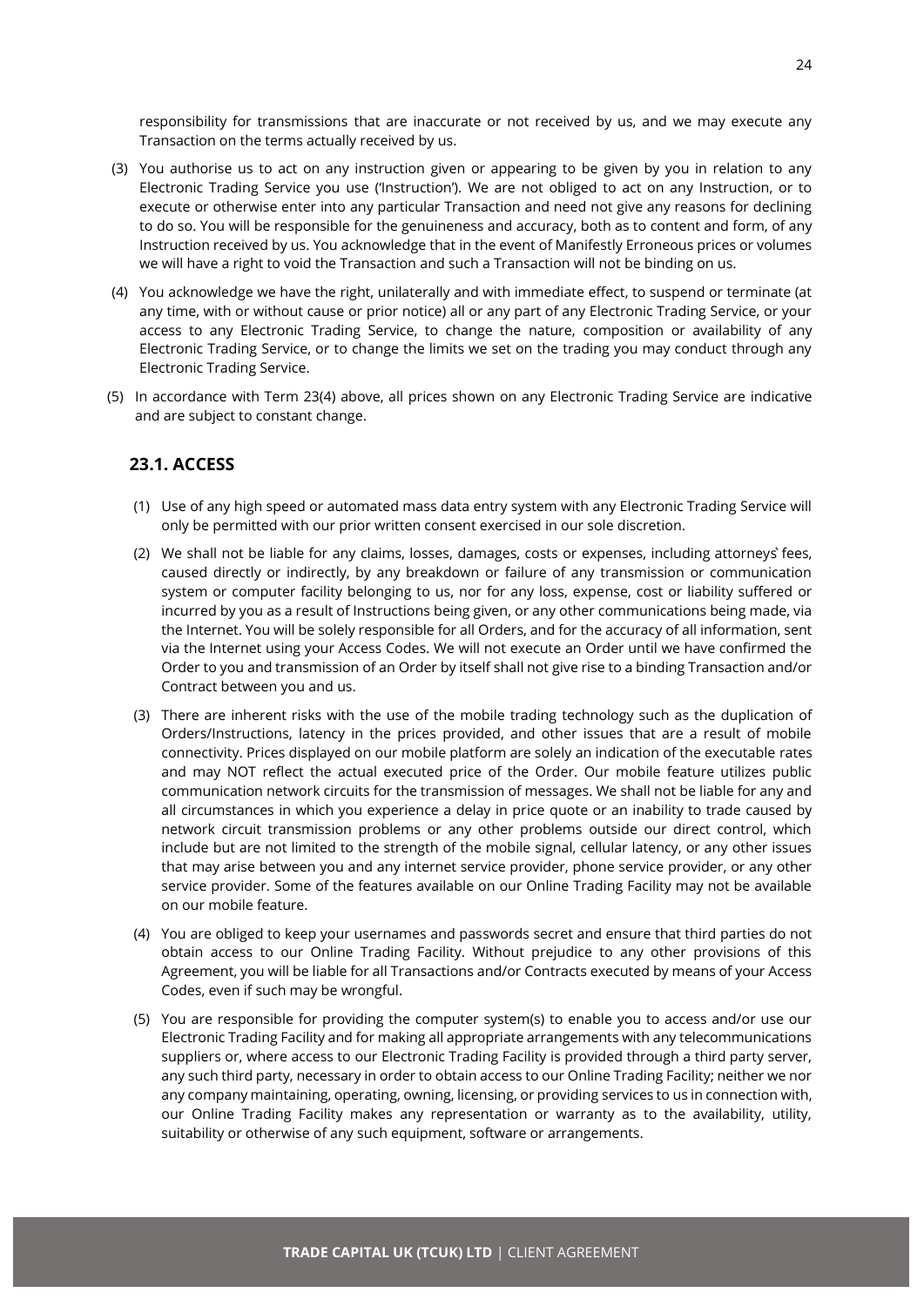responsibility for transmissions that are inaccurate or not received by us, and we may execute any Transaction on the terms actually received by us.

(3) You authorise us to act on any instruction given or appearing to be given by you in relation to any Electronic Trading Service you use ('Instruction'). We are not obliged to act on any Instruction, or to execute or otherwise enter into any particular Transaction and need not give any reasons for declining to do so. You will be responsible for the genuineness and accuracy, both as to content and form, of any Instruction received by us. You acknowledge that in the event of Manifestly Erroneous prices or volumes we will have a right to void the Transaction and such a Transaction will not be binding on us.

(4) You acknowledge we have the right, unilaterally and with immediate effect, to suspend or terminate (at any time, with or without cause or prior notice) all or any part of any Electronic Trading Service, or your access to any Electronic Trading Service, to change the nature, composition or availability of any Electronic Trading Service, or to change the limits we set on the trading you may conduct through any Electronic Trading Service.

(5) In accordance with Term 23(4) above, all prices shown on any Electronic Trading Service are indicative and are subject to constant change.

## 23.1. ACCESS

(1) Use of any high speed or automated mass data entry system with any Electronic Trading Service will only be permitted with our prior written consent exercised in our sole discretion.

(2) We shall not be liable for any claims, losses, damages, costs or expenses, including attorneys' fees, caused directly or indirectly, by any breakdown or failure of any transmission or communication system or computer facility belonging to us, nor for any loss, expense, cost or liability suffered or incurred by you as a result of Instructions being given, or any other communications being made, via the Internet. You will be solely responsible for all Orders, and for the accuracy of all information, sent via the Internet using your Access Codes. We will not execute an Order until we have confirmed the Order to you and transmission of an Order by itself shall not give rise to a binding Transaction and/or Contract between you and us.

(3) There are inherent risks with the use of the mobile trading technology such as the duplication of Orders/Instructions, latency in the prices provided, and other issues that are a result of mobile connectivity. Prices displayed on our mobile platform are solely an indication of the executable rates and may NOT reflect the actual executed price of the Order. Our mobile feature utilizes public communication network circuits for the transmission of messages. We shall not be liable for any and all circumstances in which you experience a delay in price quote or an inability to trade caused by network circuit transmission problems or any other problems outside our direct control, which include but are not limited to the strength of the mobile signal, cellular latency, or any other issues that may arise between you and any internet service provider, phone service provider, or any other service provider. Some of the features available on our Online Trading Facility may not be available on our mobile feature.

(4) You are obliged to keep your usernames and passwords secret and ensure that third parties do not obtain access to our Online Trading Facility. Without prejudice to any other provisions of this Agreement, you will be liable for all Transactions and/or Contracts executed by means of your Access Codes, even if such may be wrongful.

(5) You are responsible for providing the computer system(s) to enable you to access and/or use our Electronic Trading Facility and for making all appropriate arrangements with any telecommunications suppliers or, where access to our Electronic Trading Facility is provided through a third party server, any such third party, necessary in order to obtain access to our Online Trading Facility; neither we nor any company maintaining, operating, owning, licensing, or providing services to us in connection with, our Online Trading Facility makes any representation or warranty as to the availability, utility, suitability or otherwise of any such equipment, software or arrangements.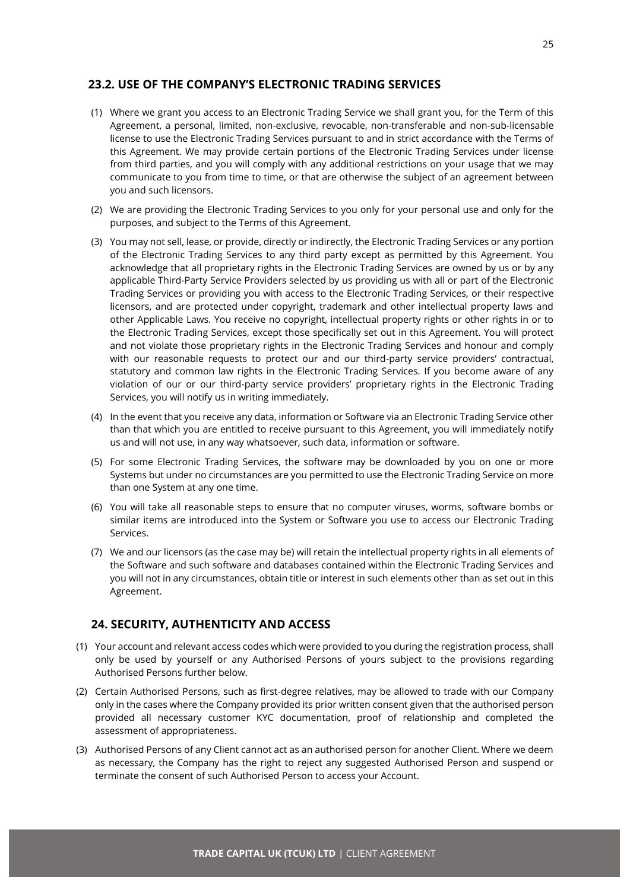## 23.2. USE OF THE COMPANY'S ELECTRONIC TRADING SERVICES

(1) Where we grant you access to an Electronic Trading Service we shall grant you, for the Term of this Agreement, a personal, limited, non-exclusive, revocable, non-transferable and non-sub-licensable license to use the Electronic Trading Services pursuant to and in strict accordance with the Terms of this Agreement. We may provide certain portions of the Electronic Trading Services under license from third parties, and you will comply with any additional restrictions on your usage that we may communicate to you from time to time, or that are otherwise the subject of an agreement between you and such licensors.

(2) We are providing the Electronic Trading Services to you only for your personal use and only for the purposes, and subject to the Terms of this Agreement.

(3) You may not sell, lease, or provide, directly or indirectly, the Electronic Trading Services or any portion of the Electronic Trading Services to any third party except as permitted by this Agreement. You acknowledge that all proprietary rights in the Electronic Trading Services are owned by us or by any applicable Third-Party Service Providers selected by us providing us with all or part of the Electronic Trading Services or providing you with access to the Electronic Trading Services, or their respective licensors, and are protected under copyright, trademark and other intellectual property laws and other Applicable Laws. You receive no copyright, intellectual property rights or other rights in or to the Electronic Trading Services, except those specifically set out in this Agreement. You will protect and not violate those proprietary rights in the Electronic Trading Services and honour and comply with our reasonable requests to protect our and our third-party service providers' contractual, statutory and common law rights in the Electronic Trading Services. If you become aware of any violation of our or our third-party service providers' proprietary rights in the Electronic Trading Services, you will notify us in writing immediately.

(4) In the event that you receive any data, information or Software via an Electronic Trading Service other than that which you are entitled to receive pursuant to this Agreement, you will immediately notify us and will not use, in any way whatsoever, such data, information or software.

(5) For some Electronic Trading Services, the software may be downloaded by you on one or more Systems but under no circumstances are you permitted to use the Electronic Trading Service on more than one System at any one time.

(6) You will take all reasonable steps to ensure that no computer viruses, worms, software bombs or similar items are introduced into the System or Software you use to access our Electronic Trading Services.

(7) We and our licensors (as the case may be) will retain the intellectual property rights in all elements of the Software and such software and databases contained within the Electronic Trading Services and you will not in any circumstances, obtain title or interest in such elements other than as set out in this Agreement.

## 24. SECURITY, AUTHENTICITY AND ACCESS

(1) Your account and relevant access codes which were provided to you during the registration process, shall only be used by yourself or any Authorised Persons of yours subject to the provisions regarding Authorised Persons further below.

(2) Certain Authorised Persons, such as first-degree relatives, may be allowed to trade with our Company only in the cases where the Company provided its prior written consent given that the authorised person provided all necessary customer KYC documentation, proof of relationship and completed the assessment of appropriateness.

(3) Authorised Persons of any Client cannot act as an authorised person for another Client. Where we deem as necessary, the Company has the right to reject any suggested Authorised Person and suspend or terminate the consent of such Authorised Person to access your Account.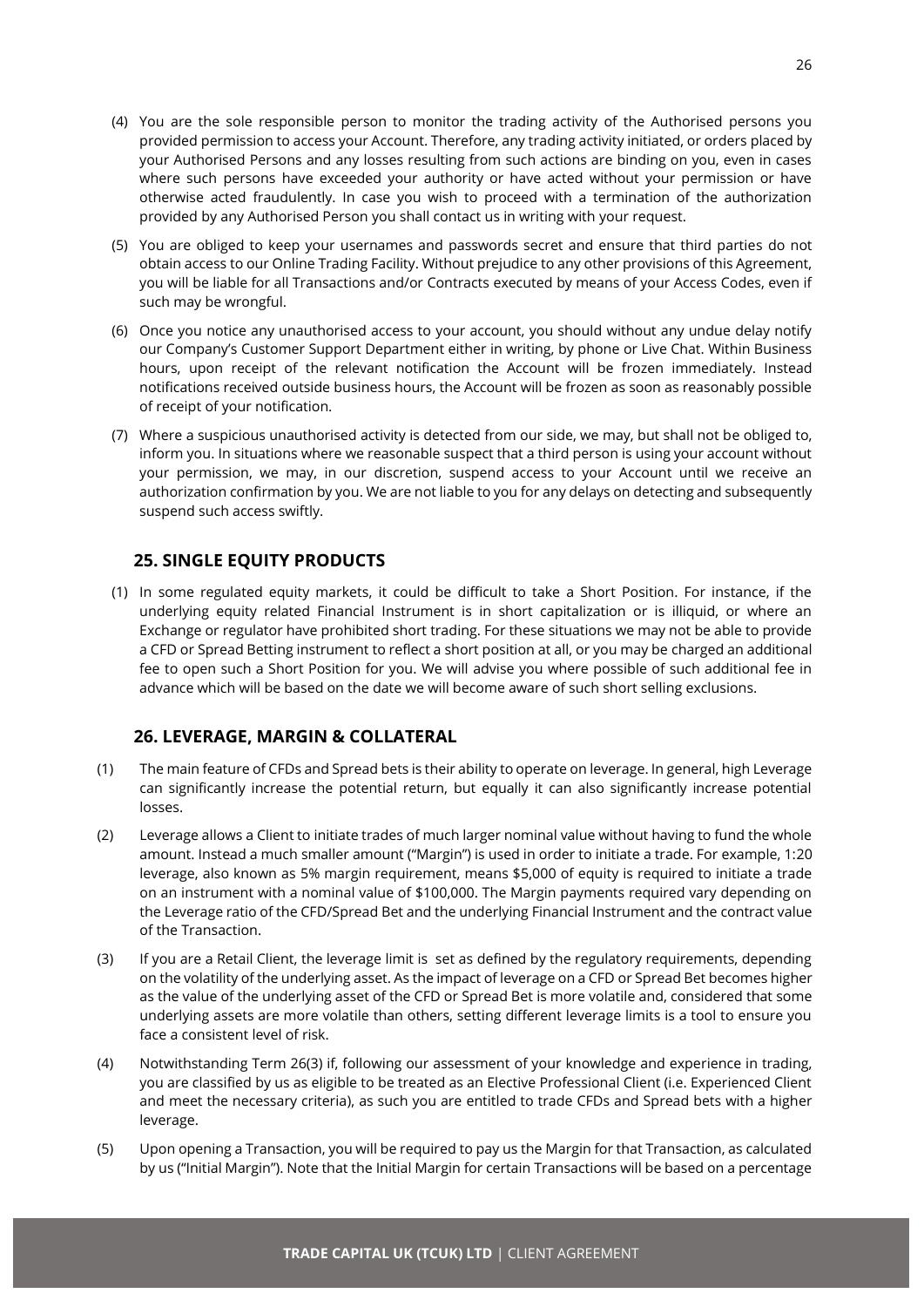(4) You are the sole responsible person to monitor the trading activity of the Authorised persons you provided permission to access your Account. Therefore, any trading activity initiated, or orders placed by your Authorised Persons and any losses resulting from such actions are binding on you, even in cases where such persons have exceeded your authority or have acted without your permission or have otherwise acted fraudulently. In case you wish to proceed with a termination of the authorization provided by any Authorised Person you shall contact us in writing with your request.

(5) You are obliged to keep your usernames and passwords secret and ensure that third parties do not obtain access to our Online Trading Facility. Without prejudice to any other provisions of this Agreement, you will be liable for all Transactions and/or Contracts executed by means of your Access Codes, even if such may be wrongful.

(6) Once you notice any unauthorised access to your account, you should without any undue delay notify our Company's Customer Support Department either in writing, by phone or Live Chat. Within Business hours, upon receipt of the relevant notification the Account will be frozen immediately. Instead notifications received outside business hours, the Account will be frozen as soon as reasonably possible of receipt of your notification.

(7) Where a suspicious unauthorised activity is detected from our side, we may, but shall not be obliged to, inform you. In situations where we reasonable suspect that a third person is using your account without your permission, we may, in our discretion, suspend access to your Account until we receive an authorization confirmation by you. We are not liable to you for any delays on detecting and subsequently suspend such access swiftly.

## 25. SINGLE EQUITY PRODUCTS

(1) In some regulated equity markets, it could be difficult to take a Short Position. For instance, if the underlying equity related Financial Instrument is in short capitalization or is illiquid, or where an Exchange or regulator have prohibited short trading. For these situations we may not be able to provide a CFD or Spread Betting instrument to reflect a short position at all, or you may be charged an additional fee to open such a Short Position for you. We will advise you where possible of such additional fee in advance which will be based on the date we will become aware of such short selling exclusions.

## 26. LEVERAGE, MARGIN & COLLATERAL

(1) The main feature of CFDs and Spread bets is their ability to operate on leverage. In general, high Leverage can significantly increase the potential return, but equally it can also significantly increase potential losses.

(2) Leverage allows a Client to initiate trades of much larger nominal value without having to fund the whole amount. Instead a much smaller amount ("Margin") is used in order to initiate a trade. For example, 1:20 leverage, also known as 5% margin requirement, means $5,000 of equity is required to initiate a trade on an instrument with a nominal value of $100,000. The Margin payments required vary depending on the Leverage ratio of the CFD/Spread Bet and the underlying Financial Instrument and the contract value of the Transaction.

(3) If you are a Retail Client, the leverage limit is set as defined by the regulatory requirements, depending on the volatility of the underlying asset. As the impact of leverage on a CFD or Spread Bet becomes higher as the value of the underlying asset of the CFD or Spread Bet is more volatile and, considered that some underlying assets are more volatile than others, setting different leverage limits is a tool to ensure you face a consistent level of risk.

(4) Notwithstanding Term 26(3) if, following our assessment of your knowledge and experience in trading, you are classified by us as eligible to be treated as an Elective Professional Client (i.e. Experienced Client and meet the necessary criteria), as such you are entitled to trade CFDs and Spread bets with a higher leverage.

(5) Upon opening a Transaction, you will be required to pay us the Margin for that Transaction, as calculated by us ("Initial Margin"). Note that the Initial Margin for certain Transactions will be based on a percentage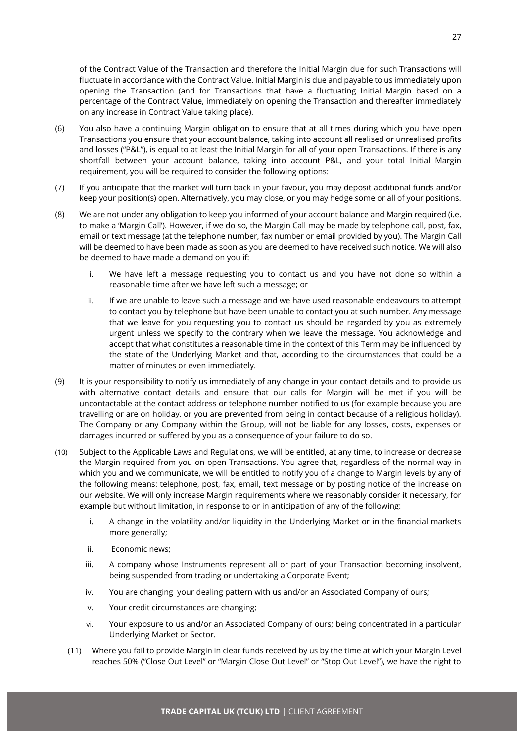of the Contract Value of the Transaction and therefore the Initial Margin due for such Transactions will fluctuate in accordance with the Contract Value. Initial Margin is due and payable to us immediately upon opening the Transaction (and for Transactions that have a fluctuating Initial Margin based on a percentage of the Contract Value, immediately on opening the Transaction and thereafter immediately on any increase in Contract Value taking place).

(6) You also have a continuing Margin obligation to ensure that at all times during which you have open Transactions you ensure that your account balance, taking into account all realised or unrealised profits and losses ("P&L"), is equal to at least the Initial Margin for all of your open Transactions. If there is any shortfall between your account balance, taking into account P&L, and your total Initial Margin requirement, you will be required to consider the following options:

(7) If you anticipate that the market will turn back in your favour, you may deposit additional funds and/or keep your position(s) open. Alternatively, you may close, or you may hedge some or all of your positions.

(8) We are not under any obligation to keep you informed of your account balance and Margin required (i.e. to make a 'Margin Call'). However, if we do so, the Margin Call may be made by telephone call, post, fax, email or text message (at the telephone number, fax number or email provided by you). The Margin Call will be deemed to have been made as soon as you are deemed to have received such notice. We will also be deemed to have made a demand on you if:

   i. We have left a message requesting you to contact us and you have not done so within a reasonable time after we have left such a message; or

   ii. If we are unable to leave such a message and we have used reasonable endeavours to attempt to contact you by telephone but have been unable to contact you at such number. Any message that we leave for you requesting you to contact us should be regarded by you as extremely urgent unless we specify to the contrary when we leave the message. You acknowledge and accept that what constitutes a reasonable time in the context of this Term may be influenced by the state of the Underlying Market and that, according to the circumstances that could be a matter of minutes or even immediately.

(9) It is your responsibility to notify us immediately of any change in your contact details and to provide us with alternative contact details and ensure that our calls for Margin will be met if you will be uncontactable at the contact address or telephone number notified to us (for example because you are travelling or are on holiday, or you are prevented from being in contact because of a religious holiday). The Company or any Company within the Group, will not be liable for any losses, costs, expenses or damages incurred or suffered by you as a consequence of your failure to do so.

(10) Subject to the Applicable Laws and Regulations, we will be entitled, at any time, to increase or decrease the Margin required from you on open Transactions. You agree that, regardless of the normal way in which you and we communicate, we will be entitled to notify you of a change to Margin levels by any of the following means: telephone, post, fax, email, text message or by posting notice of the increase on our website. We will only increase Margin requirements where we reasonably consider it necessary, for example but without limitation, in response to or in anticipation of any of the following:

   i. A change in the volatility and/or liquidity in the Underlying Market or in the financial markets more generally;

   ii. Economic news;

   iii. A company whose Instruments represent all or part of your Transaction becoming insolvent, being suspended from trading or undertaking a Corporate Event;

   iv. You are changing your dealing pattern with us and/or an Associated Company of ours;

   v. Your credit circumstances are changing;

   vi. Your exposure to us and/or an Associated Company of ours; being concentrated in a particular Underlying Market or Sector.

(11) Where you fail to provide Margin in clear funds received by us by the time at which your Margin Level reaches 50% ("Close Out Level" or "Margin Close Out Level" or "Stop Out Level"), we have the right to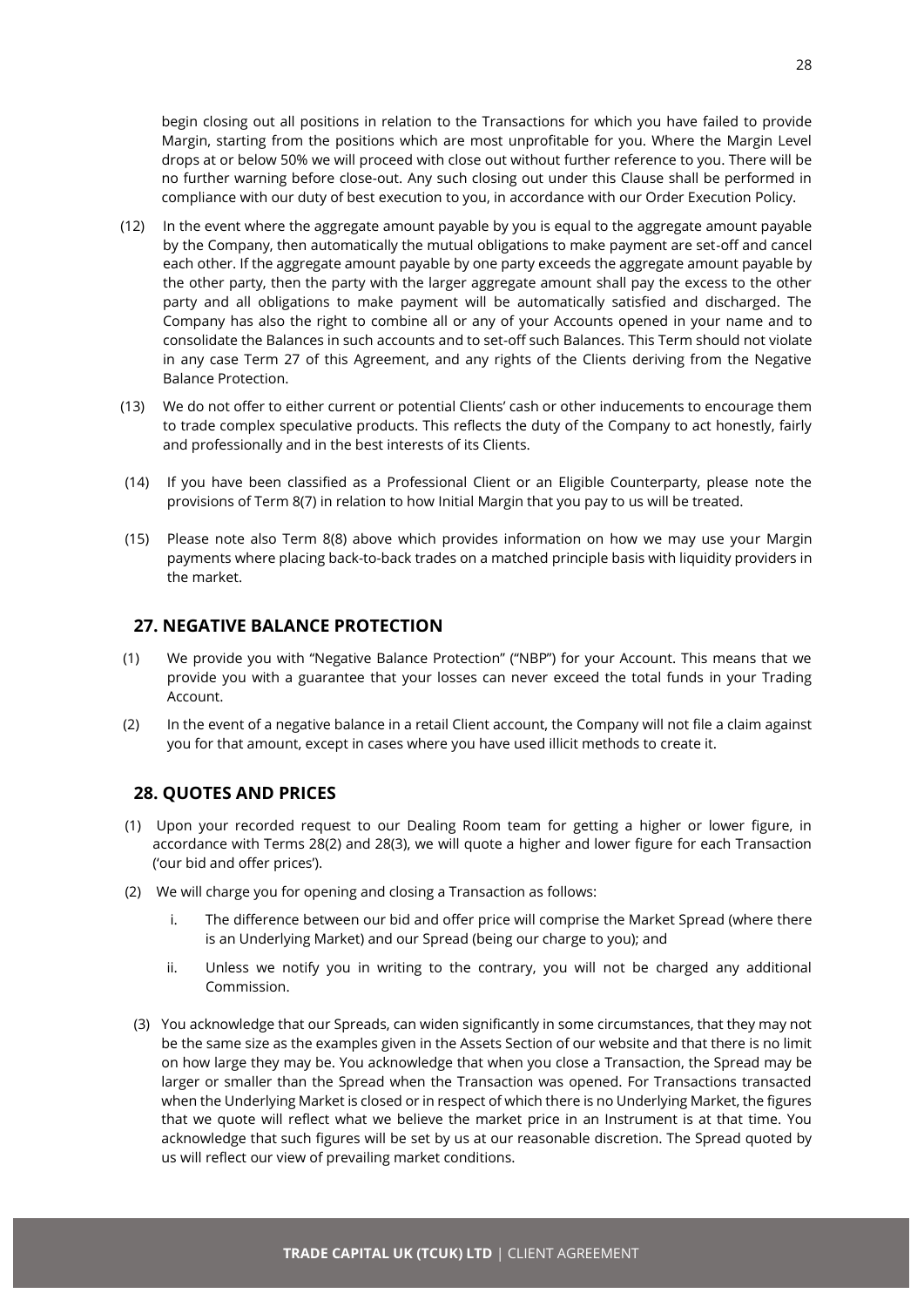begin closing out all positions in relation to the Transactions for which you have failed to provide Margin, starting from the positions which are most unprofitable for you. Where the Margin Level drops at or below 50% we will proceed with close out without further reference to you. There will be no further warning before close-out. Any such closing out under this Clause shall be performed in compliance with our duty of best execution to you, in accordance with our Order Execution Policy.

(12) In the event where the aggregate amount payable by you is equal to the aggregate amount payable by the Company, then automatically the mutual obligations to make payment are set-off and cancel each other. If the aggregate amount payable by one party exceeds the aggregate amount payable by the other party, then the party with the larger aggregate amount shall pay the excess to the other party and all obligations to make payment will be automatically satisfied and discharged. The Company has also the right to combine all or any of your Accounts opened in your name and to consolidate the Balances in such accounts and to set-off such Balances. This Term should not violate in any case Term 27 of this Agreement, and any rights of the Clients deriving from the Negative Balance Protection.

(13) We do not offer to either current or potential Clients' cash or other inducements to encourage them to trade complex speculative products. This reflects the duty of the Company to act honestly, fairly and professionally and in the best interests of its Clients.

(14) If you have been classified as a Professional Client or an Eligible Counterparty, please note the provisions of Term 8(7) in relation to how Initial Margin that you pay to us will be treated.

(15) Please note also Term 8(8) above which provides information on how we may use your Margin payments where placing back-to-back trades on a matched principle basis with liquidity providers in the market.

## 27. NEGATIVE BALANCE PROTECTION

(1) We provide you with "Negative Balance Protection" ("NBP") for your Account. This means that we provide you with a guarantee that your losses can never exceed the total funds in your Trading Account.

(2) In the event of a negative balance in a retail Client account, the Company will not file a claim against you for that amount, except in cases where you have used illicit methods to create it.

## 28. QUOTES AND PRICES

(1) Upon your recorded request to our Dealing Room team for getting a higher or lower figure, in accordance with Terms 28(2) and 28(3), we will quote a higher and lower figure for each Transaction ('our bid and offer prices').

(2) We will charge you for opening and closing a Transaction as follows:

i. The difference between our bid and offer price will comprise the Market Spread (where there is an Underlying Market) and our Spread (being our charge to you); and

ii. Unless we notify you in writing to the contrary, you will not be charged any additional Commission.

(3) You acknowledge that our Spreads, can widen significantly in some circumstances, that they may not be the same size as the examples given in the Assets Section of our website and that there is no limit on how large they may be. You acknowledge that when you close a Transaction, the Spread may be larger or smaller than the Spread when the Transaction was opened. For Transactions transacted when the Underlying Market is closed or in respect of which there is no Underlying Market, the figures that we quote will reflect what we believe the market price in an Instrument is at that time. You acknowledge that such figures will be set by us at our reasonable discretion. The Spread quoted by us will reflect our view of prevailing market conditions.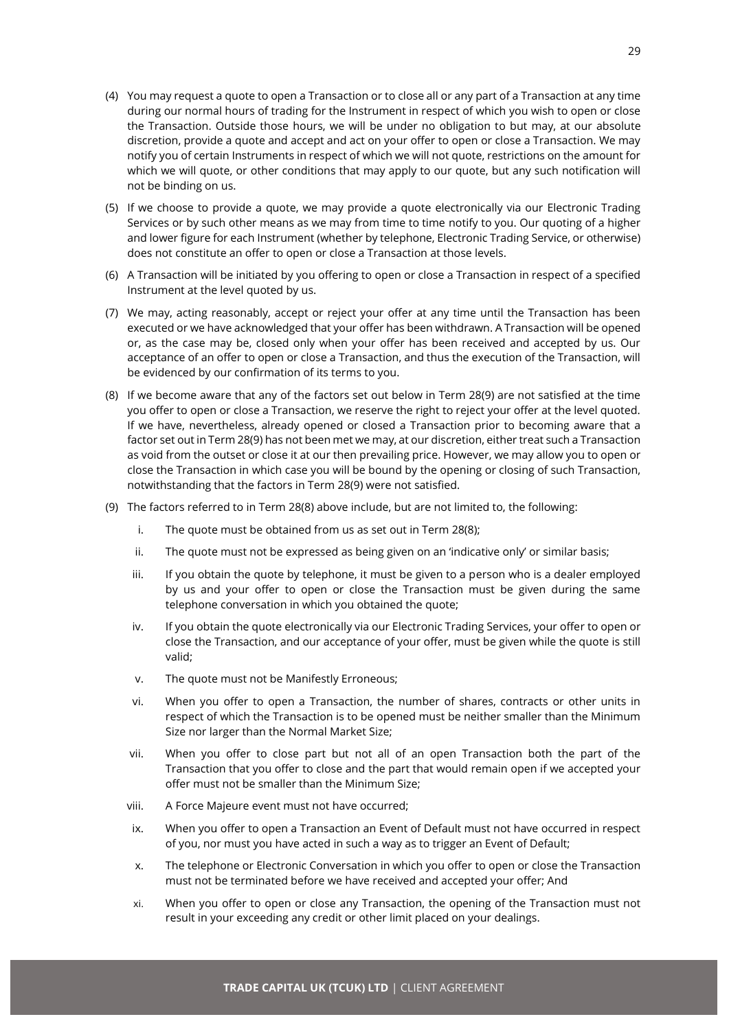(4) You may request a quote to open a Transaction or to close all or any part of a Transaction at any time during our normal hours of trading for the Instrument in respect of which you wish to open or close the Transaction. Outside those hours, we will be under no obligation to but may, at our absolute discretion, provide a quote and accept and act on your offer to open or close a Transaction. We may notify you of certain Instruments in respect of which we will not quote, restrictions on the amount for which we will quote, or other conditions that may apply to our quote, but any such notification will not be binding on us.

(5) If we choose to provide a quote, we may provide a quote electronically via our Electronic Trading Services or by such other means as we may from time to time notify to you. Our quoting of a higher and lower figure for each Instrument (whether by telephone, Electronic Trading Service, or otherwise) does not constitute an offer to open or close a Transaction at those levels.

(6) A Transaction will be initiated by you offering to open or close a Transaction in respect of a specified Instrument at the level quoted by us.

(7) We may, acting reasonably, accept or reject your offer at any time until the Transaction has been executed or we have acknowledged that your offer has been withdrawn. A Transaction will be opened or, as the case may be, closed only when your offer has been received and accepted by us. Our acceptance of an offer to open or close a Transaction, and thus the execution of the Transaction, will be evidenced by our confirmation of its terms to you.

(8) If we become aware that any of the factors set out below in Term 28(9) are not satisfied at the time you offer to open or close a Transaction, we reserve the right to reject your offer at the level quoted. If we have, nevertheless, already opened or closed a Transaction prior to becoming aware that a factor set out in Term 28(9) has not been met we may, at our discretion, either treat such a Transaction as void from the outset or close it at our then prevailing price. However, we may allow you to open or close the Transaction in which case you will be bound by the opening or closing of such Transaction, notwithstanding that the factors in Term 28(9) were not satisfied.

(9) The factors referred to in Term 28(8) above include, but are not limited to, the following:

   i. The quote must be obtained from us as set out in Term 28(8);

   ii. The quote must not be expressed as being given on an 'indicative only' or similar basis;

   iii. If you obtain the quote by telephone, it must be given to a person who is a dealer employed by us and your offer to open or close the Transaction must be given during the same telephone conversation in which you obtained the quote;

   iv. If you obtain the quote electronically via our Electronic Trading Services, your offer to open or close the Transaction, and our acceptance of your offer, must be given while the quote is still valid;

   v. The quote must not be Manifestly Erroneous;

   vi. When you offer to open a Transaction, the number of shares, contracts or other units in respect of which the Transaction is to be opened must be neither smaller than the Minimum Size nor larger than the Normal Market Size;

   vii. When you offer to close part but not all of an open Transaction both the part of the Transaction that you offer to close and the part that would remain open if we accepted your offer must not be smaller than the Minimum Size;

   viii. A Force Majeure event must not have occurred;

   ix. When you offer to open a Transaction an Event of Default must not have occurred in respect of you, nor must you have acted in such a way as to trigger an Event of Default;

   x. The telephone or Electronic Conversation in which you offer to open or close the Transaction must not be terminated before we have received and accepted your offer; And

   xi. When you offer to open or close any Transaction, the opening of the Transaction must not result in your exceeding any credit or other limit placed on your dealings.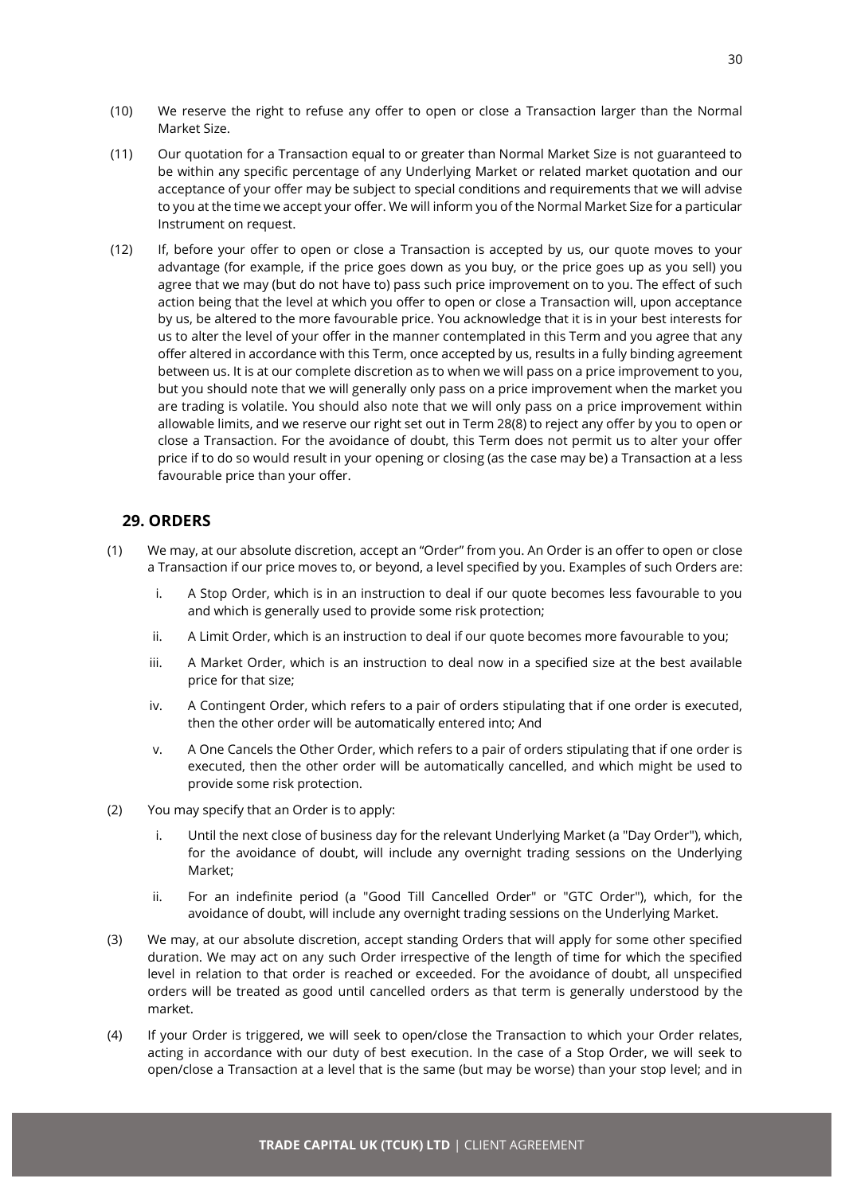(10) We reserve the right to refuse any offer to open or close a Transaction larger than the Normal Market Size.

(11) Our quotation for a Transaction equal to or greater than Normal Market Size is not guaranteed to be within any specific percentage of any Underlying Market or related market quotation and our acceptance of your offer may be subject to special conditions and requirements that we will advise to you at the time we accept your offer. We will inform you of the Normal Market Size for a particular Instrument on request.

(12) If, before your offer to open or close a Transaction is accepted by us, our quote moves to your advantage (for example, if the price goes down as you buy, or the price goes up as you sell) you agree that we may (but do not have to) pass such price improvement on to you. The effect of such action being that the level at which you offer to open or close a Transaction will, upon acceptance by us, be altered to the more favourable price. You acknowledge that it is in your best interests for us to alter the level of your offer in the manner contemplated in this Term and you agree that any offer altered in accordance with this Term, once accepted by us, results in a fully binding agreement between us. It is at our complete discretion as to when we will pass on a price improvement to you, but you should note that we will generally only pass on a price improvement when the market you are trading is volatile. You should also note that we will only pass on a price improvement within allowable limits, and we reserve our right set out in Term 28(8) to reject any offer by you to open or close a Transaction. For the avoidance of doubt, this Term does not permit us to alter your offer price if to do so would result in your opening or closing (as the case may be) a Transaction at a less favourable price than your offer.

## 29. ORDERS

(1) We may, at our absolute discretion, accept an "Order" from you. An Order is an offer to open or close a Transaction if our price moves to, or beyond, a level specified by you. Examples of such Orders are:

i. A Stop Order, which is in an instruction to deal if our quote becomes less favourable to you and which is generally used to provide some risk protection;

ii. A Limit Order, which is an instruction to deal if our quote becomes more favourable to you;

iii. A Market Order, which is an instruction to deal now in a specified size at the best available price for that size;

iv. A Contingent Order, which refers to a pair of orders stipulating that if one order is executed, then the other order will be automatically entered into; And

v. A One Cancels the Other Order, which refers to a pair of orders stipulating that if one order is executed, then the other order will be automatically cancelled, and which might be used to provide some risk protection.

(2) You may specify that an Order is to apply:

i. Until the next close of business day for the relevant Underlying Market (a "Day Order"), which, for the avoidance of doubt, will include any overnight trading sessions on the Underlying Market;

ii. For an indefinite period (a "Good Till Cancelled Order" or "GTC Order"), which, for the avoidance of doubt, will include any overnight trading sessions on the Underlying Market.

(3) We may, at our absolute discretion, accept standing Orders that will apply for some other specified duration. We may act on any such Order irrespective of the length of time for which the specified level in relation to that order is reached or exceeded. For the avoidance of doubt, all unspecified orders will be treated as good until cancelled orders as that term is generally understood by the market.

(4) If your Order is triggered, we will seek to open/close the Transaction to which your Order relates, acting in accordance with our duty of best execution. In the case of a Stop Order, we will seek to open/close a Transaction at a level that is the same (but may be worse) than your stop level; and in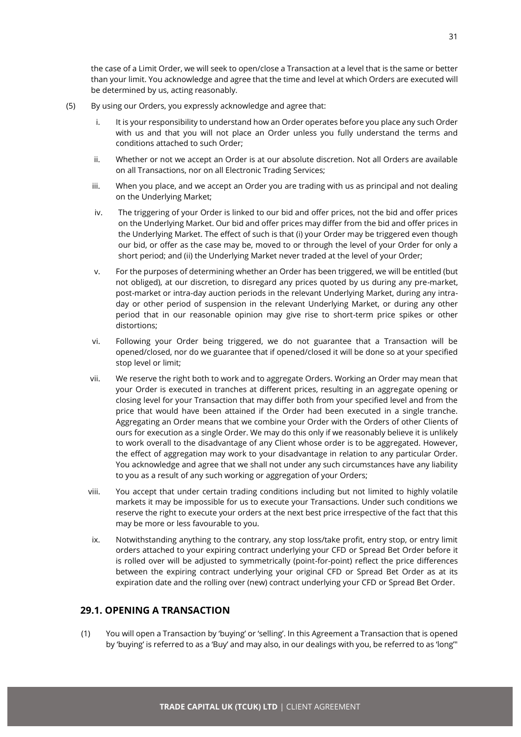the case of a Limit Order, we will seek to open/close a Transaction at a level that is the same or better than your limit. You acknowledge and agree that the time and level at which Orders are executed will be determined by us, acting reasonably.

(5) By using our Orders, you expressly acknowledge and agree that:

i. It is your responsibility to understand how an Order operates before you place any such Order with us and that you will not place an Order unless you fully understand the terms and conditions attached to such Order;

ii. Whether or not we accept an Order is at our absolute discretion. Not all Orders are available on all Transactions, nor on all Electronic Trading Services;

iii. When you place, and we accept an Order you are trading with us as principal and not dealing on the Underlying Market;

iv. The triggering of your Order is linked to our bid and offer prices, not the bid and offer prices on the Underlying Market. Our bid and offer prices may differ from the bid and offer prices in the Underlying Market. The effect of such is that (i) your Order may be triggered even though our bid, or offer as the case may be, moved to or through the level of your Order for only a short period; and (ii) the Underlying Market never traded at the level of your Order;

v. For the purposes of determining whether an Order has been triggered, we will be entitled (but not obliged), at our discretion, to disregard any prices quoted by us during any pre-market, post-market or intra-day auction periods in the relevant Underlying Market, during any intra-day or other period of suspension in the relevant Underlying Market, or during any other period that in our reasonable opinion may give rise to short-term price spikes or other distortions;

vi. Following your Order being triggered, we do not guarantee that a Transaction will be opened/closed, nor do we guarantee that if opened/closed it will be done so at your specified stop level or limit;

vii. We reserve the right both to work and to aggregate Orders. Working an Order may mean that your Order is executed in tranches at different prices, resulting in an aggregate opening or closing level for your Transaction that may differ both from your specified level and from the price that would have been attained if the Order had been executed in a single tranche. Aggregating an Order means that we combine your Order with the Orders of other Clients of ours for execution as a single Order. We may do this only if we reasonably believe it is unlikely to work overall to the disadvantage of any Client whose order is to be aggregated. However, the effect of aggregation may work to your disadvantage in relation to any particular Order. You acknowledge and agree that we shall not under any such circumstances have any liability to you as a result of any such working or aggregation of your Orders;

viii. You accept that under certain trading conditions including but not limited to highly volatile markets it may be impossible for us to execute your Transactions. Under such conditions we reserve the right to execute your orders at the next best price irrespective of the fact that this may be more or less favourable to you.

ix. Notwithstanding anything to the contrary, any stop loss/take profit, entry stop, or entry limit orders attached to your expiring contract underlying your CFD or Spread Bet Order before it is rolled over will be adjusted to symmetrically (point-for-point) reflect the price differences between the expiring contract underlying your original CFD or Spread Bet Order as at its expiration date and the rolling over (new) contract underlying your CFD or Spread Bet Order.

## 29.1. OPENING A TRANSACTION

(1) You will open a Transaction by 'buying' or 'selling'. In this Agreement a Transaction that is opened by 'buying' is referred to as a 'Buy' and may also, in our dealings with you, be referred to as 'long'"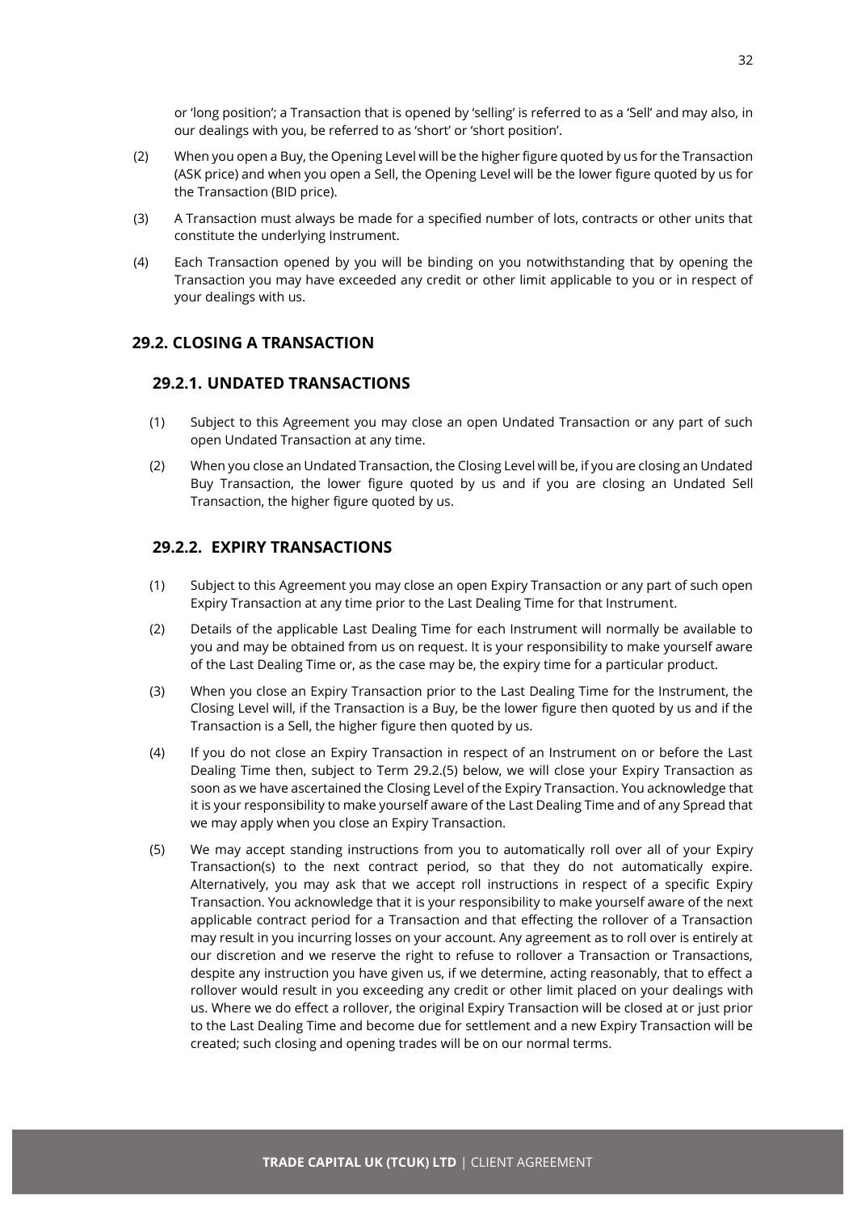or 'long position'; a Transaction that is opened by 'selling' is referred to as a 'Sell' and may also, in our dealings with you, be referred to as 'short' or 'short position'.

(2) When you open a Buy, the Opening Level will be the higher figure quoted by us for the Transaction (ASK price) and when you open a Sell, the Opening Level will be the lower figure quoted by us for the Transaction (BID price).

(3) A Transaction must always be made for a specified number of lots, contracts or other units that constitute the underlying Instrument.

(4) Each Transaction opened by you will be binding on you notwithstanding that by opening the Transaction you may have exceeded any credit or other limit applicable to you or in respect of your dealings with us.

## 29.2. CLOSING A TRANSACTION

### 29.2.1. UNDATED TRANSACTIONS

(1) Subject to this Agreement you may close an open Undated Transaction or any part of such open Undated Transaction at any time.

(2) When you close an Undated Transaction, the Closing Level will be, if you are closing an Undated Buy Transaction, the lower figure quoted by us and if you are closing an Undated Sell Transaction, the higher figure quoted by us.

### 29.2.2. EXPIRY TRANSACTIONS

(1) Subject to this Agreement you may close an open Expiry Transaction or any part of such open Expiry Transaction at any time prior to the Last Dealing Time for that Instrument.

(2) Details of the applicable Last Dealing Time for each Instrument will normally be available to you and may be obtained from us on request. It is your responsibility to make yourself aware of the Last Dealing Time or, as the case may be, the expiry time for a particular product.

(3) When you close an Expiry Transaction prior to the Last Dealing Time for the Instrument, the Closing Level will, if the Transaction is a Buy, be the lower figure then quoted by us and if the Transaction is a Sell, the higher figure then quoted by us.

(4) If you do not close an Expiry Transaction in respect of an Instrument on or before the Last Dealing Time then, subject to Term 29.2.(5) below, we will close your Expiry Transaction as soon as we have ascertained the Closing Level of the Expiry Transaction. You acknowledge that it is your responsibility to make yourself aware of the Last Dealing Time and of any Spread that we may apply when you close an Expiry Transaction.

(5) We may accept standing instructions from you to automatically roll over all of your Expiry Transaction(s) to the next contract period, so that they do not automatically expire. Alternatively, you may ask that we accept roll instructions in respect of a specific Expiry Transaction. You acknowledge that it is your responsibility to make yourself aware of the next applicable contract period for a Transaction and that effecting the rollover of a Transaction may result in you incurring losses on your account. Any agreement as to roll over is entirely at our discretion and we reserve the right to refuse to rollover a Transaction or Transactions, despite any instruction you have given us, if we determine, acting reasonably, that to effect a rollover would result in you exceeding any credit or other limit placed on your dealings with us. Where we do effect a rollover, the original Expiry Transaction will be closed at or just prior to the Last Dealing Time and become due for settlement and a new Expiry Transaction will be created; such closing and opening trades will be on our normal terms.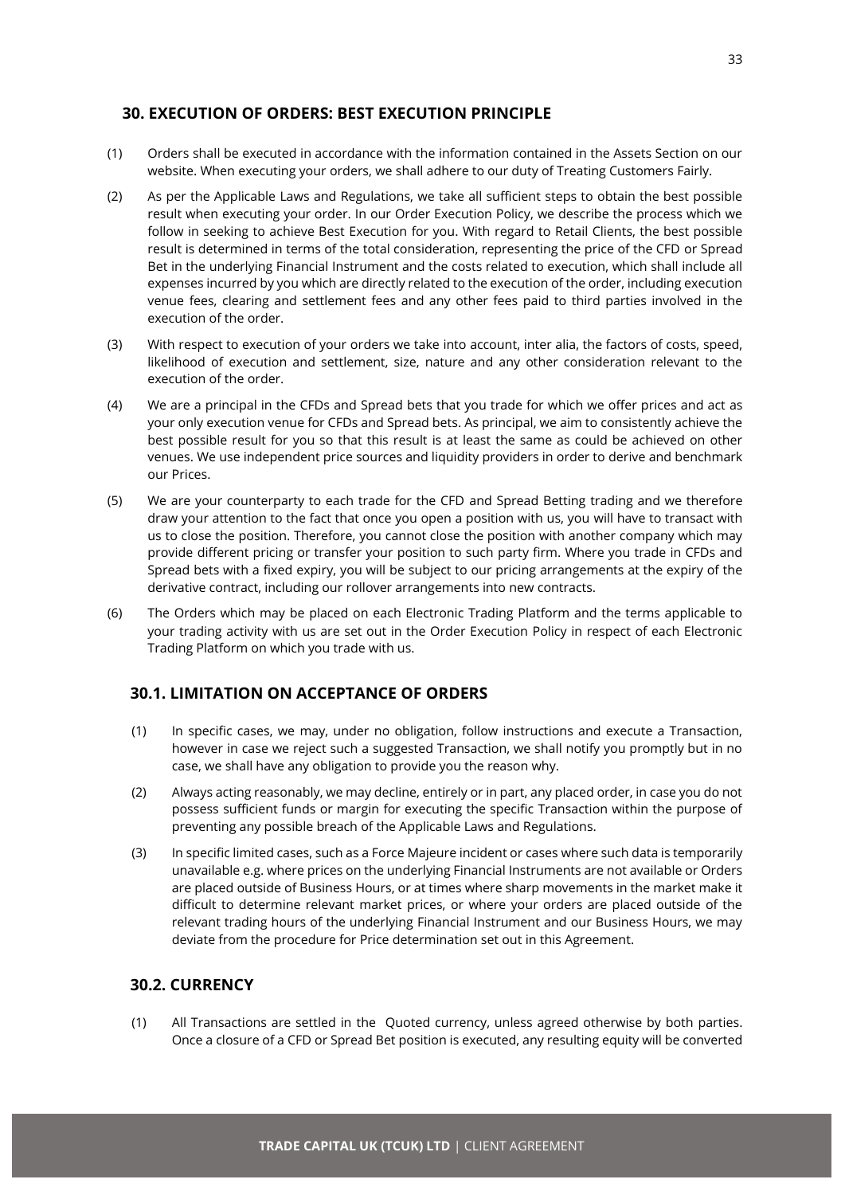## 30. EXECUTION OF ORDERS: BEST EXECUTION PRINCIPLE

(1) Orders shall be executed in accordance with the information contained in the Assets Section on our website. When executing your orders, we shall adhere to our duty of Treating Customers Fairly.

(2) As per the Applicable Laws and Regulations, we take all sufficient steps to obtain the best possible result when executing your order. In our Order Execution Policy, we describe the process which we follow in seeking to achieve Best Execution for you. With regard to Retail Clients, the best possible result is determined in terms of the total consideration, representing the price of the CFD or Spread Bet in the underlying Financial Instrument and the costs related to execution, which shall include all expenses incurred by you which are directly related to the execution of the order, including execution venue fees, clearing and settlement fees and any other fees paid to third parties involved in the execution of the order.

(3) With respect to execution of your orders we take into account, inter alia, the factors of costs, speed, likelihood of execution and settlement, size, nature and any other consideration relevant to the execution of the order.

(4) We are a principal in the CFDs and Spread bets that you trade for which we offer prices and act as your only execution venue for CFDs and Spread bets. As principal, we aim to consistently achieve the best possible result for you so that this result is at least the same as could be achieved on other venues. We use independent price sources and liquidity providers in order to derive and benchmark our Prices.

(5) We are your counterparty to each trade for the CFD and Spread Betting trading and we therefore draw your attention to the fact that once you open a position with us, you will have to transact with us to close the position. Therefore, you cannot close the position with another company which may provide different pricing or transfer your position to such party firm. Where you trade in CFDs and Spread bets with a fixed expiry, you will be subject to our pricing arrangements at the expiry of the derivative contract, including our rollover arrangements into new contracts.

(6) The Orders which may be placed on each Electronic Trading Platform and the terms applicable to your trading activity with us are set out in the Order Execution Policy in respect of each Electronic Trading Platform on which you trade with us.

### 30.1. LIMITATION ON ACCEPTANCE OF ORDERS

(1) In specific cases, we may, under no obligation, follow instructions and execute a Transaction, however in case we reject such a suggested Transaction, we shall notify you promptly but in no case, we shall have any obligation to provide you the reason why.

(2) Always acting reasonably, we may decline, entirely or in part, any placed order, in case you do not possess sufficient funds or margin for executing the specific Transaction within the purpose of preventing any possible breach of the Applicable Laws and Regulations.

(3) In specific limited cases, such as a Force Majeure incident or cases where such data is temporarily unavailable e.g. where prices on the underlying Financial Instruments are not available or Orders are placed outside of Business Hours, or at times where sharp movements in the market make it difficult to determine relevant market prices, or where your orders are placed outside of the relevant trading hours of the underlying Financial Instrument and our Business Hours, we may deviate from the procedure for Price determination set out in this Agreement.

### 30.2. CURRENCY

(1) All Transactions are settled in the Quoted currency, unless agreed otherwise by both parties. Once a closure of a CFD or Spread Bet position is executed, any resulting equity will be converted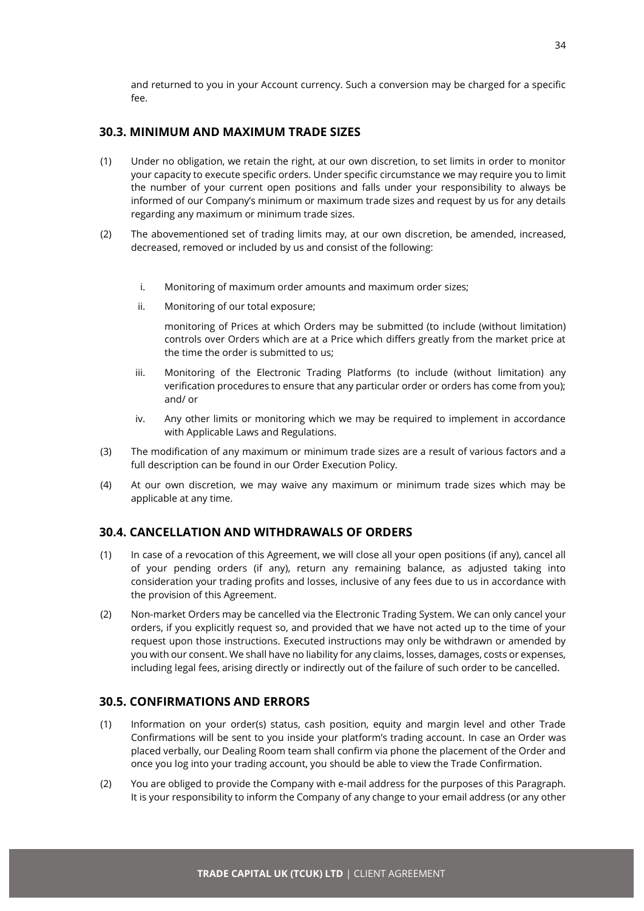and returned to you in your Account currency. Such a conversion may be charged for a specific fee.

## 30.3. MINIMUM AND MAXIMUM TRADE SIZES

(1) Under no obligation, we retain the right, at our own discretion, to set limits in order to monitor your capacity to execute specific orders. Under specific circumstance we may require you to limit the number of your current open positions and falls under your responsibility to always be informed of our Company's minimum or maximum trade sizes and request by us for any details regarding any maximum or minimum trade sizes.

(2) The abovementioned set of trading limits may, at our own discretion, be amended, increased, decreased, removed or included by us and consist of the following:

i. Monitoring of maximum order amounts and maximum order sizes;

ii. Monitoring of our total exposure;

monitoring of Prices at which Orders may be submitted (to include (without limitation) controls over Orders which are at a Price which differs greatly from the market price at the time the order is submitted to us;

iii. Monitoring of the Electronic Trading Platforms (to include (without limitation) any verification procedures to ensure that any particular order or orders has come from you); and/ or

iv. Any other limits or monitoring which we may be required to implement in accordance with Applicable Laws and Regulations.

(3) The modification of any maximum or minimum trade sizes are a result of various factors and a full description can be found in our Order Execution Policy.

(4) At our own discretion, we may waive any maximum or minimum trade sizes which may be applicable at any time.

## 30.4. CANCELLATION AND WITHDRAWALS OF ORDERS

(1) In case of a revocation of this Agreement, we will close all your open positions (if any), cancel all of your pending orders (if any), return any remaining balance, as adjusted taking into consideration your trading profits and losses, inclusive of any fees due to us in accordance with the provision of this Agreement.

(2) Non-market Orders may be cancelled via the Electronic Trading System. We can only cancel your orders, if you explicitly request so, and provided that we have not acted up to the time of your request upon those instructions. Executed instructions may only be withdrawn or amended by you with our consent. We shall have no liability for any claims, losses, damages, costs or expenses, including legal fees, arising directly or indirectly out of the failure of such order to be cancelled.

## 30.5. CONFIRMATIONS AND ERRORS

(1) Information on your order(s) status, cash position, equity and margin level and other Trade Confirmations will be sent to you inside your platform's trading account. In case an Order was placed verbally, our Dealing Room team shall confirm via phone the placement of the Order and once you log into your trading account, you should be able to view the Trade Confirmation.

(2) You are obliged to provide the Company with e-mail address for the purposes of this Paragraph. It is your responsibility to inform the Company of any change to your email address (or any other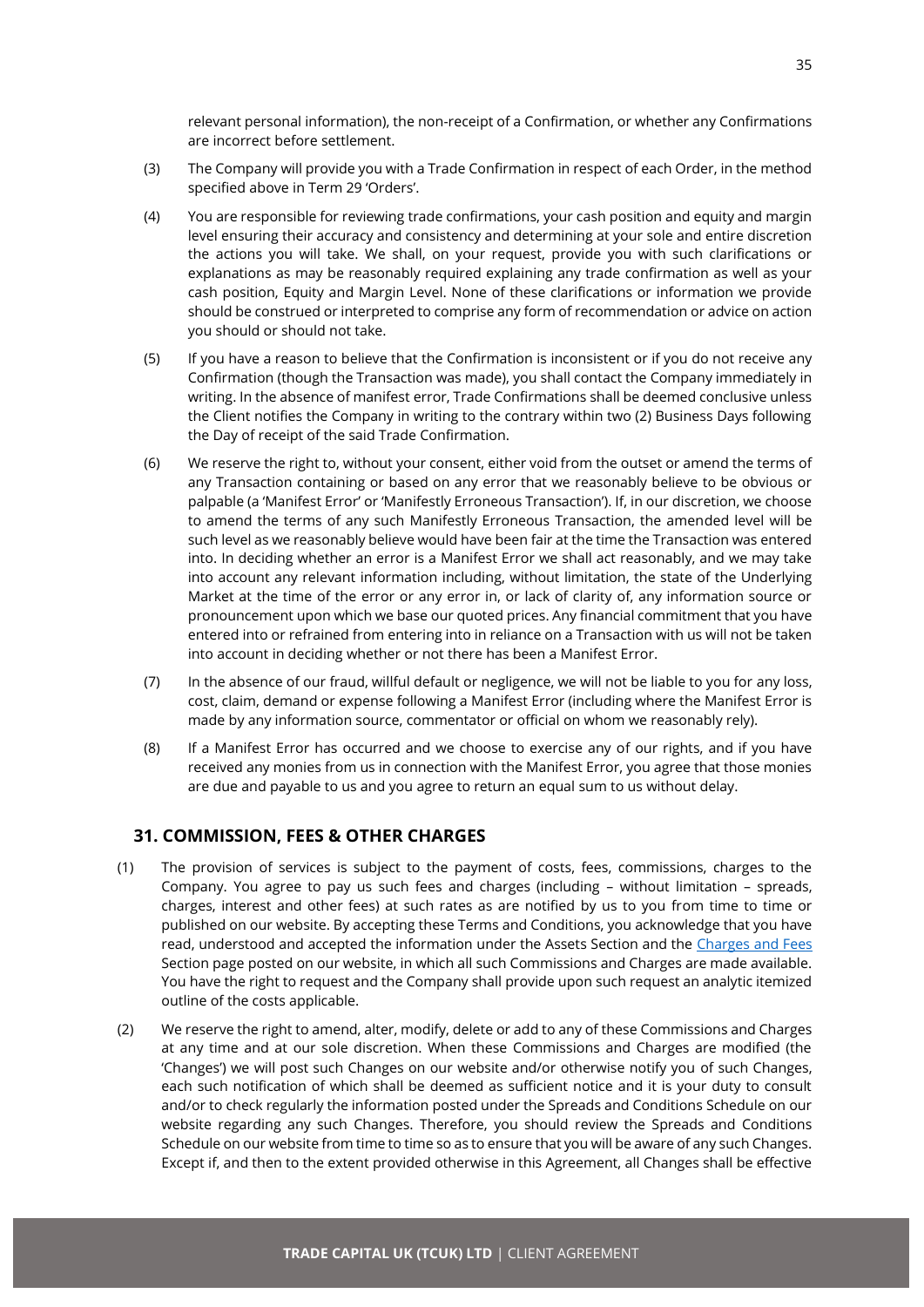relevant personal information), the non-receipt of a Confirmation, or whether any Confirmations are incorrect before settlement.

(3) The Company will provide you with a Trade Confirmation in respect of each Order, in the method specified above in Term 29 'Orders'.

(4) You are responsible for reviewing trade confirmations, your cash position and equity and margin level ensuring their accuracy and consistency and determining at your sole and entire discretion the actions you will take. We shall, on your request, provide you with such clarifications or explanations as may be reasonably required explaining any trade confirmation as well as your cash position, Equity and Margin Level. None of these clarifications or information we provide should be construed or interpreted to comprise any form of recommendation or advice on action you should or should not take.

(5) If you have a reason to believe that the Confirmation is inconsistent or if you do not receive any Confirmation (though the Transaction was made), you shall contact the Company immediately in writing. In the absence of manifest error, Trade Confirmations shall be deemed conclusive unless the Client notifies the Company in writing to the contrary within two (2) Business Days following the Day of receipt of the said Trade Confirmation.

(6) We reserve the right to, without your consent, either void from the outset or amend the terms of any Transaction containing or based on any error that we reasonably believe to be obvious or palpable (a 'Manifest Error' or 'Manifestly Erroneous Transaction'). If, in our discretion, we choose to amend the terms of any such Manifestly Erroneous Transaction, the amended level will be such level as we reasonably believe would have been fair at the time the Transaction was entered into. In deciding whether an error is a Manifest Error we shall act reasonably, and we may take into account any relevant information including, without limitation, the state of the Underlying Market at the time of the error or any error in, or lack of clarity of, any information source or pronouncement upon which we base our quoted prices. Any financial commitment that you have entered into or refrained from entering into in reliance on a Transaction with us will not be taken into account in deciding whether or not there has been a Manifest Error.

(7) In the absence of our fraud, willful default or negligence, we will not be liable to you for any loss, cost, claim, demand or expense following a Manifest Error (including where the Manifest Error is made by any information source, commentator or official on whom we reasonably rely).

(8) If a Manifest Error has occurred and we choose to exercise any of our rights, and if you have received any monies from us in connection with the Manifest Error, you agree that those monies are due and payable to us and you agree to return an equal sum to us without delay.

## 31. COMMISSION, FEES & OTHER CHARGES

(1) The provision of services is subject to the payment of costs, fees, commissions, charges to the Company. You agree to pay us such fees and charges (including – without limitation – spreads, charges, interest and other fees) at such rates as are notified by us to you from time to time or published on our website. By accepting these Terms and Conditions, you acknowledge that you have read, understood and accepted the information under the Assets Section and the Charges and Fees Section page posted on our website, in which all such Commissions and Charges are made available. You have the right to request and the Company shall provide upon such request an analytic itemized outline of the costs applicable.

(2) We reserve the right to amend, alter, modify, delete or add to any of these Commissions and Charges at any time and at our sole discretion. When these Commissions and Charges are modified (the 'Changes') we will post such Changes on our website and/or otherwise notify you of such Changes, each such notification of which shall be deemed as sufficient notice and it is your duty to consult and/or to check regularly the information posted under the Spreads and Conditions Schedule on our website regarding any such Changes. Therefore, you should review the Spreads and Conditions Schedule on our website from time to time so as to ensure that you will be aware of any such Changes. Except if, and then to the extent provided otherwise in this Agreement, all Changes shall be effective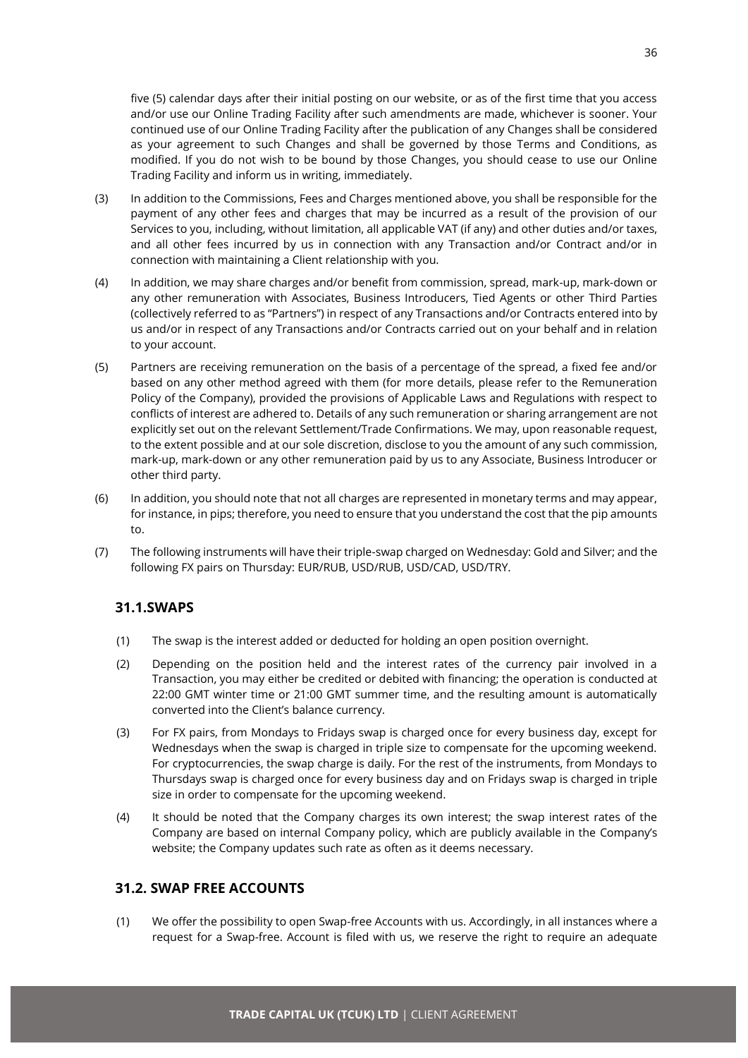five (5) calendar days after their initial posting on our website, or as of the first time that you access and/or use our Online Trading Facility after such amendments are made, whichever is sooner. Your continued use of our Online Trading Facility after the publication of any Changes shall be considered as your agreement to such Changes and shall be governed by those Terms and Conditions, as modified. If you do not wish to be bound by those Changes, you should cease to use our Online Trading Facility and inform us in writing, immediately.

(3) In addition to the Commissions, Fees and Charges mentioned above, you shall be responsible for the payment of any other fees and charges that may be incurred as a result of the provision of our Services to you, including, without limitation, all applicable VAT (if any) and other duties and/or taxes, and all other fees incurred by us in connection with any Transaction and/or Contract and/or in connection with maintaining a Client relationship with you.

(4) In addition, we may share charges and/or benefit from commission, spread, mark-up, mark-down or any other remuneration with Associates, Business Introducers, Tied Agents or other Third Parties (collectively referred to as "Partners") in respect of any Transactions and/or Contracts entered into by us and/or in respect of any Transactions and/or Contracts carried out on your behalf and in relation to your account.

(5) Partners are receiving remuneration on the basis of a percentage of the spread, a fixed fee and/or based on any other method agreed with them (for more details, please refer to the Remuneration Policy of the Company), provided the provisions of Applicable Laws and Regulations with respect to conflicts of interest are adhered to. Details of any such remuneration or sharing arrangement are not explicitly set out on the relevant Settlement/Trade Confirmations. We may, upon reasonable request, to the extent possible and at our sole discretion, disclose to you the amount of any such commission, mark-up, mark-down or any other remuneration paid by us to any Associate, Business Introducer or other third party.

(6) In addition, you should note that not all charges are represented in monetary terms and may appear, for instance, in pips; therefore, you need to ensure that you understand the cost that the pip amounts to.

(7) The following instruments will have their triple-swap charged on Wednesday: Gold and Silver; and the following FX pairs on Thursday: EUR/RUB, USD/RUB, USD/CAD, USD/TRY.

### 31.1.SWAPS

(1) The swap is the interest added or deducted for holding an open position overnight.

(2) Depending on the position held and the interest rates of the currency pair involved in a Transaction, you may either be credited or debited with financing; the operation is conducted at 22:00 GMT winter time or 21:00 GMT summer time, and the resulting amount is automatically converted into the Client's balance currency.

(3) For FX pairs, from Mondays to Fridays swap is charged once for every business day, except for Wednesdays when the swap is charged in triple size to compensate for the upcoming weekend. For cryptocurrencies, the swap charge is daily. For the rest of the instruments, from Mondays to Thursdays swap is charged once for every business day and on Fridays swap is charged in triple size in order to compensate for the upcoming weekend.

(4) It should be noted that the Company charges its own interest; the swap interest rates of the Company are based on internal Company policy, which are publicly available in the Company's website; the Company updates such rate as often as it deems necessary.

### 31.2. SWAP FREE ACCOUNTS

(1) We offer the possibility to open Swap-free Accounts with us. Accordingly, in all instances where a request for a Swap-free. Account is filed with us, we reserve the right to require an adequate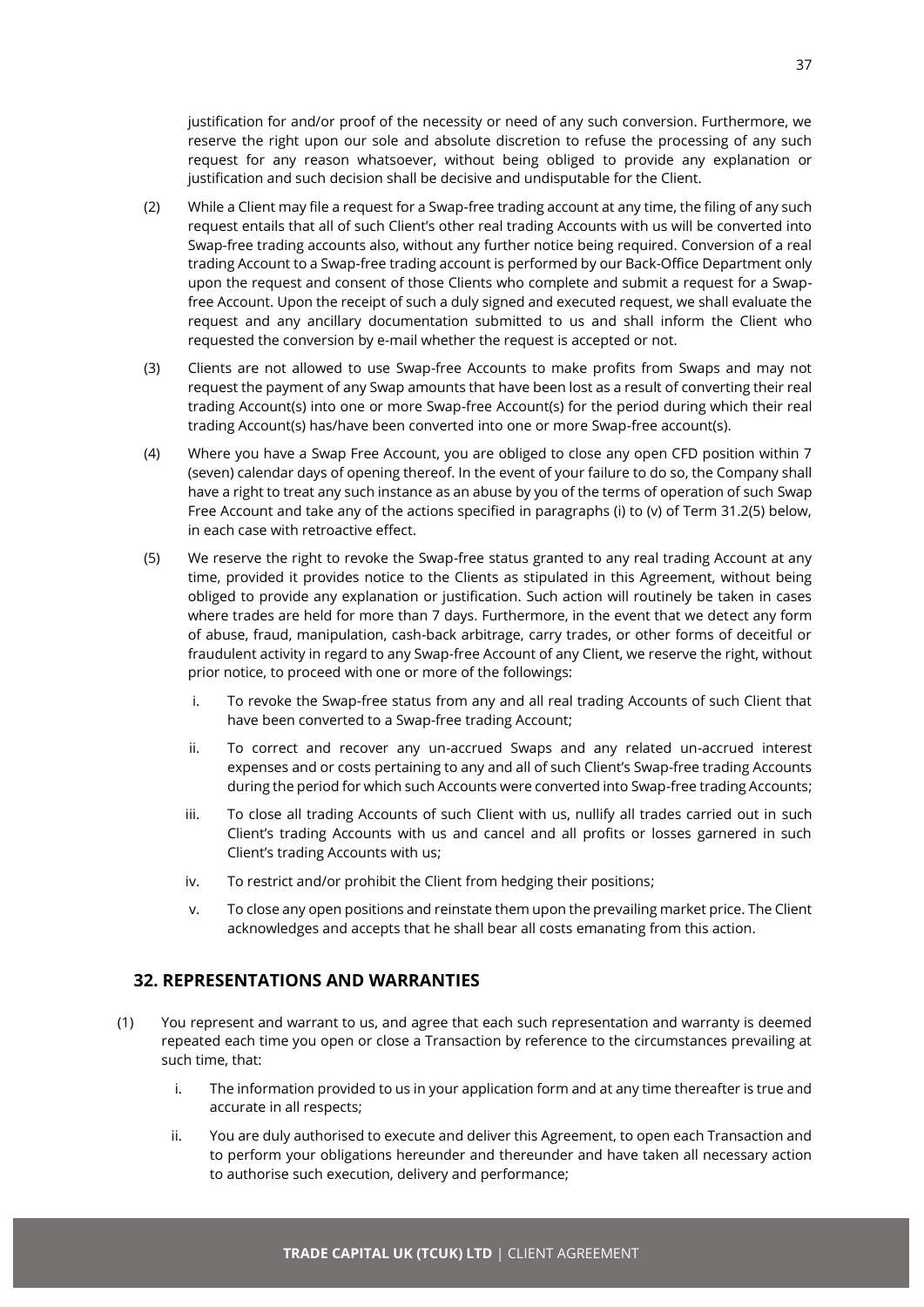justification for and/or proof of the necessity or need of any such conversion. Furthermore, we reserve the right upon our sole and absolute discretion to refuse the processing of any such request for any reason whatsoever, without being obliged to provide any explanation or justification and such decision shall be decisive and undisputable for the Client.

(2) While a Client may file a request for a Swap-free trading account at any time, the filing of any such request entails that all of such Client's other real trading Accounts with us will be converted into Swap-free trading accounts also, without any further notice being required. Conversion of a real trading Account to a Swap-free trading account is performed by our Back-Office Department only upon the request and consent of those Clients who complete and submit a request for a Swap-free Account. Upon the receipt of such a duly signed and executed request, we shall evaluate the request and any ancillary documentation submitted to us and shall inform the Client who requested the conversion by e-mail whether the request is accepted or not.

(3) Clients are not allowed to use Swap-free Accounts to make profits from Swaps and may not request the payment of any Swap amounts that have been lost as a result of converting their real trading Account(s) into one or more Swap-free Account(s) for the period during which their real trading Account(s) has/have been converted into one or more Swap-free account(s).

(4) Where you have a Swap Free Account, you are obliged to close any open CFD position within 7 (seven) calendar days of opening thereof. In the event of your failure to do so, the Company shall have a right to treat any such instance as an abuse by you of the terms of operation of such Swap Free Account and take any of the actions specified in paragraphs (i) to (v) of Term 31.2(5) below, in each case with retroactive effect.

(5) We reserve the right to revoke the Swap-free status granted to any real trading Account at any time, provided it provides notice to the Clients as stipulated in this Agreement, without being obliged to provide any explanation or justification. Such action will routinely be taken in cases where trades are held for more than 7 days. Furthermore, in the event that we detect any form of abuse, fraud, manipulation, cash-back arbitrage, carry trades, or other forms of deceitful or fraudulent activity in regard to any Swap-free Account of any Client, we reserve the right, without prior notice, to proceed with one or more of the followings:

   i. To revoke the Swap-free status from any and all real trading Accounts of such Client that have been converted to a Swap-free trading Account;

   ii. To correct and recover any un-accrued Swaps and any related un-accrued interest expenses and or costs pertaining to any and all of such Client's Swap-free trading Accounts during the period for which such Accounts were converted into Swap-free trading Accounts;

   iii. To close all trading Accounts of such Client with us, nullify all trades carried out in such Client's trading Accounts with us and cancel and all profits or losses garnered in such Client's trading Accounts with us;

   iv. To restrict and/or prohibit the Client from hedging their positions;

   v. To close any open positions and reinstate them upon the prevailing market price. The Client acknowledges and accepts that he shall bear all costs emanating from this action.

## 32. REPRESENTATIONS AND WARRANTIES

(1) You represent and warrant to us, and agree that each such representation and warranty is deemed repeated each time you open or close a Transaction by reference to the circumstances prevailing at such time, that:

   i. The information provided to us in your application form and at any time thereafter is true and accurate in all respects;

   ii. You are duly authorised to execute and deliver this Agreement, to open each Transaction and to perform your obligations hereunder and thereunder and have taken all necessary action to authorise such execution, delivery and performance;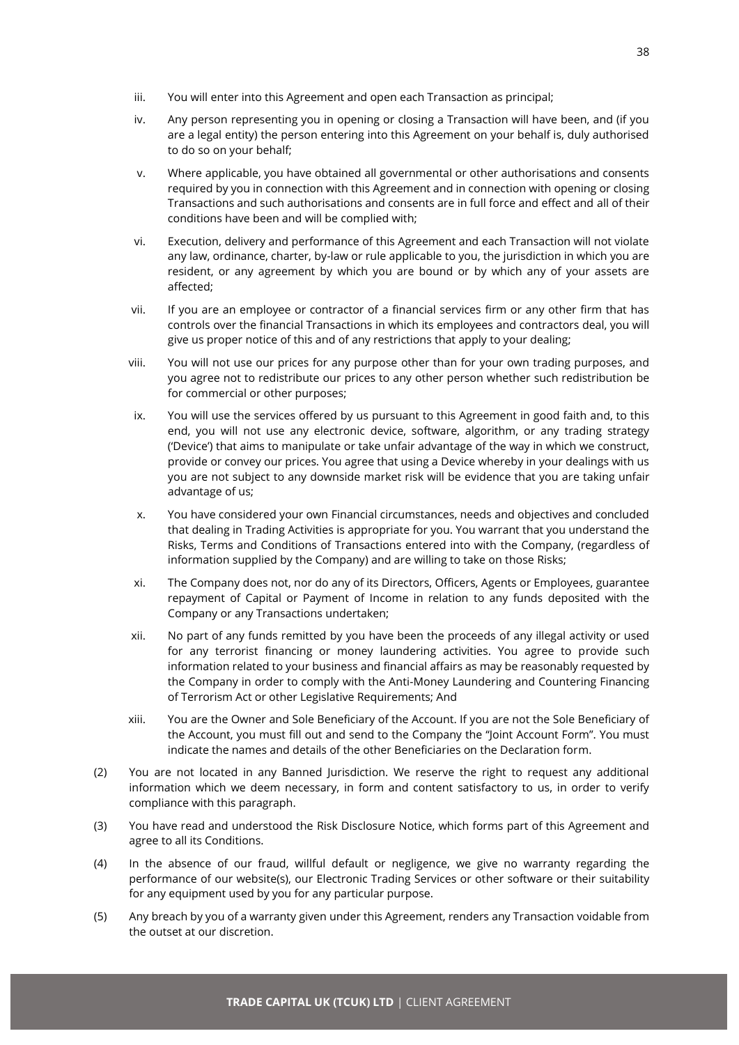iii. You will enter into this Agreement and open each Transaction as principal;

iv. Any person representing you in opening or closing a Transaction will have been, and (if you are a legal entity) the person entering into this Agreement on your behalf is, duly authorised to do so on your behalf;

v. Where applicable, you have obtained all governmental or other authorisations and consents required by you in connection with this Agreement and in connection with opening or closing Transactions and such authorisations and consents are in full force and effect and all of their conditions have been and will be complied with;

vi. Execution, delivery and performance of this Agreement and each Transaction will not violate any law, ordinance, charter, by-law or rule applicable to you, the jurisdiction in which you are resident, or any agreement by which you are bound or by which any of your assets are affected;

vii. If you are an employee or contractor of a financial services firm or any other firm that has controls over the financial Transactions in which its employees and contractors deal, you will give us proper notice of this and of any restrictions that apply to your dealing;

viii. You will not use our prices for any purpose other than for your own trading purposes, and you agree not to redistribute our prices to any other person whether such redistribution be for commercial or other purposes;

ix. You will use the services offered by us pursuant to this Agreement in good faith and, to this end, you will not use any electronic device, software, algorithm, or any trading strategy ('Device') that aims to manipulate or take unfair advantage of the way in which we construct, provide or convey our prices. You agree that using a Device whereby in your dealings with us you are not subject to any downside market risk will be evidence that you are taking unfair advantage of us;

x. You have considered your own Financial circumstances, needs and objectives and concluded that dealing in Trading Activities is appropriate for you. You warrant that you understand the Risks, Terms and Conditions of Transactions entered into with the Company, (regardless of information supplied by the Company) and are willing to take on those Risks;

xi. The Company does not, nor do any of its Directors, Officers, Agents or Employees, guarantee repayment of Capital or Payment of Income in relation to any funds deposited with the Company or any Transactions undertaken;

xii. No part of any funds remitted by you have been the proceeds of any illegal activity or used for any terrorist financing or money laundering activities. You agree to provide such information related to your business and financial affairs as may be reasonably requested by the Company in order to comply with the Anti-Money Laundering and Countering Financing of Terrorism Act or other Legislative Requirements; And

xiii. You are the Owner and Sole Beneficiary of the Account. If you are not the Sole Beneficiary of the Account, you must fill out and send to the Company the "Joint Account Form". You must indicate the names and details of the other Beneficiaries on the Declaration form.

(2) You are not located in any Banned Jurisdiction. We reserve the right to request any additional information which we deem necessary, in form and content satisfactory to us, in order to verify compliance with this paragraph.

(3) You have read and understood the Risk Disclosure Notice, which forms part of this Agreement and agree to all its Conditions.

(4) In the absence of our fraud, willful default or negligence, we give no warranty regarding the performance of our website(s), our Electronic Trading Services or other software or their suitability for any equipment used by you for any particular purpose.

(5) Any breach by you of a warranty given under this Agreement, renders any Transaction voidable from the outset at our discretion.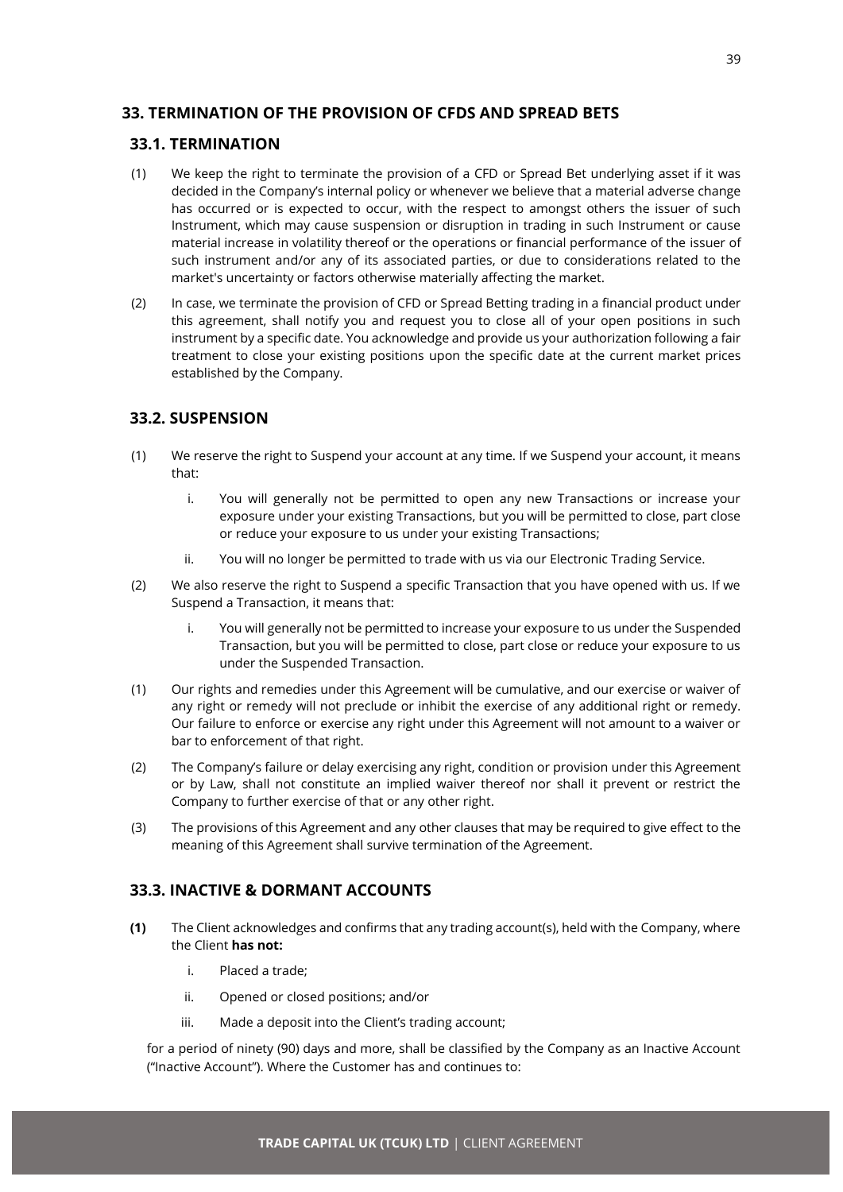## 33. TERMINATION OF THE PROVISION OF CFDS AND SPREAD BETS

### 33.1. TERMINATION

(1) We keep the right to terminate the provision of a CFD or Spread Bet underlying asset if it was decided in the Company's internal policy or whenever we believe that a material adverse change has occurred or is expected to occur, with the respect to amongst others the issuer of such Instrument, which may cause suspension or disruption in trading in such Instrument or cause material increase in volatility thereof or the operations or financial performance of the issuer of such instrument and/or any of its associated parties, or due to considerations related to the market's uncertainty or factors otherwise materially affecting the market.

(2) In case, we terminate the provision of CFD or Spread Betting trading in a financial product under this agreement, shall notify you and request you to close all of your open positions in such instrument by a specific date. You acknowledge and provide us your authorization following a fair treatment to close your existing positions upon the specific date at the current market prices established by the Company.

### 33.2. SUSPENSION

(1) We reserve the right to Suspend your account at any time. If we Suspend your account, it means that:

   i. You will generally not be permitted to open any new Transactions or increase your exposure under your existing Transactions, but you will be permitted to close, part close or reduce your exposure to us under your existing Transactions;

   ii. You will no longer be permitted to trade with us via our Electronic Trading Service.

(2) We also reserve the right to Suspend a specific Transaction that you have opened with us. If we Suspend a Transaction, it means that:

   i. You will generally not be permitted to increase your exposure to us under the Suspended Transaction, but you will be permitted to close, part close or reduce your exposure to us under the Suspended Transaction.

(1) Our rights and remedies under this Agreement will be cumulative, and our exercise or waiver of any right or remedy will not preclude or inhibit the exercise of any additional right or remedy. Our failure to enforce or exercise any right under this Agreement will not amount to a waiver or bar to enforcement of that right.

(2) The Company's failure or delay exercising any right, condition or provision under this Agreement or by Law, shall not constitute an implied waiver thereof nor shall it prevent or restrict the Company to further exercise of that or any other right.

(3) The provisions of this Agreement and any other clauses that may be required to give effect to the meaning of this Agreement shall survive termination of the Agreement.

### 33.3. INACTIVE & DORMANT ACCOUNTS

**(1)** The Client acknowledges and confirms that any trading account(s), held with the Company, where the Client **has not:**

   i. Placed a trade;

   ii. Opened or closed positions; and/or

   iii. Made a deposit into the Client's trading account;

for a period of ninety (90) days and more, shall be classified by the Company as an Inactive Account ("Inactive Account"). Where the Customer has and continues to: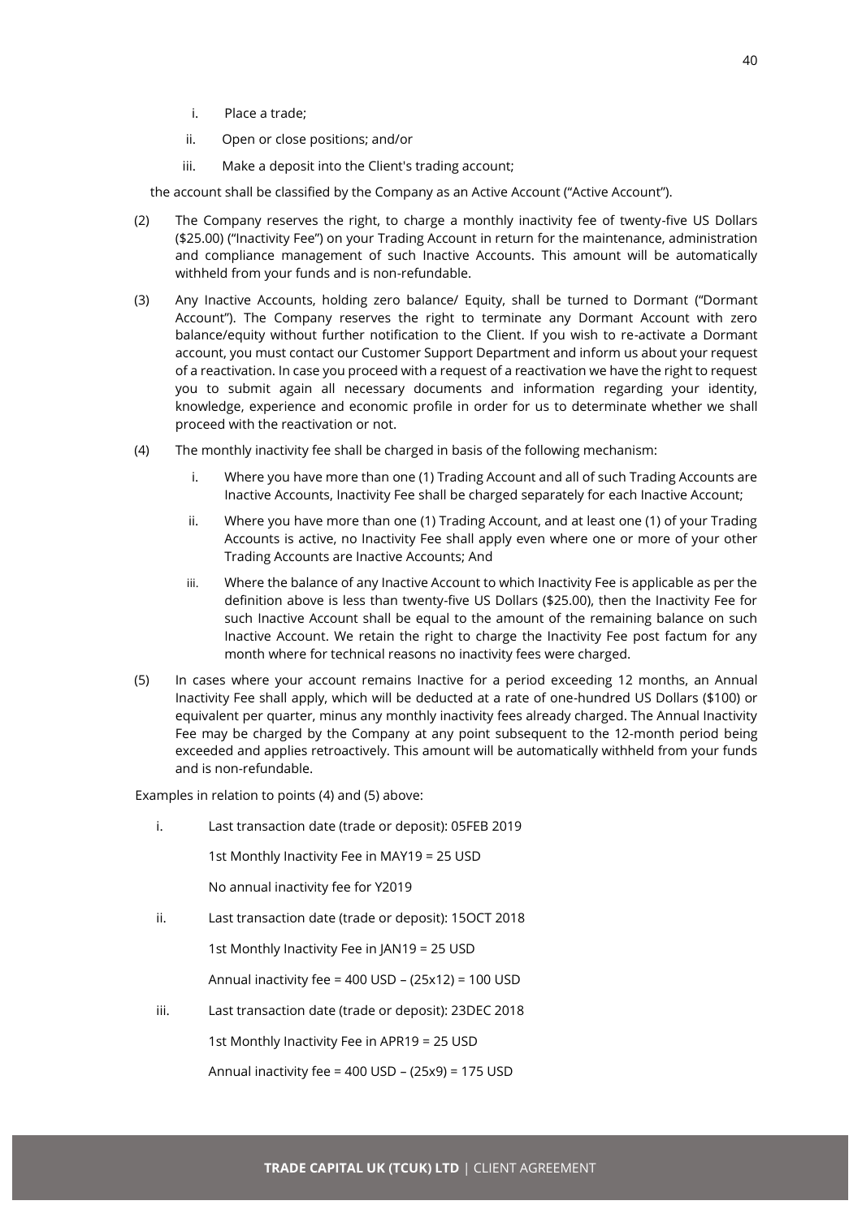i. Place a trade;

ii. Open or close positions; and/or

iii. Make a deposit into the Client's trading account;

the account shall be classified by the Company as an Active Account ("Active Account").

(2) The Company reserves the right, to charge a monthly inactivity fee of twenty-five US Dollars ($25.00) ("Inactivity Fee") on your Trading Account in return for the maintenance, administration and compliance management of such Inactive Accounts. This amount will be automatically withheld from your funds and is non-refundable.

(3) Any Inactive Accounts, holding zero balance/ Equity, shall be turned to Dormant ("Dormant Account"). The Company reserves the right to terminate any Dormant Account with zero balance/equity without further notification to the Client. If you wish to re-activate a Dormant account, you must contact our Customer Support Department and inform us about your request of a reactivation. In case you proceed with a request of a reactivation we have the right to request you to submit again all necessary documents and information regarding your identity, knowledge, experience and economic profile in order for us to determine whether we shall proceed with the reactivation or not.

(4) The monthly inactivity fee shall be charged in basis of the following mechanism:

i. Where you have more than one (1) Trading Account and all of such Trading Accounts are Inactive Accounts, Inactivity Fee shall be charged separately for each Inactive Account;

ii. Where you have more than one (1) Trading Account, and at least one (1) of your Trading Accounts is active, no Inactivity Fee shall apply even where one or more of your other Trading Accounts are Inactive Accounts; And

iii. Where the balance of any Inactive Account to which Inactivity Fee is applicable as per the definition above is less than twenty-five US Dollars ($25.00), then the Inactivity Fee for such Inactive Account shall be equal to the amount of the remaining balance on such Inactive Account. We retain the right to charge the Inactivity Fee post factum for any month where for technical reasons no inactivity fees were charged.

(5) In cases where your account remains Inactive for a period exceeding 12 months, an Annual Inactivity Fee shall apply, which will be deducted at a rate of one-hundred US Dollars ($100) or equivalent per quarter, minus any monthly inactivity fees already charged. The Annual Inactivity Fee may be charged by the Company at any point subsequent to the 12-month period being exceeded and applies retroactively. This amount will be automatically withheld from your funds and is non-refundable.

Examples in relation to points (4) and (5) above:

i. Last transaction date (trade or deposit): 05FEB 2019

   1st Monthly Inactivity Fee in MAY19 = 25 USD

   No annual inactivity fee for Y2019

ii. Last transaction date (trade or deposit): 15OCT 2018

   1st Monthly Inactivity Fee in JAN19 = 25 USD

   Annual inactivity fee = 400 USD – (25x12) = 100 USD

iii. Last transaction date (trade or deposit): 23DEC 2018

   1st Monthly Inactivity Fee in APR19 = 25 USD

   Annual inactivity fee = 400 USD – (25x9) = 175 USD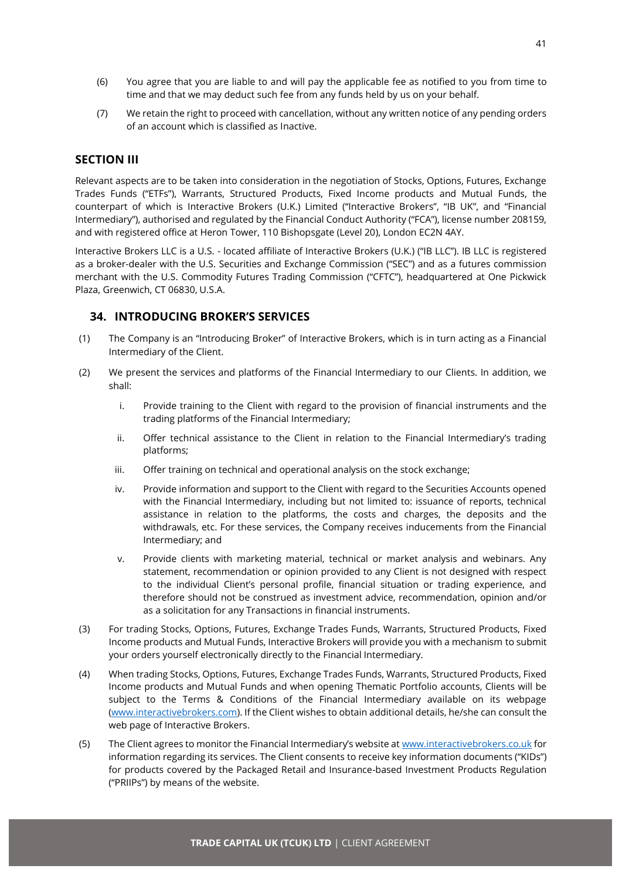(6) You agree that you are liable to and will pay the applicable fee as notified to you from time to time and that we may deduct such fee from any funds held by us on your behalf.

(7) We retain the right to proceed with cancellation, without any written notice of any pending orders of an account which is classified as Inactive.

## SECTION III

Relevant aspects are to be taken into consideration in the negotiation of Stocks, Options, Futures, Exchange Trades Funds ("ETFs"), Warrants, Structured Products, Fixed Income products and Mutual Funds, the counterpart of which is Interactive Brokers (U.K.) Limited ("Interactive Brokers", "IB UK", and "Financial Intermediary"), authorised and regulated by the Financial Conduct Authority ("FCA"), license number 208159, and with registered office at Heron Tower, 110 Bishopsgate (Level 20), London EC2N 4AY.

Interactive Brokers LLC is a U.S. - located affiliate of Interactive Brokers (U.K.) ("IB LLC"). IB LLC is registered as a broker-dealer with the U.S. Securities and Exchange Commission ("SEC") and as a futures commission merchant with the U.S. Commodity Futures Trading Commission ("CFTC"), headquartered at One Pickwick Plaza, Greenwich, CT 06830, U.S.A.

### 34. INTRODUCING BROKER'S SERVICES

(1) The Company is an "Introducing Broker" of Interactive Brokers, which is in turn acting as a Financial Intermediary of the Client.

(2) We present the services and platforms of the Financial Intermediary to our Clients. In addition, we shall:

   i. Provide training to the Client with regard to the provision of financial instruments and the trading platforms of the Financial Intermediary;

   ii. Offer technical assistance to the Client in relation to the Financial Intermediary's trading platforms;

   iii. Offer training on technical and operational analysis on the stock exchange;

   iv. Provide information and support to the Client with regard to the Securities Accounts opened with the Financial Intermediary, including but not limited to: issuance of reports, technical assistance in relation to the platforms, the costs and charges, the deposits and the withdrawals, etc. For these services, the Company receives inducements from the Financial Intermediary; and

   v. Provide clients with marketing material, technical or market analysis and webinars. Any statement, recommendation or opinion provided to any Client is not designed with respect to the individual Client's personal profile, financial situation or trading experience, and therefore should not be construed as investment advice, recommendation, opinion and/or as a solicitation for any Transactions in financial instruments.

(3) For trading Stocks, Options, Futures, Exchange Trades Funds, Warrants, Structured Products, Fixed Income products and Mutual Funds, Interactive Brokers will provide you with a mechanism to submit your orders yourself electronically directly to the Financial Intermediary.

(4) When trading Stocks, Options, Futures, Exchange Trades Funds, Warrants, Structured Products, Fixed Income products and Mutual Funds and when opening Thematic Portfolio accounts, Clients will be subject to the Terms & Conditions of the Financial Intermediary available on its webpage ([www.interactivebrokers.com](http://www.interactivebrokers.com)). If the Client wishes to obtain additional details, he/she can consult the web page of Interactive Brokers.

(5) The Client agrees to monitor the Financial Intermediary's website at [www.interactivebrokers.co.uk](http://www.interactivebrokers.co.uk) for information regarding its services. The Client consents to receive key information documents ("KIDs") for products covered by the Packaged Retail and Insurance-based Investment Products Regulation ("PRIIPs") by means of the website.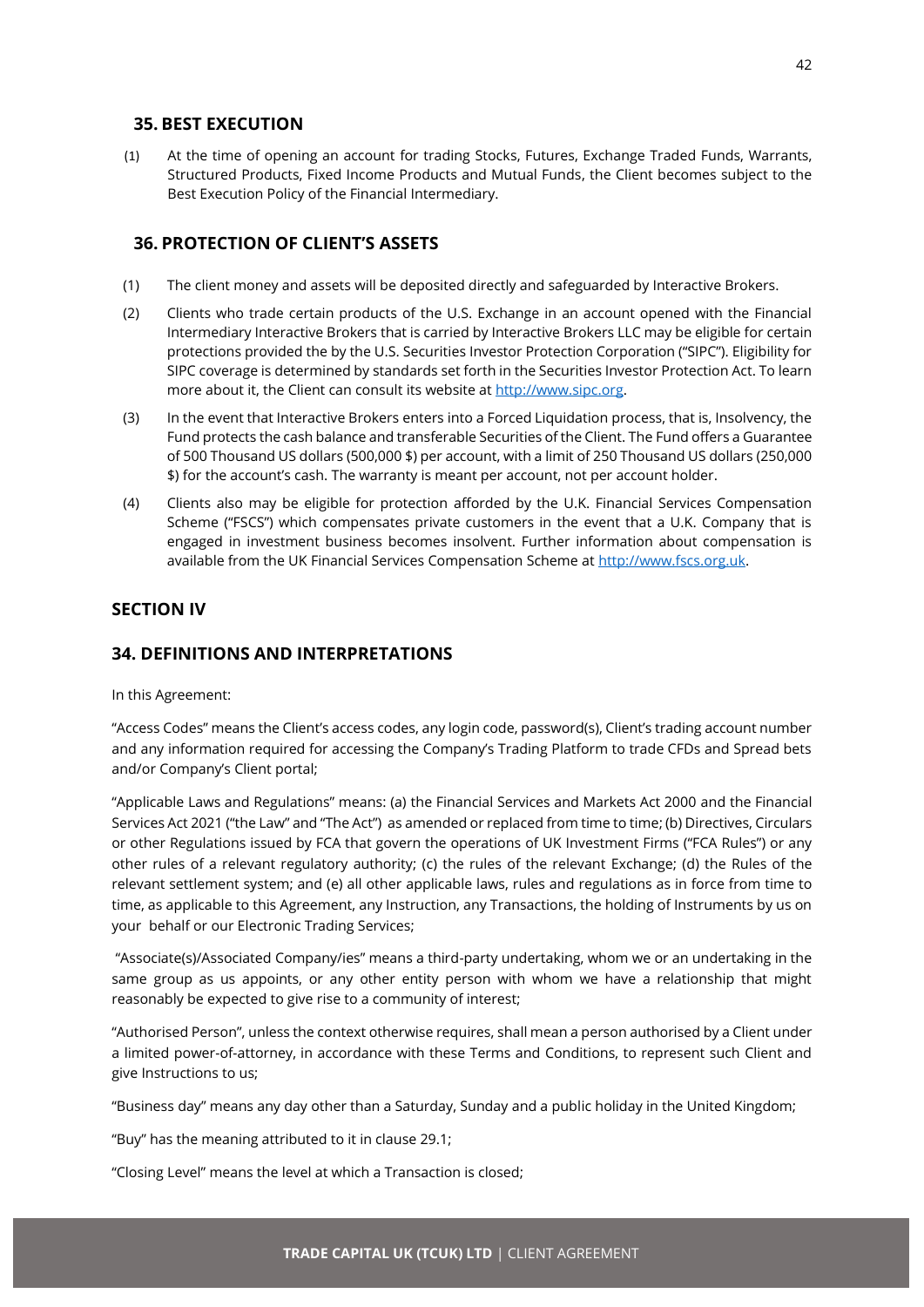## 35. BEST EXECUTION

(1) At the time of opening an account for trading Stocks, Futures, Exchange Traded Funds, Warrants, Structured Products, Fixed Income Products and Mutual Funds, the Client becomes subject to the Best Execution Policy of the Financial Intermediary.

## 36. PROTECTION OF CLIENT'S ASSETS

(1) The client money and assets will be deposited directly and safeguarded by Interactive Brokers.

(2) Clients who trade certain products of the U.S. Exchange in an account opened with the Financial Intermediary Interactive Brokers that is carried by Interactive Brokers LLC may be eligible for certain protections provided the by the U.S. Securities Investor Protection Corporation ("SIPC"). Eligibility for SIPC coverage is determined by standards set forth in the Securities Investor Protection Act. To learn more about it, the Client can consult its website at [http://www.sipc.org](http://www.sipc.org).

(3) In the event that Interactive Brokers enters into a Forced Liquidation process, that is, Insolvency, the Fund protects the cash balance and transferable Securities of the Client. The Fund offers a Guarantee of 500 Thousand US dollars (500,000 $) per account, with a limit of 250 Thousand US dollars (250,000 $) for the account's cash. The warranty is meant per account, not per account holder.

(4) Clients also may be eligible for protection afforded by the U.K. Financial Services Compensation Scheme ("FSCS") which compensates private customers in the event that a U.K. Company that is engaged in investment business becomes insolvent. Further information about compensation is available from the UK Financial Services Compensation Scheme at [http://www.fscs.org.uk](http://www.fscs.org.uk).

## SECTION IV

## 34. DEFINITIONS AND INTERPRETATIONS

In this Agreement:

"Access Codes" means the Client's access codes, any login code, password(s), Client's trading account number and any information required for accessing the Company's Trading Platform to trade CFDs and Spread bets and/or Company's Client portal;

"Applicable Laws and Regulations" means: (a) the Financial Services and Markets Act 2000 and the Financial Services Act 2021 ("the Law" and "The Act") as amended or replaced from time to time; (b) Directives, Circulars or other Regulations issued by FCA that govern the operations of UK Investment Firms ("FCA Rules") or any other rules of a relevant regulatory authority; (c) the rules of the relevant Exchange; (d) the Rules of the relevant settlement system; and (e) all other applicable laws, rules and regulations as in force from time to time, as applicable to this Agreement, any Instruction, any Transactions, the holding of Instruments by us on your behalf or our Electronic Trading Services;

"Associate(s)/Associated Company/ies" means a third-party undertaking, whom we or an undertaking in the same group as us appoints, or any other entity person with whom we have a relationship that might reasonably be expected to give rise to a community of interest;

"Authorised Person", unless the context otherwise requires, shall mean a person authorised by a Client under a limited power-of-attorney, in accordance with these Terms and Conditions, to represent such Client and give Instructions to us;

"Business day" means any day other than a Saturday, Sunday and a public holiday in the United Kingdom;

"Buy" has the meaning attributed to it in clause 29.1;

"Closing Level" means the level at which a Transaction is closed;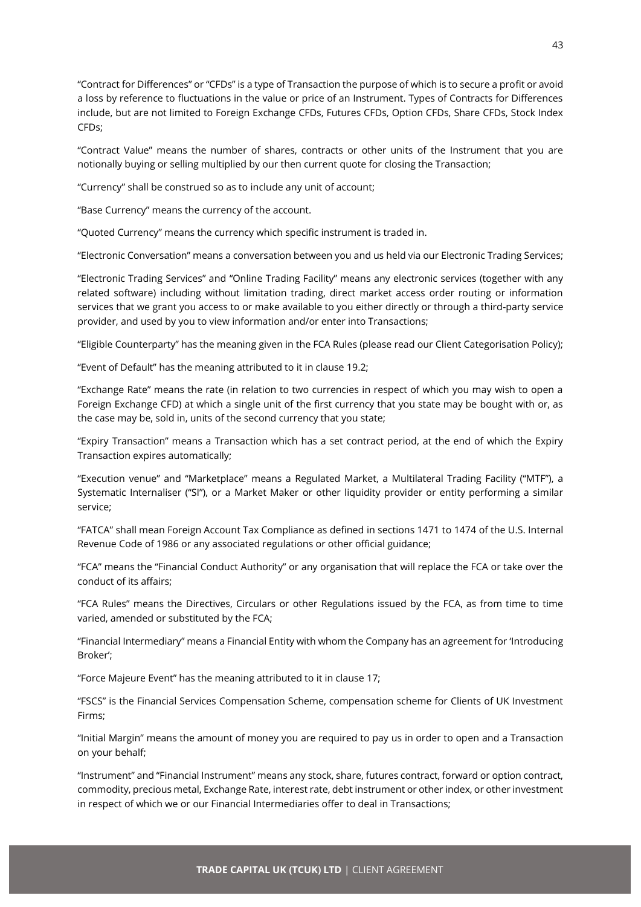"Contract for Differences" or "CFDs" is a type of Transaction the purpose of which is to secure a profit or avoid a loss by reference to fluctuations in the value or price of an Instrument. Types of Contracts for Differences include, but are not limited to Foreign Exchange CFDs, Futures CFDs, Option CFDs, Share CFDs, Stock Index CFDs;

"Contract Value" means the number of shares, contracts or other units of the Instrument that you are notionally buying or selling multiplied by our then current quote for closing the Transaction;

"Currency" shall be construed so as to include any unit of account;

"Base Currency" means the currency of the account.

"Quoted Currency" means the currency which specific instrument is traded in.

"Electronic Conversation" means a conversation between you and us held via our Electronic Trading Services;

"Electronic Trading Services" and "Online Trading Facility" means any electronic services (together with any related software) including without limitation trading, direct market access order routing or information services that we grant you access to or make available to you either directly or through a third-party service provider, and used by you to view information and/or enter into Transactions;

"Eligible Counterparty" has the meaning given in the FCA Rules (please read our Client Categorisation Policy);

"Event of Default" has the meaning attributed to it in clause 19.2;

"Exchange Rate" means the rate (in relation to two currencies in respect of which you may wish to open a Foreign Exchange CFD) at which a single unit of the first currency that you state may be bought with or, as the case may be, sold in, units of the second currency that you state;

"Expiry Transaction" means a Transaction which has a set contract period, at the end of which the Expiry Transaction expires automatically;

"Execution venue" and "Marketplace" means a Regulated Market, a Multilateral Trading Facility ("MTF"), a Systematic Internaliser ("SI"), or a Market Maker or other liquidity provider or entity performing a similar service;

"FATCA" shall mean Foreign Account Tax Compliance as defined in sections 1471 to 1474 of the U.S. Internal Revenue Code of 1986 or any associated regulations or other official guidance;

"FCA" means the "Financial Conduct Authority" or any organisation that will replace the FCA or take over the conduct of its affairs;

"FCA Rules" means the Directives, Circulars or other Regulations issued by the FCA, as from time to time varied, amended or substituted by the FCA;

"Financial Intermediary" means a Financial Entity with whom the Company has an agreement for 'Introducing Broker';

"Force Majeure Event" has the meaning attributed to it in clause 17;

"FSCS" is the Financial Services Compensation Scheme, compensation scheme for Clients of UK Investment Firms;

"Initial Margin" means the amount of money you are required to pay us in order to open and a Transaction on your behalf;

"Instrument" and "Financial Instrument" means any stock, share, futures contract, forward or option contract, commodity, precious metal, Exchange Rate, interest rate, debt instrument or other index, or other investment in respect of which we or our Financial Intermediaries offer to deal in Transactions;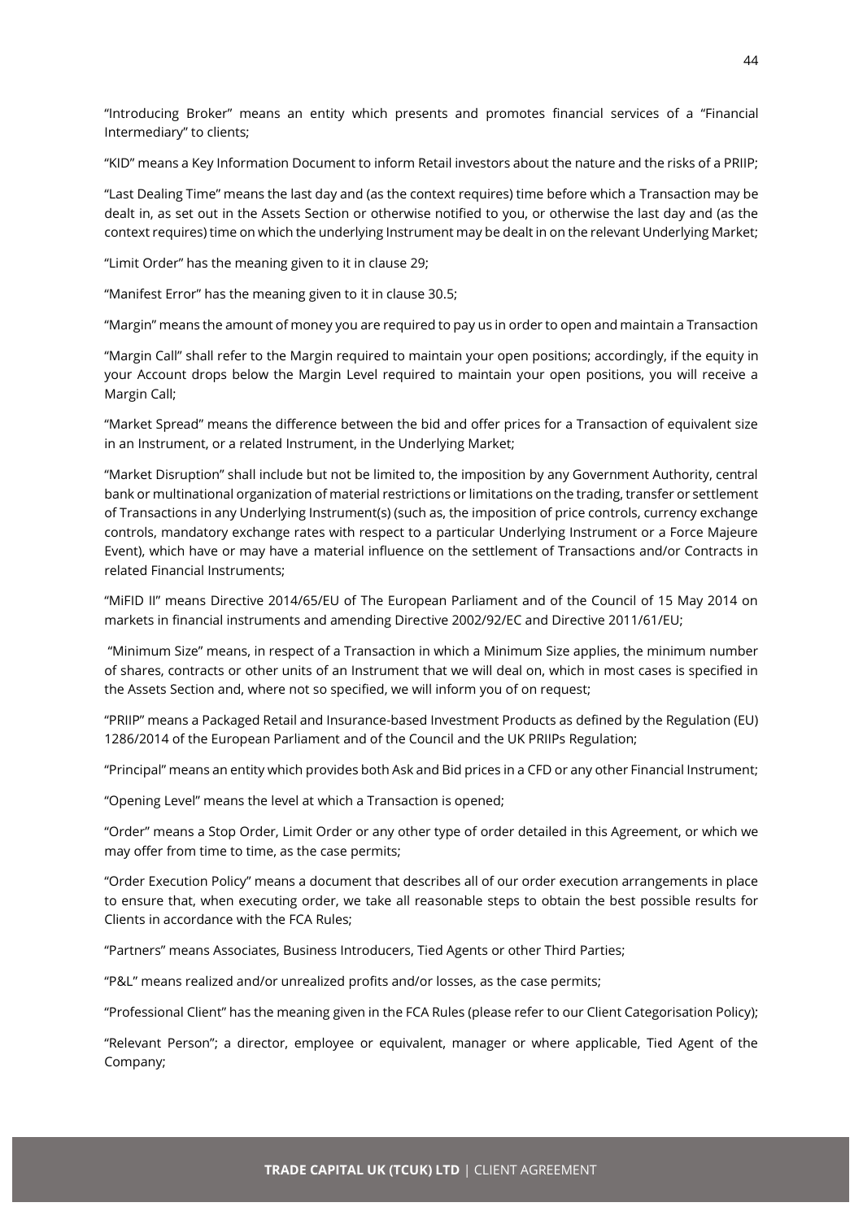"Introducing Broker" means an entity which presents and promotes financial services of a "Financial Intermediary" to clients;

"KID" means a Key Information Document to inform Retail investors about the nature and the risks of a PRIIP;

"Last Dealing Time" means the last day and (as the context requires) time before which a Transaction may be dealt in, as set out in the Assets Section or otherwise notified to you, or otherwise the last day and (as the context requires) time on which the underlying Instrument may be dealt in on the relevant Underlying Market;

"Limit Order" has the meaning given to it in clause 29;

"Manifest Error" has the meaning given to it in clause 30.5;

"Margin" means the amount of money you are required to pay us in order to open and maintain a Transaction

"Margin Call" shall refer to the Margin required to maintain your open positions; accordingly, if the equity in your Account drops below the Margin Level required to maintain your open positions, you will receive a Margin Call;

"Market Spread" means the difference between the bid and offer prices for a Transaction of equivalent size in an Instrument, or a related Instrument, in the Underlying Market;

"Market Disruption" shall include but not be limited to, the imposition by any Government Authority, central bank or multinational organization of material restrictions or limitations on the trading, transfer or settlement of Transactions in any Underlying Instrument(s) (such as, the imposition of price controls, currency exchange controls, mandatory exchange rates with respect to a particular Underlying Instrument or a Force Majeure Event), which have or may have a material influence on the settlement of Transactions and/or Contracts in related Financial Instruments;

"MiFID II" means Directive 2014/65/EU of The European Parliament and of the Council of 15 May 2014 on markets in financial instruments and amending Directive 2002/92/EC and Directive 2011/61/EU;

"Minimum Size" means, in respect of a Transaction in which a Minimum Size applies, the minimum number of shares, contracts or other units of an Instrument that we will deal on, which in most cases is specified in the Assets Section and, where not so specified, we will inform you of on request;

"PRIIP" means a Packaged Retail and Insurance-based Investment Products as defined by the Regulation (EU) 1286/2014 of the European Parliament and of the Council and the UK PRIIPs Regulation;

"Principal" means an entity which provides both Ask and Bid prices in a CFD or any other Financial Instrument;

"Opening Level" means the level at which a Transaction is opened;

"Order" means a Stop Order, Limit Order or any other type of order detailed in this Agreement, or which we may offer from time to time, as the case permits;

"Order Execution Policy" means a document that describes all of our order execution arrangements in place to ensure that, when executing order, we take all reasonable steps to obtain the best possible results for Clients in accordance with the FCA Rules;

"Partners" means Associates, Business Introducers, Tied Agents or other Third Parties;

"P&L" means realized and/or unrealized profits and/or losses, as the case permits;

"Professional Client" has the meaning given in the FCA Rules (please refer to our Client Categorisation Policy);

"Relevant Person"; a director, employee or equivalent, manager or where applicable, Tied Agent of the Company;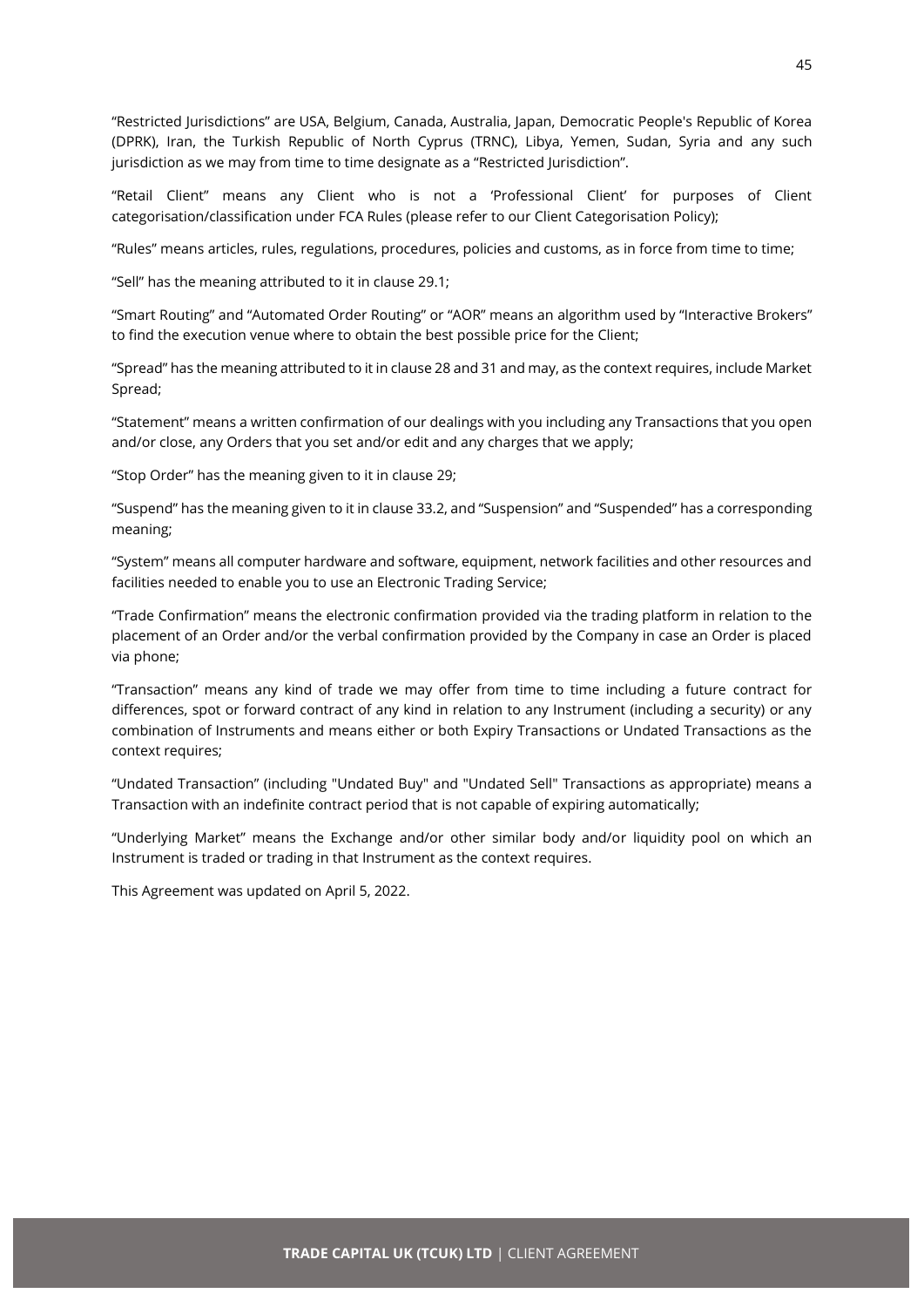"Restricted Jurisdictions" are USA, Belgium, Canada, Australia, Japan, Democratic People's Republic of Korea (DPRK), Iran, the Turkish Republic of North Cyprus (TRNC), Libya, Yemen, Sudan, Syria and any such jurisdiction as we may from time to time designate as a "Restricted Jurisdiction".

"Retail Client" means any Client who is not a 'Professional Client' for purposes of Client categorisation/classification under FCA Rules (please refer to our Client Categorisation Policy);

"Rules" means articles, rules, regulations, procedures, policies and customs, as in force from time to time;

"Sell" has the meaning attributed to it in clause 29.1;

"Smart Routing" and "Automated Order Routing" or "AOR" means an algorithm used by "Interactive Brokers" to find the execution venue where to obtain the best possible price for the Client;

"Spread" has the meaning attributed to it in clause 28 and 31 and may, as the context requires, include Market Spread;

"Statement" means a written confirmation of our dealings with you including any Transactions that you open and/or close, any Orders that you set and/or edit and any charges that we apply;

"Stop Order" has the meaning given to it in clause 29;

"Suspend" has the meaning given to it in clause 33.2, and "Suspension" and "Suspended" has a corresponding meaning;

"System" means all computer hardware and software, equipment, network facilities and other resources and facilities needed to enable you to use an Electronic Trading Service;

"Trade Confirmation" means the electronic confirmation provided via the trading platform in relation to the placement of an Order and/or the verbal confirmation provided by the Company in case an Order is placed via phone;

"Transaction" means any kind of trade we may offer from time to time including a future contract for differences, spot or forward contract of any kind in relation to any Instrument (including a security) or any combination of Instruments and means either or both Expiry Transactions or Undated Transactions as the context requires;

"Undated Transaction" (including "Undated Buy" and "Undated Sell" Transactions as appropriate) means a Transaction with an indefinite contract period that is not capable of expiring automatically;

"Underlying Market" means the Exchange and/or other similar body and/or liquidity pool on which an Instrument is traded or trading in that Instrument as the context requires.

This Agreement was updated on April 5, 2022.